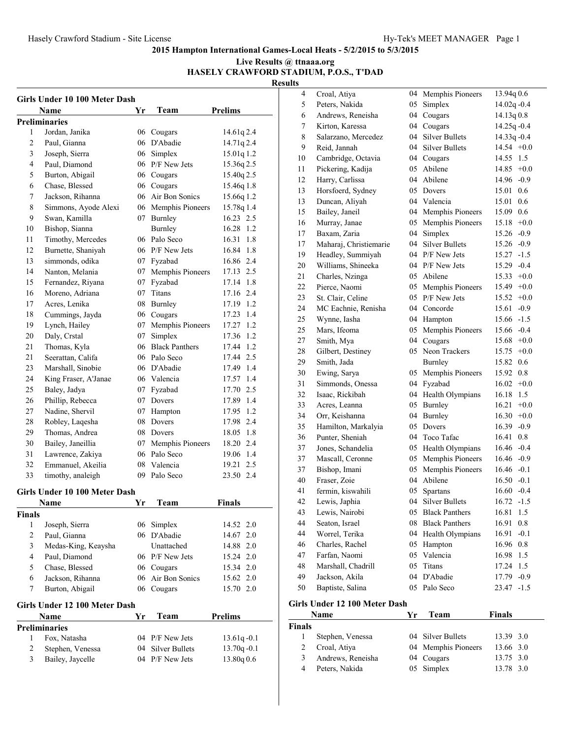## 2015 Hampton International Games-Local Heats - 5/2/2015 to 5/3/2015

**Live Results @ ttnaaa.org**

**HASELY CRAWFORD STADIUM, P.O.S., T'DAD**

**Results**

### Girls Under 10 100 Meter Dash

**Preliminaries**

| | Name | Yr | Team | Prelims | |
|---|---|---|---|---|---|
| 1 | Jordan, Janika | 06 | Cougars | 14.61q | 2.4 |
| 2 | Paul, Gianna | 06 | D'Abadie | 14.71q | 2.4 |
| 3 | Joseph, Sierra | 06 | Simplex | 15.01q | 1.2 |
| 4 | Paul, Diamond | 06 | P/F New Jets | 15.36q | 2.5 |
| 5 | Burton, Abigail | 06 | Cougars | 15.40q | 2.5 |
| 6 | Chase, Blessed | 06 | Cougars | 15.46q | 1.8 |
| 7 | Jackson, Rihanna | 06 | Air Bon Sonics | 15.66q | 1.2 |
| 8 | Simmons, Ayode Alexi | 06 | Memphis Pioneers | 15.78q | 1.4 |
| 9 | Swan, Kamilla | 07 | Burnley | 16.23 | 2.5 |
| 10 | Bishop, Sianna | | Burnley | 16.28 | 1.2 |
| 11 | Timothy, Mercedes | 06 | Palo Seco | 16.31 | 1.8 |
| 12 | Burnette, Shaniyah | 06 | P/F New Jets | 16.84 | 1.8 |
| 13 | simmonds, odika | 07 | Fyzabad | 16.86 | 2.4 |
| 14 | Nanton, Melania | 07 | Memphis Pioneers | 17.13 | 2.5 |
| 15 | Fernandez, Riyana | 07 | Fyzabad | 17.14 | 1.8 |
| 16 | Moreno, Adriana | 07 | Titans | 17.16 | 2.4 |
| 17 | Acres, Lenika | 08 | Burnley | 17.19 | 1.2 |
| 18 | Cummings, Jayda | 06 | Cougars | 17.23 | 1.4 |
| 19 | Lynch, Hailey | 07 | Memphis Pioneers | 17.27 | 1.2 |
| 20 | Daly, Crstal | 07 | Simplex | 17.36 | 1.2 |
| 21 | Thomas, Kyla | 06 | Black Panthers | 17.44 | 1.2 |
| 21 | Seerattan, Califa | 06 | Palo Seco | 17.44 | 2.5 |
| 23 | Marshall, Sinobie | 06 | D'Abadie | 17.49 | 1.4 |
| 24 | King Fraser, A'Janae | 06 | Valencia | 17.57 | 1.4 |
| 25 | Baley, Jadya | 07 | Fyzabad | 17.70 | 2.5 |
| 26 | Phillip, Rebecca | 07 | Dovers | 17.89 | 1.4 |
| 27 | Nadine, Shervil | 07 | Hampton | 17.95 | 1.2 |
| 28 | Robley, Laqesha | 08 | Dovers | 17.98 | 2.4 |
| 29 | Thomas, Andrea | 08 | Dovers | 18.05 | 1.8 |
| 30 | Bailey, Janeillia | 07 | Memphis Pioneers | 18.20 | 2.4 |
| 31 | Lawrence, Zakiya | 06 | Palo Seco | 19.06 | 1.4 |
| 32 | Emmanuel, Akeilia | 08 | Valencia | 19.21 | 2.5 |
| 33 | timothy, analeigh | 09 | Palo Seco | 23.50 | 2.4 |

### Girls Under 10 100 Meter Dash

**Finals**

| | Name | Yr | Team | Finals | |
|---|---|---|---|---|---|
| 1 | Joseph, Sierra | 06 | Simplex | 14.52 | 2.0 |
| 2 | Paul, Gianna | 06 | D'Abadie | 14.67 | 2.0 |
| 3 | Medas-King, Keaysha | | Unattached | 14.88 | 2.0 |
| 4 | Paul, Diamond | 06 | P/F New Jets | 15.24 | 2.0 |
| 5 | Chase, Blessed | 06 | Cougars | 15.34 | 2.0 |
| 6 | Jackson, Rihanna | 06 | Air Bon Sonics | 15.62 | 2.0 |
| 7 | Burton, Abigail | 06 | Cougars | 15.70 | 2.0 |

### Girls Under 12 100 Meter Dash

**Preliminaries**

| | Name | Yr | Team | Prelims | |
|---|---|---|---|---|---|
| 1 | Fox, Natasha | 04 | P/F New Jets | 13.61q | -0.1 |
| 2 | Stephen, Venessa | 04 | Silver Bullets | 13.70q | -0.1 |
| 3 | Bailey, Jaycelle | 04 | P/F New Jets | 13.80q | 0.6 |
| 4 | Croal, Atiya | 04 | Memphis Pioneers | 13.94q | 0.6 |
| 5 | Peters, Nakida | 05 | Simplex | 14.02q | -0.4 |
| 6 | Andrews, Reneisha | 04 | Cougars | 14.13q | 0.8 |
| 7 | Kirton, Karessa | 04 | Cougars | 14.25q | -0.4 |
| 8 | Salarzano, Mercedez | 04 | Silver Bullets | 14.33q | -0.4 |
| 9 | Reid, Jannah | 04 | Silver Bullets | 14.54 | +0.0 |
| 10 | Cambridge, Octavia | 04 | Cougars | 14.55 | 1.5 |
| 11 | Pickering, Kadija | 05 | Abilene | 14.85 | +0.0 |
| 12 | Harry, Carlissa | 04 | Abilene | 14.96 | -0.9 |
| 13 | Horsfoerd, Sydney | 05 | Dovers | 15.01 | 0.6 |
| 13 | Duncan, Aliyah | 04 | Valencia | 15.01 | 0.6 |
| 15 | Bailey, Janeil | 04 | Memphis Pioneers | 15.09 | 0.6 |
| 16 | Murray, Janae | 05 | Memphis Pioneers | 15.18 | +0.0 |
| 17 | Baxam, Zaria | 04 | Simplex | 15.26 | -0.9 |
| 17 | Maharaj, Christiemarie | 04 | Silver Bullets | 15.26 | -0.9 |
| 19 | Headley, Summiyah | 04 | P/F New Jets | 15.27 | -1.5 |
| 20 | Williams, Shineeka | 04 | P/F New Jets | 15.29 | -0.4 |
| 21 | Charles, Nzinga | 05 | Abilene | 15.33 | +0.0 |
| 22 | Pierce, Naomi | 05 | Memphis Pioneers | 15.49 | +0.0 |
| 23 | St. Clair, Celine | 05 | P/F New Jets | 15.52 | +0.0 |
| 24 | MC Eachnie, Renisha | 04 | Concorde | 15.61 | -0.9 |
| 25 | Wynne, Iasha | 04 | Hampton | 15.66 | -1.5 |
| 25 | Mars, Ifeoma | 05 | Memphis Pioneers | 15.66 | -0.4 |
| 27 | Smith, Mya | 04 | Cougars | 15.68 | +0.0 |
| 28 | Gilbert, Destiney | 05 | Neon Trackers | 15.75 | +0.0 |
| 29 | Smith, Jada | | Burnley | 15.82 | 0.6 |
| 30 | Ewing, Sarya | 05 | Memphis Pioneers | 15.92 | 0.8 |
| 31 | Simmonds, Onessa | 04 | Fyzabad | 16.02 | +0.0 |
| 32 | Isaac, Rickibah | 04 | Health Olympians | 16.18 | 1.5 |
| 33 | Acres, Leanna | 05 | Burnley | 16.21 | +0.0 |
| 34 | Orr, Keishanna | 04 | Burnley | 16.30 | +0.0 |
| 35 | Hamilton, Markalyia | 05 | Dovers | 16.39 | -0.9 |
| 36 | Punter, Sheniah | 04 | Toco Tafac | 16.41 | 0.8 |
| 37 | Jones, Schandelia | 05 | Health Olympians | 16.46 | -0.4 |
| 37 | Mascall, Ceronne | 05 | Memphis Pioneers | 16.46 | -0.9 |
| 37 | Bishop, Imani | 05 | Memphis Pioneers | 16.46 | -0.1 |
| 40 | Fraser, Zoie | 04 | Abilene | 16.50 | -0.1 |
| 41 | fermin, kiswahili | 05 | Spartans | 16.60 | -0.4 |
| 42 | Lewis, Japhia | 04 | Silver Bullets | 16.72 | -1.5 |
| 43 | Lewis, Nairobi | 05 | Black Panthers | 16.81 | 1.5 |
| 44 | Seaton, Israel | 08 | Black Panthers | 16.91 | 0.8 |
| 44 | Worrel, Terika | 04 | Health Olympians | 16.91 | -0.1 |
| 46 | Charles, Rachel | 05 | Hampton | 16.96 | 0.8 |
| 47 | Farfan, Naomi | 05 | Valencia | 16.98 | 1.5 |
| 48 | Marshall, Chadrill | 05 | Titans | 17.24 | 1.5 |
| 49 | Jackson, Akila | 04 | D'Abadie | 17.79 | -0.9 |
| 50 | Baptiste, Salina | 05 | Palo Seco | 23.47 | -1.5 |

### Girls Under 12 100 Meter Dash

**Finals**

| | Name | Yr | Team | Finals | |
|---|---|---|---|---|---|
| 1 | Stephen, Venessa | 04 | Silver Bullets | 13.39 | 3.0 |
| 2 | Croal, Atiya | 04 | Memphis Pioneers | 13.66 | 3.0 |
| 3 | Andrews, Reneisha | 04 | Cougars | 13.75 | 3.0 |
| 4 | Peters, Nakida | 05 | Simplex | 13.78 | 3.0 |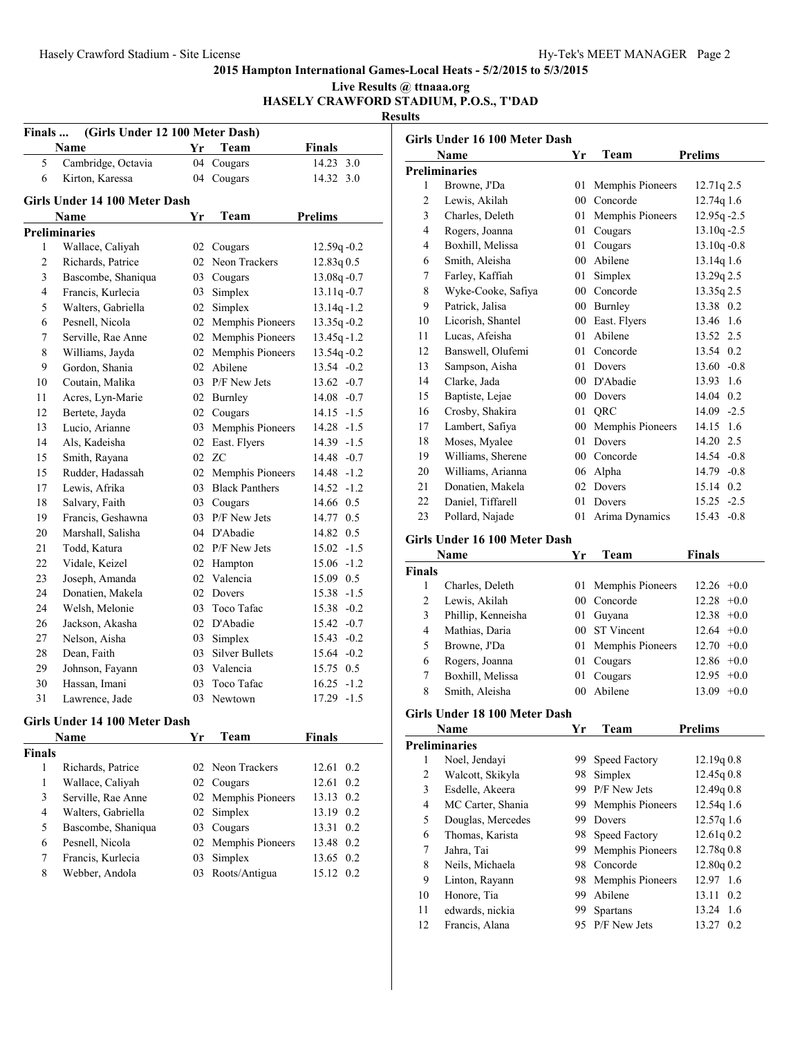## 2015 Hampton International Games-Local Heats - 5/2/2015 to 5/3/2015

**Live Results @ ttnaaa.org**

**HASELY CRAWFORD STADIUM, P.O.S., T'DAD**

**Results**

### Finals ... (Girls Under 12 100 Meter Dash)

| | Name | Yr | Team | Finals | |
|---|---|---|---|---|---|
| 5 | Cambridge, Octavia | 04 | Cougars | 14.23 | 3.0 |
| 6 | Kirton, Karessa | 04 | Cougars | 14.32 | 3.0 |

### Girls Under 14 100 Meter Dash

| | Name | Yr | Team | Prelims | |
|---|---|---|---|---|---|
| **Preliminaries** | | | | | |
| 1 | Wallace, Caliyah | 02 | Cougars | 12.59q | -0.2 |
| 2 | Richards, Patrice | 02 | Neon Trackers | 12.83q | 0.5 |
| 3 | Bascombe, Shaniqua | 03 | Cougars | 13.08q | -0.7 |
| 4 | Francis, Kurlecia | 03 | Simplex | 13.11q | -0.7 |
| 5 | Walters, Gabriella | 02 | Simplex | 13.14q | -1.2 |
| 6 | Pesnell, Nicola | 02 | Memphis Pioneers | 13.35q | -0.2 |
| 7 | Serville, Rae Anne | 02 | Memphis Pioneers | 13.45q | -1.2 |
| 8 | Williams, Jayda | 02 | Memphis Pioneers | 13.54q | -0.2 |
| 9 | Gordon, Shania | 02 | Abilene | 13.54 | -0.2 |
| 10 | Coutain, Malika | 03 | P/F New Jets | 13.62 | -0.7 |
| 11 | Acres, Lyn-Marie | 02 | Burnley | 14.08 | -0.7 |
| 12 | Bertete, Jayda | 02 | Cougars | 14.15 | -1.5 |
| 13 | Lucio, Arianne | 03 | Memphis Pioneers | 14.28 | -1.5 |
| 14 | Als, Kadeisha | 02 | East. Flyers | 14.39 | -1.5 |
| 15 | Smith, Rayana | 02 | ZC | 14.48 | -0.7 |
| 15 | Rudder, Hadassah | 02 | Memphis Pioneers | 14.48 | -1.2 |
| 17 | Lewis, Afrika | 03 | Black Panthers | 14.52 | -1.2 |
| 18 | Salvary, Faith | 03 | Cougars | 14.66 | 0.5 |
| 19 | Francis, Geshawna | 03 | P/F New Jets | 14.77 | 0.5 |
| 20 | Marshall, Salisha | 04 | D'Abadie | 14.82 | 0.5 |
| 21 | Todd, Katura | 02 | P/F New Jets | 15.02 | -1.5 |
| 22 | Vidale, Keizel | 02 | Hampton | 15.06 | -1.2 |
| 23 | Joseph, Amanda | 02 | Valencia | 15.09 | 0.5 |
| 24 | Donatien, Makela | 02 | Dovers | 15.38 | -1.5 |
| 24 | Welsh, Melonie | 03 | Toco Tafac | 15.38 | -0.2 |
| 26 | Jackson, Akasha | 02 | D'Abadie | 15.42 | -0.7 |
| 27 | Nelson, Aisha | 03 | Simplex | 15.43 | -0.2 |
| 28 | Dean, Faith | 03 | Silver Bullets | 15.64 | -0.2 |
| 29 | Johnson, Fayann | 03 | Valencia | 15.75 | 0.5 |
| 30 | Hassan, Imani | 03 | Toco Tafac | 16.25 | -1.2 |
| 31 | Lawrence, Jade | 03 | Newtown | 17.29 | -1.5 |

### Girls Under 14 100 Meter Dash

| | Name | Yr | Team | Finals | |
|---|---|---|---|---|---|
| **Finals** | | | | | |
| 1 | Richards, Patrice | 02 | Neon Trackers | 12.61 | 0.2 |
| 1 | Wallace, Caliyah | 02 | Cougars | 12.61 | 0.2 |
| 3 | Serville, Rae Anne | 02 | Memphis Pioneers | 13.13 | 0.2 |
| 4 | Walters, Gabriella | 02 | Simplex | 13.19 | 0.2 |
| 5 | Bascombe, Shaniqua | 03 | Cougars | 13.31 | 0.2 |
| 6 | Pesnell, Nicola | 02 | Memphis Pioneers | 13.48 | 0.2 |
| 7 | Francis, Kurlecia | 03 | Simplex | 13.65 | 0.2 |
| 8 | Webber, Andola | 03 | Roots/Antigua | 15.12 | 0.2 |

### Girls Under 16 100 Meter Dash

| | Name | Yr | Team | Prelims | |
|---|---|---|---|---|---|
| **Preliminaries** | | | | | |
| 1 | Browne, J'Da | 01 | Memphis Pioneers | 12.71q | 2.5 |
| 2 | Lewis, Akilah | 00 | Concorde | 12.74q | 1.6 |
| 3 | Charles, Deleth | 01 | Memphis Pioneers | 12.95q | -2.5 |
| 4 | Rogers, Joanna | 01 | Cougars | 13.10q | -2.5 |
| 4 | Boxhill, Melissa | 01 | Cougars | 13.10q | -0.8 |
| 6 | Smith, Aleisha | 00 | Abilene | 13.14q | 1.6 |
| 7 | Farley, Kaffiah | 01 | Simplex | 13.29q | 2.5 |
| 8 | Wyke-Cooke, Safiya | 00 | Concorde | 13.35q | 2.5 |
| 9 | Patrick, Jalisa | 00 | Burnley | 13.38 | 0.2 |
| 10 | Licorish, Shantel | 00 | East. Flyers | 13.46 | 1.6 |
| 11 | Lucas, Afeisha | 01 | Abilene | 13.52 | 2.5 |
| 12 | Banswell, Olufemi | 01 | Concorde | 13.54 | 0.2 |
| 13 | Sampson, Aisha | 01 | Dovers | 13.60 | -0.8 |
| 14 | Clarke, Jada | 00 | D'Abadie | 13.93 | 1.6 |
| 15 | Baptiste, Lejae | 00 | Dovers | 14.04 | 0.2 |
| 16 | Crosby, Shakira | 01 | QRC | 14.09 | -2.5 |
| 17 | Lambert, Safiya | 00 | Memphis Pioneers | 14.15 | 1.6 |
| 18 | Moses, Myalee | 01 | Dovers | 14.20 | 2.5 |
| 19 | Williams, Sherene | 00 | Concorde | 14.54 | -0.8 |
| 20 | Williams, Arianna | 06 | Alpha | 14.79 | -0.8 |
| 21 | Donatien, Makela | 02 | Dovers | 15.14 | 0.2 |
| 22 | Daniel, Tiffarell | 01 | Dovers | 15.25 | -2.5 |
| 23 | Pollard, Najade | 01 | Arima Dynamics | 15.43 | -0.8 |

### Girls Under 16 100 Meter Dash

| | Name | Yr | Team | Finals | |
|---|---|---|---|---|---|
| **Finals** | | | | | |
| 1 | Charles, Deleth | 01 | Memphis Pioneers | 12.26 | +0.0 |
| 2 | Lewis, Akilah | 00 | Concorde | 12.28 | +0.0 |
| 3 | Phillip, Kenneisha | 01 | Guyana | 12.38 | +0.0 |
| 4 | Mathias, Daria | 00 | ST Vincent | 12.64 | +0.0 |
| 5 | Browne, J'Da | 01 | Memphis Pioneers | 12.70 | +0.0 |
| 6 | Rogers, Joanna | 01 | Cougars | 12.86 | +0.0 |
| 7 | Boxhill, Melissa | 01 | Cougars | 12.95 | +0.0 |
| 8 | Smith, Aleisha | 00 | Abilene | 13.09 | +0.0 |

### Girls Under 18 100 Meter Dash

| | Name | Yr | Team | Prelims | |
|---|---|---|---|---|---|
| **Preliminaries** | | | | | |
| 1 | Noel, Jendayi | 99 | Speed Factory | 12.19q | 0.8 |
| 2 | Walcott, Skikyla | 98 | Simplex | 12.45q | 0.8 |
| 3 | Esdelle, Akeera | 99 | P/F New Jets | 12.49q | 0.8 |
| 4 | MC Carter, Shania | 99 | Memphis Pioneers | 12.54q | 1.6 |
| 5 | Douglas, Mercedes | 99 | Dovers | 12.57q | 1.6 |
| 6 | Thomas, Karista | 98 | Speed Factory | 12.61q | 0.2 |
| 7 | Jahra, Tai | 99 | Memphis Pioneers | 12.78q | 0.8 |
| 8 | Neils, Michaela | 98 | Concorde | 12.80q | 0.2 |
| 9 | Linton, Rayann | 98 | Memphis Pioneers | 12.97 | 1.6 |
| 10 | Honore, Tia | 99 | Abilene | 13.11 | 0.2 |
| 11 | edwards, nickia | 99 | Spartans | 13.24 | 1.6 |
| 12 | Francis, Alana | 95 | P/F New Jets | 13.27 | 0.2 |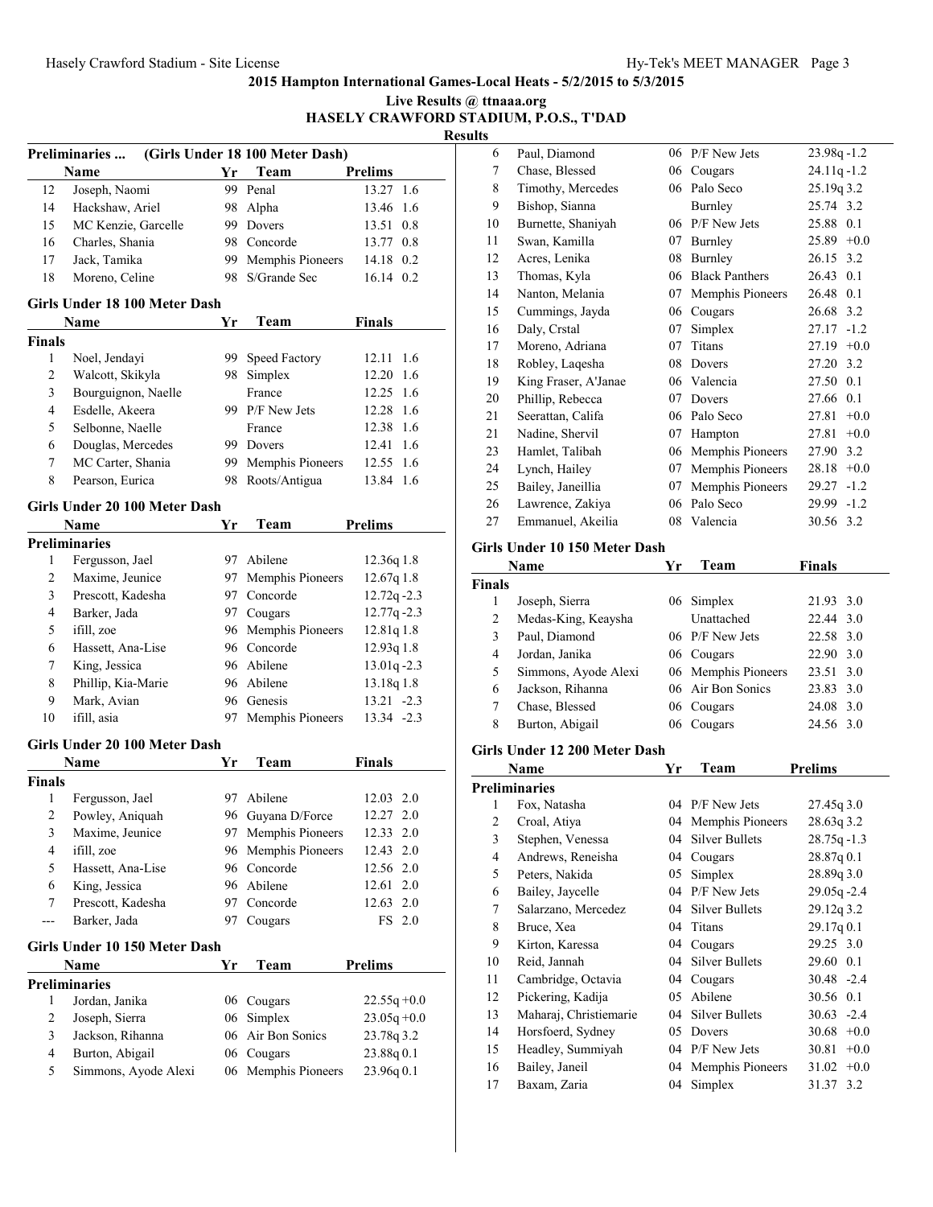**2015 Hampton International Games-Local Heats - 5/2/2015 to 5/3/2015**

**Live Results @ ttnaaa.org**

**HASELY CRAWFORD STADIUM, P.O.S., T'DAD**

**Results**

### Preliminaries ... (Girls Under 18 100 Meter Dash)

| | Name | Yr | Team | Prelims | |
|---|---|---|---|---|---|
| 12 | Joseph, Naomi | 99 | Penal | 13.27 | 1.6 |
| 14 | Hackshaw, Ariel | 98 | Alpha | 13.46 | 1.6 |
| 15 | MC Kenzie, Garcelle | 99 | Dovers | 13.51 | 0.8 |
| 16 | Charles, Shania | 98 | Concorde | 13.77 | 0.8 |
| 17 | Jack, Tamika | 99 | Memphis Pioneers | 14.18 | 0.2 |
| 18 | Moreno, Celine | 98 | S/Grande Sec | 16.14 | 0.2 |

### Girls Under 18 100 Meter Dash

| | Name | Yr | Team | Finals | |
|---|---|---|---|---|---|
| **Finals** | | | | | |
| 1 | Noel, Jendayi | 99 | Speed Factory | 12.11 | 1.6 |
| 2 | Walcott, Skikyla | 98 | Simplex | 12.20 | 1.6 |
| 3 | Bourguignon, Naelle | | France | 12.25 | 1.6 |
| 4 | Esdelle, Akeera | 99 | P/F New Jets | 12.28 | 1.6 |
| 5 | Selbonne, Naelle | | France | 12.38 | 1.6 |
| 6 | Douglas, Mercedes | 99 | Dovers | 12.41 | 1.6 |
| 7 | MC Carter, Shania | 99 | Memphis Pioneers | 12.55 | 1.6 |
| 8 | Pearson, Eurica | 98 | Roots/Antigua | 13.84 | 1.6 |

### Girls Under 20 100 Meter Dash

| | Name | Yr | Team | Prelims | |
|---|---|---|---|---|---|
| **Preliminaries** | | | | | |
| 1 | Fergusson, Jael | 97 | Abilene | 12.36q | 1.8 |
| 2 | Maxime, Jeunice | 97 | Memphis Pioneers | 12.67q | 1.8 |
| 3 | Prescott, Kadesha | 97 | Concorde | 12.72q | -2.3 |
| 4 | Barker, Jada | 97 | Cougars | 12.77q | -2.3 |
| 5 | ifill, zoe | 96 | Memphis Pioneers | 12.81q | 1.8 |
| 6 | Hassett, Ana-Lise | 96 | Concorde | 12.93q | 1.8 |
| 7 | King, Jessica | 96 | Abilene | 13.01q | -2.3 |
| 8 | Phillip, Kia-Marie | 96 | Abilene | 13.18q | 1.8 |
| 9 | Mark, Avian | 96 | Genesis | 13.21 | -2.3 |
| 10 | ifill, asia | 97 | Memphis Pioneers | 13.34 | -2.3 |

### Girls Under 20 100 Meter Dash

| | Name | Yr | Team | Finals | |
|---|---|---|---|---|---|
| **Finals** | | | | | |
| 1 | Fergusson, Jael | 97 | Abilene | 12.03 | 2.0 |
| 2 | Powley, Aniquah | 96 | Guyana D/Force | 12.27 | 2.0 |
| 3 | Maxime, Jeunice | 97 | Memphis Pioneers | 12.33 | 2.0 |
| 4 | ifill, zoe | 96 | Memphis Pioneers | 12.43 | 2.0 |
| 5 | Hassett, Ana-Lise | 96 | Concorde | 12.56 | 2.0 |
| 6 | King, Jessica | 96 | Abilene | 12.61 | 2.0 |
| 7 | Prescott, Kadesha | 97 | Concorde | 12.63 | 2.0 |
| --- | Barker, Jada | 97 | Cougars | FS | 2.0 |

### Girls Under 10 150 Meter Dash

| | Name | Yr | Team | Prelims | |
|---|---|---|---|---|---|
| **Preliminaries** | | | | | |
| 1 | Jordan, Janika | 06 | Cougars | 22.55q | +0.0 |
| 2 | Joseph, Sierra | 06 | Simplex | 23.05q | +0.0 |
| 3 | Jackson, Rihanna | 06 | Air Bon Sonics | 23.78q | 3.2 |
| 4 | Burton, Abigail | 06 | Cougars | 23.88q | 0.1 |
| 5 | Simmons, Ayode Alexi | 06 | Memphis Pioneers | 23.96q | 0.1 |
| 6 | Paul, Diamond | 06 | P/F New Jets | 23.98q | -1.2 |
| 7 | Chase, Blessed | 06 | Cougars | 24.11q | -1.2 |
| 8 | Timothy, Mercedes | 06 | Palo Seco | 25.19q | 3.2 |
| 9 | Bishop, Sianna | | Burnley | 25.74 | 3.2 |
| 10 | Burnette, Shaniyah | 06 | P/F New Jets | 25.88 | 0.1 |
| 11 | Swan, Kamilla | 07 | Burnley | 25.89 | +0.0 |
| 12 | Acres, Lenika | 08 | Burnley | 26.15 | 3.2 |
| 13 | Thomas, Kyla | 06 | Black Panthers | 26.43 | 0.1 |
| 14 | Nanton, Melania | 07 | Memphis Pioneers | 26.48 | 0.1 |
| 15 | Cummings, Jayda | 06 | Cougars | 26.68 | 3.2 |
| 16 | Daly, Crstal | 07 | Simplex | 27.17 | -1.2 |
| 17 | Moreno, Adriana | 07 | Titans | 27.19 | +0.0 |
| 18 | Robley, Laqesha | 08 | Dovers | 27.20 | 3.2 |
| 19 | King Fraser, A'Janae | 06 | Valencia | 27.50 | 0.1 |
| 20 | Phillip, Rebecca | 07 | Dovers | 27.66 | 0.1 |
| 21 | Seerattan, Califa | 06 | Palo Seco | 27.81 | +0.0 |
| 21 | Nadine, Shervil | 07 | Hampton | 27.81 | +0.0 |
| 23 | Hamlet, Talibah | 06 | Memphis Pioneers | 27.90 | 3.2 |
| 24 | Lynch, Hailey | 07 | Memphis Pioneers | 28.18 | +0.0 |
| 25 | Bailey, Janeillia | 07 | Memphis Pioneers | 29.27 | -1.2 |
| 26 | Lawrence, Zakiya | 06 | Palo Seco | 29.99 | -1.2 |
| 27 | Emmanuel, Akeilia | 08 | Valencia | 30.56 | 3.2 |

### Girls Under 10 150 Meter Dash

| | Name | Yr | Team | Finals | |
|---|---|---|---|---|---|
| **Finals** | | | | | |
| 1 | Joseph, Sierra | 06 | Simplex | 21.93 | 3.0 |
| 2 | Medas-King, Keaysha | | Unattached | 22.44 | 3.0 |
| 3 | Paul, Diamond | 06 | P/F New Jets | 22.58 | 3.0 |
| 4 | Jordan, Janika | 06 | Cougars | 22.90 | 3.0 |
| 5 | Simmons, Ayode Alexi | 06 | Memphis Pioneers | 23.51 | 3.0 |
| 6 | Jackson, Rihanna | 06 | Air Bon Sonics | 23.83 | 3.0 |
| 7 | Chase, Blessed | 06 | Cougars | 24.08 | 3.0 |
| 8 | Burton, Abigail | 06 | Cougars | 24.56 | 3.0 |

### Girls Under 12 200 Meter Dash

| | Name | Yr | Team | Prelims | |
|---|---|---|---|---|---|
| **Preliminaries** | | | | | |
| 1 | Fox, Natasha | 04 | P/F New Jets | 27.45q | 3.0 |
| 2 | Croal, Atiya | 04 | Memphis Pioneers | 28.63q | 3.2 |
| 3 | Stephen, Venessa | 04 | Silver Bullets | 28.75q | -1.3 |
| 4 | Andrews, Reneisha | 04 | Cougars | 28.87q | 0.1 |
| 5 | Peters, Nakida | 05 | Simplex | 28.89q | 3.0 |
| 6 | Bailey, Jaycelle | 04 | P/F New Jets | 29.05q | -2.4 |
| 7 | Salarzano, Mercedez | 04 | Silver Bullets | 29.12q | 3.2 |
| 8 | Bruce, Xea | 04 | Titans | 29.17q | 0.1 |
| 9 | Kirton, Karessa | 04 | Cougars | 29.25 | 3.0 |
| 10 | Reid, Jannah | 04 | Silver Bullets | 29.60 | 0.1 |
| 11 | Cambridge, Octavia | 04 | Cougars | 30.48 | -2.4 |
| 12 | Pickering, Kadija | 05 | Abilene | 30.56 | 0.1 |
| 13 | Maharaj, Christiemarie | 04 | Silver Bullets | 30.63 | -2.4 |
| 14 | Horsfoerd, Sydney | 05 | Dovers | 30.68 | +0.0 |
| 15 | Headley, Summiyah | 04 | P/F New Jets | 30.81 | +0.0 |
| 16 | Bailey, Janeil | 04 | Memphis Pioneers | 31.02 | +0.0 |
| 17 | Baxam, Zaria | 04 | Simplex | 31.37 | 3.2 |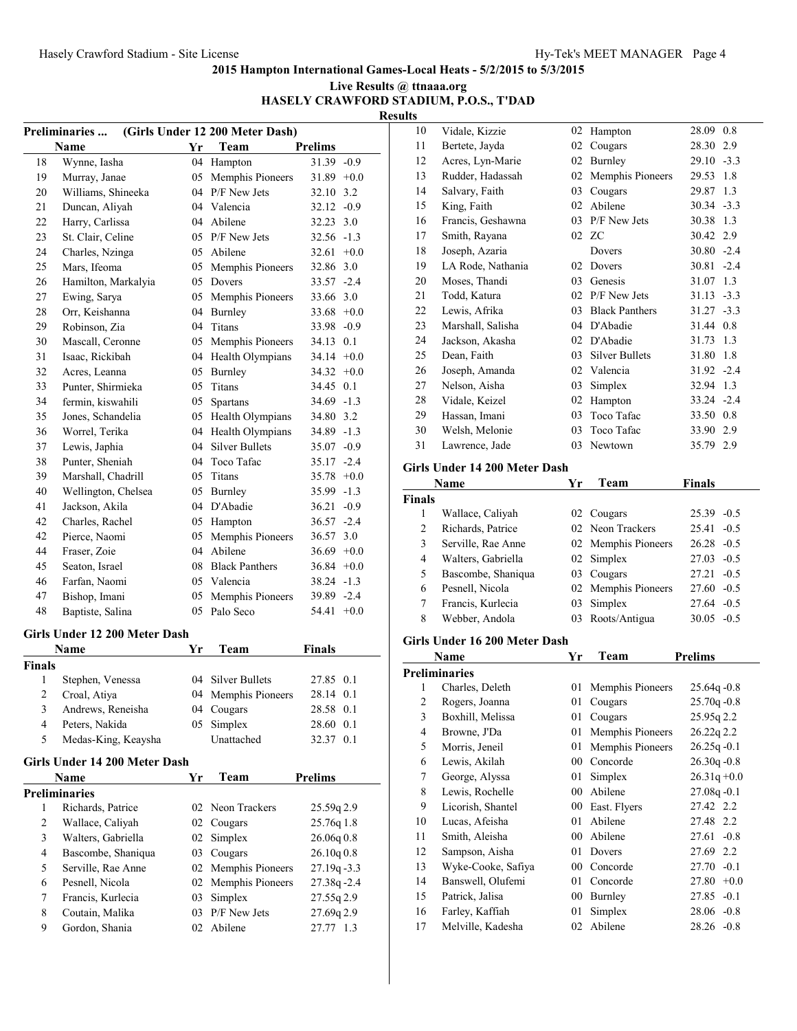# 2015 Hampton International Games-Local Heats - 5/2/2015 to 5/3/2015

**Live Results @ ttnaaa.org**

**HASELY CRAWFORD STADIUM, P.O.S., T'DAD**

**Results**

## Preliminaries ... (Girls Under 12 200 Meter Dash)

| | Name | Yr | Team | Prelims | |
|---|---|---|---|---|---|
| 18 | Wynne, Iasha | 04 | Hampton | 31.39 | -0.9 |
| 19 | Murray, Janae | 05 | Memphis Pioneers | 31.89 | +0.0 |
| 20 | Williams, Shineeka | 04 | P/F New Jets | 32.10 | 3.2 |
| 21 | Duncan, Aliyah | 04 | Valencia | 32.12 | -0.9 |
| 22 | Harry, Carlissa | 04 | Abilene | 32.23 | 3.0 |
| 23 | St. Clair, Celine | 05 | P/F New Jets | 32.56 | -1.3 |
| 24 | Charles, Nzinga | 05 | Abilene | 32.61 | +0.0 |
| 25 | Mars, Ifeoma | 05 | Memphis Pioneers | 32.86 | 3.0 |
| 26 | Hamilton, Markalyia | 05 | Dovers | 33.57 | -2.4 |
| 27 | Ewing, Sarya | 05 | Memphis Pioneers | 33.66 | 3.0 |
| 28 | Orr, Keishanna | 04 | Burnley | 33.68 | +0.0 |
| 29 | Robinson, Zia | 04 | Titans | 33.98 | -0.9 |
| 30 | Mascall, Ceronne | 05 | Memphis Pioneers | 34.13 | 0.1 |
| 31 | Isaac, Rickibah | 04 | Health Olympians | 34.14 | +0.0 |
| 32 | Acres, Leanna | 05 | Burnley | 34.32 | +0.0 |
| 33 | Punter, Shirmieka | 05 | Titans | 34.45 | 0.1 |
| 34 | fermin, kiswahili | 05 | Spartans | 34.69 | -1.3 |
| 35 | Jones, Schandelia | 05 | Health Olympians | 34.80 | 3.2 |
| 36 | Worrel, Terika | 04 | Health Olympians | 34.89 | -1.3 |
| 37 | Lewis, Japhia | 04 | Silver Bullets | 35.07 | -0.9 |
| 38 | Punter, Sheniah | 04 | Toco Tafac | 35.17 | -2.4 |
| 39 | Marshall, Chadrill | 05 | Titans | 35.78 | +0.0 |
| 40 | Wellington, Chelsea | 05 | Burnley | 35.99 | -1.3 |
| 41 | Jackson, Akila | 04 | D'Abadie | 36.21 | -0.9 |
| 42 | Charles, Rachel | 05 | Hampton | 36.57 | -2.4 |
| 42 | Pierce, Naomi | 05 | Memphis Pioneers | 36.57 | 3.0 |
| 44 | Fraser, Zoie | 04 | Abilene | 36.69 | +0.0 |
| 45 | Seaton, Israel | 08 | Black Panthers | 36.84 | +0.0 |
| 46 | Farfan, Naomi | 05 | Valencia | 38.24 | -1.3 |
| 47 | Bishop, Imani | 05 | Memphis Pioneers | 39.89 | -2.4 |
| 48 | Baptiste, Salina | 05 | Palo Seco | 54.41 | +0.0 |

## Girls Under 12 200 Meter Dash

| | Name | Yr | Team | Finals | |
|---|---|---|---|---|---|
| **Finals** | | | | | |
| 1 | Stephen, Venessa | 04 | Silver Bullets | 27.85 | 0.1 |
| 2 | Croal, Atiya | 04 | Memphis Pioneers | 28.14 | 0.1 |
| 3 | Andrews, Reneisha | 04 | Cougars | 28.58 | 0.1 |
| 4 | Peters, Nakida | 05 | Simplex | 28.60 | 0.1 |
| 5 | Medas-King, Keaysha | | Unattached | 32.37 | 0.1 |

## Girls Under 14 200 Meter Dash

| | Name | Yr | Team | Prelims | |
|---|---|---|---|---|---|
| **Preliminaries** | | | | | |
| 1 | Richards, Patrice | 02 | Neon Trackers | 25.59q | 2.9 |
| 2 | Wallace, Caliyah | 02 | Cougars | 25.76q | 1.8 |
| 3 | Walters, Gabriella | 02 | Simplex | 26.06q | 0.8 |
| 4 | Bascombe, Shaniqua | 03 | Cougars | 26.10q | 0.8 |
| 5 | Serville, Rae Anne | 02 | Memphis Pioneers | 27.19q | -3.3 |
| 6 | Pesnell, Nicola | 02 | Memphis Pioneers | 27.38q | -2.4 |
| 7 | Francis, Kurlecia | 03 | Simplex | 27.55q | 2.9 |
| 8 | Coutain, Malika | 03 | P/F New Jets | 27.69q | 2.9 |
| 9 | Gordon, Shania | 02 | Abilene | 27.77 | 1.3 |
| 10 | Vidale, Kizzie | 02 | Hampton | 28.09 | 0.8 |
| 11 | Bertete, Jayda | 02 | Cougars | 28.30 | 2.9 |
| 12 | Acres, Lyn-Marie | 02 | Burnley | 29.10 | -3.3 |
| 13 | Rudder, Hadassah | 02 | Memphis Pioneers | 29.53 | 1.8 |
| 14 | Salvary, Faith | 03 | Cougars | 29.87 | 1.3 |
| 15 | King, Faith | 02 | Abilene | 30.34 | -3.3 |
| 16 | Francis, Geshawna | 03 | P/F New Jets | 30.38 | 1.3 |
| 17 | Smith, Rayana | 02 | ZC | 30.42 | 2.9 |
| 18 | Joseph, Azaria | | Dovers | 30.80 | -2.4 |
| 19 | LA Rode, Nathania | 02 | Dovers | 30.81 | -2.4 |
| 20 | Moses, Thandi | 03 | Genesis | 31.07 | 1.3 |
| 21 | Todd, Katura | 02 | P/F New Jets | 31.13 | -3.3 |
| 22 | Lewis, Afrika | 03 | Black Panthers | 31.27 | -3.3 |
| 23 | Marshall, Salisha | 04 | D'Abadie | 31.44 | 0.8 |
| 24 | Jackson, Akasha | 02 | D'Abadie | 31.73 | 1.3 |
| 25 | Dean, Faith | 03 | Silver Bullets | 31.80 | 1.8 |
| 26 | Joseph, Amanda | 02 | Valencia | 31.92 | -2.4 |
| 27 | Nelson, Aisha | 03 | Simplex | 32.94 | 1.3 |
| 28 | Vidale, Keizel | 02 | Hampton | 33.24 | -2.4 |
| 29 | Hassan, Imani | 03 | Toco Tafac | 33.50 | 0.8 |
| 30 | Welsh, Melonie | 03 | Toco Tafac | 33.90 | 2.9 |
| 31 | Lawrence, Jade | 03 | Newtown | 35.79 | 2.9 |

## Girls Under 14 200 Meter Dash

| | Name | Yr | Team | Finals | |
|---|---|---|---|---|---|
| **Finals** | | | | | |
| 1 | Wallace, Caliyah | 02 | Cougars | 25.39 | -0.5 |
| 2 | Richards, Patrice | 02 | Neon Trackers | 25.41 | -0.5 |
| 3 | Serville, Rae Anne | 02 | Memphis Pioneers | 26.28 | -0.5 |
| 4 | Walters, Gabriella | 02 | Simplex | 27.03 | -0.5 |
| 5 | Bascombe, Shaniqua | 03 | Cougars | 27.21 | -0.5 |
| 6 | Pesnell, Nicola | 02 | Memphis Pioneers | 27.60 | -0.5 |
| 7 | Francis, Kurlecia | 03 | Simplex | 27.64 | -0.5 |
| 8 | Webber, Andola | 03 | Roots/Antigua | 30.05 | -0.5 |

## Girls Under 16 200 Meter Dash

| | Name | Yr | Team | Prelims | |
|---|---|---|---|---|---|
| **Preliminaries** | | | | | |
| 1 | Charles, Deleth | 01 | Memphis Pioneers | 25.64q | -0.8 |
| 2 | Rogers, Joanna | 01 | Cougars | 25.70q | -0.8 |
| 3 | Boxhill, Melissa | 01 | Cougars | 25.95q | 2.2 |
| 4 | Browne, J'Da | 01 | Memphis Pioneers | 26.22q | 2.2 |
| 5 | Morris, Jeneil | 01 | Memphis Pioneers | 26.25q | -0.1 |
| 6 | Lewis, Akilah | 00 | Concorde | 26.30q | -0.8 |
| 7 | George, Alyssa | 01 | Simplex | 26.31q | +0.0 |
| 8 | Lewis, Rochelle | 00 | Abilene | 27.08q | -0.1 |
| 9 | Licorish, Shantel | 00 | East. Flyers | 27.42 | 2.2 |
| 10 | Lucas, Afeisha | 01 | Abilene | 27.48 | 2.2 |
| 11 | Smith, Aleisha | 00 | Abilene | 27.61 | -0.8 |
| 12 | Sampson, Aisha | 01 | Dovers | 27.69 | 2.2 |
| 13 | Wyke-Cooke, Safiya | 00 | Concorde | 27.70 | -0.1 |
| 14 | Banswell, Olufemi | 01 | Concorde | 27.80 | +0.0 |
| 15 | Patrick, Jalisa | 00 | Burnley | 27.85 | -0.1 |
| 16 | Farley, Kaffiah | 01 | Simplex | 28.06 | -0.8 |
| 17 | Melville, Kadesha | 02 | Abilene | 28.26 | -0.8 |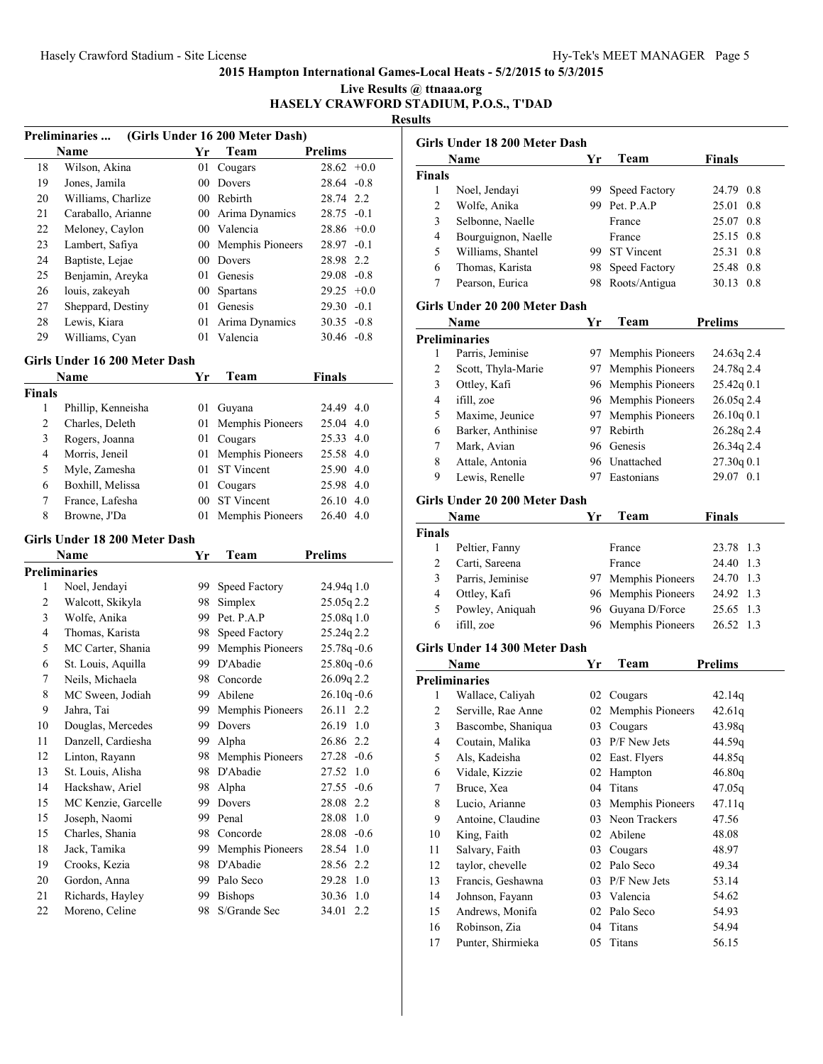## 2015 Hampton International Games-Local Heats - 5/2/2015 to 5/3/2015

**Live Results @ ttnaaa.org**

**HASELY CRAWFORD STADIUM, P.O.S., T'DAD**

**Results**

### Preliminaries ... (Girls Under 16 200 Meter Dash)

| | Name | Yr | Team | Prelims | |
|---|---|---|---|---|---|
| 18 | Wilson, Akina | 01 | Cougars | 28.62 | +0.0 |
| 19 | Jones, Jamila | 00 | Dovers | 28.64 | -0.8 |
| 20 | Williams, Charlize | 00 | Rebirth | 28.74 | 2.2 |
| 21 | Caraballo, Arianne | 00 | Arima Dynamics | 28.75 | -0.1 |
| 22 | Meloney, Caylon | 00 | Valencia | 28.86 | +0.0 |
| 23 | Lambert, Safiya | 00 | Memphis Pioneers | 28.97 | -0.1 |
| 24 | Baptiste, Lejae | 00 | Dovers | 28.98 | 2.2 |
| 25 | Benjamin, Areyka | 01 | Genesis | 29.08 | -0.8 |
| 26 | louis, zakeyah | 00 | Spartans | 29.25 | +0.0 |
| 27 | Sheppard, Destiny | 01 | Genesis | 29.30 | -0.1 |
| 28 | Lewis, Kiara | 01 | Arima Dynamics | 30.35 | -0.8 |
| 29 | Williams, Cyan | 01 | Valencia | 30.46 | -0.8 |

### Girls Under 16 200 Meter Dash

| | Name | Yr | Team | Finals | |
|---|---|---|---|---|---|
| **Finals** | | | | | |
| 1 | Phillip, Kenneisha | 01 | Guyana | 24.49 | 4.0 |
| 2 | Charles, Deleth | 01 | Memphis Pioneers | 25.04 | 4.0 |
| 3 | Rogers, Joanna | 01 | Cougars | 25.33 | 4.0 |
| 4 | Morris, Jeneil | 01 | Memphis Pioneers | 25.58 | 4.0 |
| 5 | Myle, Zamesha | 01 | ST Vincent | 25.90 | 4.0 |
| 6 | Boxhill, Melissa | 01 | Cougars | 25.98 | 4.0 |
| 7 | France, Lafesha | 00 | ST Vincent | 26.10 | 4.0 |
| 8 | Browne, J'Da | 01 | Memphis Pioneers | 26.40 | 4.0 |

### Girls Under 18 200 Meter Dash

| | Name | Yr | Team | Prelims | |
|---|---|---|---|---|---|
| **Preliminaries** | | | | | |
| 1 | Noel, Jendayi | 99 | Speed Factory | 24.94q | 1.0 |
| 2 | Walcott, Skikyla | 98 | Simplex | 25.05q | 2.2 |
| 3 | Wolfe, Anika | 99 | Pet. P.A.P | 25.08q | 1.0 |
| 4 | Thomas, Karista | 98 | Speed Factory | 25.24q | 2.2 |
| 5 | MC Carter, Shania | 99 | Memphis Pioneers | 25.78q | -0.6 |
| 6 | St. Louis, Aquilla | 99 | D'Abadie | 25.80q | -0.6 |
| 7 | Neils, Michaela | 98 | Concorde | 26.09q | 2.2 |
| 8 | MC Sween, Jodiah | 99 | Abilene | 26.10q | -0.6 |
| 9 | Jahra, Tai | 99 | Memphis Pioneers | 26.11 | 2.2 |
| 10 | Douglas, Mercedes | 99 | Dovers | 26.19 | 1.0 |
| 11 | Danzell, Cardiesha | 99 | Alpha | 26.86 | 2.2 |
| 12 | Linton, Rayann | 98 | Memphis Pioneers | 27.28 | -0.6 |
| 13 | St. Louis, Alisha | 98 | D'Abadie | 27.52 | 1.0 |
| 14 | Hackshaw, Ariel | 98 | Alpha | 27.55 | -0.6 |
| 15 | MC Kenzie, Garcelle | 99 | Dovers | 28.08 | 2.2 |
| 15 | Joseph, Naomi | 99 | Penal | 28.08 | 1.0 |
| 15 | Charles, Shania | 98 | Concorde | 28.08 | -0.6 |
| 18 | Jack, Tamika | 99 | Memphis Pioneers | 28.54 | 1.0 |
| 19 | Crooks, Kezia | 98 | D'Abadie | 28.56 | 2.2 |
| 20 | Gordon, Anna | 99 | Palo Seco | 29.28 | 1.0 |
| 21 | Richards, Hayley | 99 | Bishops | 30.36 | 1.0 |
| 22 | Moreno, Celine | 98 | S/Grande Sec | 34.01 | 2.2 |

### Girls Under 18 200 Meter Dash

| | Name | Yr | Team | Finals | |
|---|---|---|---|---|---|
| **Finals** | | | | | |
| 1 | Noel, Jendayi | 99 | Speed Factory | 24.79 | 0.8 |
| 2 | Wolfe, Anika | 99 | Pet. P.A.P | 25.01 | 0.8 |
| 3 | Selbonne, Naelle | | France | 25.07 | 0.8 |
| 4 | Bourguignon, Naelle | | France | 25.15 | 0.8 |
| 5 | Williams, Shantel | 99 | ST Vincent | 25.31 | 0.8 |
| 6 | Thomas, Karista | 98 | Speed Factory | 25.48 | 0.8 |
| 7 | Pearson, Eurica | 98 | Roots/Antigua | 30.13 | 0.8 |

### Girls Under 20 200 Meter Dash

| | Name | Yr | Team | Prelims | |
|---|---|---|---|---|---|
| **Preliminaries** | | | | | |
| 1 | Parris, Jeminise | 97 | Memphis Pioneers | 24.63q | 2.4 |
| 2 | Scott, Thyla-Marie | 97 | Memphis Pioneers | 24.78q | 2.4 |
| 3 | Ottley, Kafi | 96 | Memphis Pioneers | 25.42q | 0.1 |
| 4 | ifill, zoe | 96 | Memphis Pioneers | 26.05q | 2.4 |
| 5 | Maxime, Jeunice | 97 | Memphis Pioneers | 26.10q | 0.1 |
| 6 | Barker, Anthinise | 97 | Rebirth | 26.28q | 2.4 |
| 7 | Mark, Avian | 96 | Genesis | 26.34q | 2.4 |
| 8 | Attale, Antonia | 96 | Unattached | 27.30q | 0.1 |
| 9 | Lewis, Renelle | 97 | Eastonians | 29.07 | 0.1 |

### Girls Under 20 200 Meter Dash

| | Name | Yr | Team | Finals | |
|---|---|---|---|---|---|
| **Finals** | | | | | |
| 1 | Peltier, Fanny | | France | 23.78 | 1.3 |
| 2 | Carti, Sareena | | France | 24.40 | 1.3 |
| 3 | Parris, Jeminise | 97 | Memphis Pioneers | 24.70 | 1.3 |
| 4 | Ottley, Kafi | 96 | Memphis Pioneers | 24.92 | 1.3 |
| 5 | Powley, Aniquah | 96 | Guyana D/Force | 25.65 | 1.3 |
| 6 | ifill, zoe | 96 | Memphis Pioneers | 26.52 | 1.3 |

### Girls Under 14 300 Meter Dash

| | Name | Yr | Team | Prelims |
|---|---|---|---|---|
| **Preliminaries** | | | | |
| 1 | Wallace, Caliyah | 02 | Cougars | 42.14q |
| 2 | Serville, Rae Anne | 02 | Memphis Pioneers | 42.61q |
| 3 | Bascombe, Shaniqua | 03 | Cougars | 43.98q |
| 4 | Coutain, Malika | 03 | P/F New Jets | 44.59q |
| 5 | Als, Kadeisha | 02 | East. Flyers | 44.85q |
| 6 | Vidale, Kizzie | 02 | Hampton | 46.80q |
| 7 | Bruce, Xea | 04 | Titans | 47.05q |
| 8 | Lucio, Arianne | 03 | Memphis Pioneers | 47.11q |
| 9 | Antoine, Claudine | 03 | Neon Trackers | 47.56 |
| 10 | King, Faith | 02 | Abilene | 48.08 |
| 11 | Salvary, Faith | 03 | Cougars | 48.97 |
| 12 | taylor, chevelle | 02 | Palo Seco | 49.34 |
| 13 | Francis, Geshawna | 03 | P/F New Jets | 53.14 |
| 14 | Johnson, Fayann | 03 | Valencia | 54.62 |
| 15 | Andrews, Monifa | 02 | Palo Seco | 54.93 |
| 16 | Robinson, Zia | 04 | Titans | 54.94 |
| 17 | Punter, Shirmieka | 05 | Titans | 56.15 |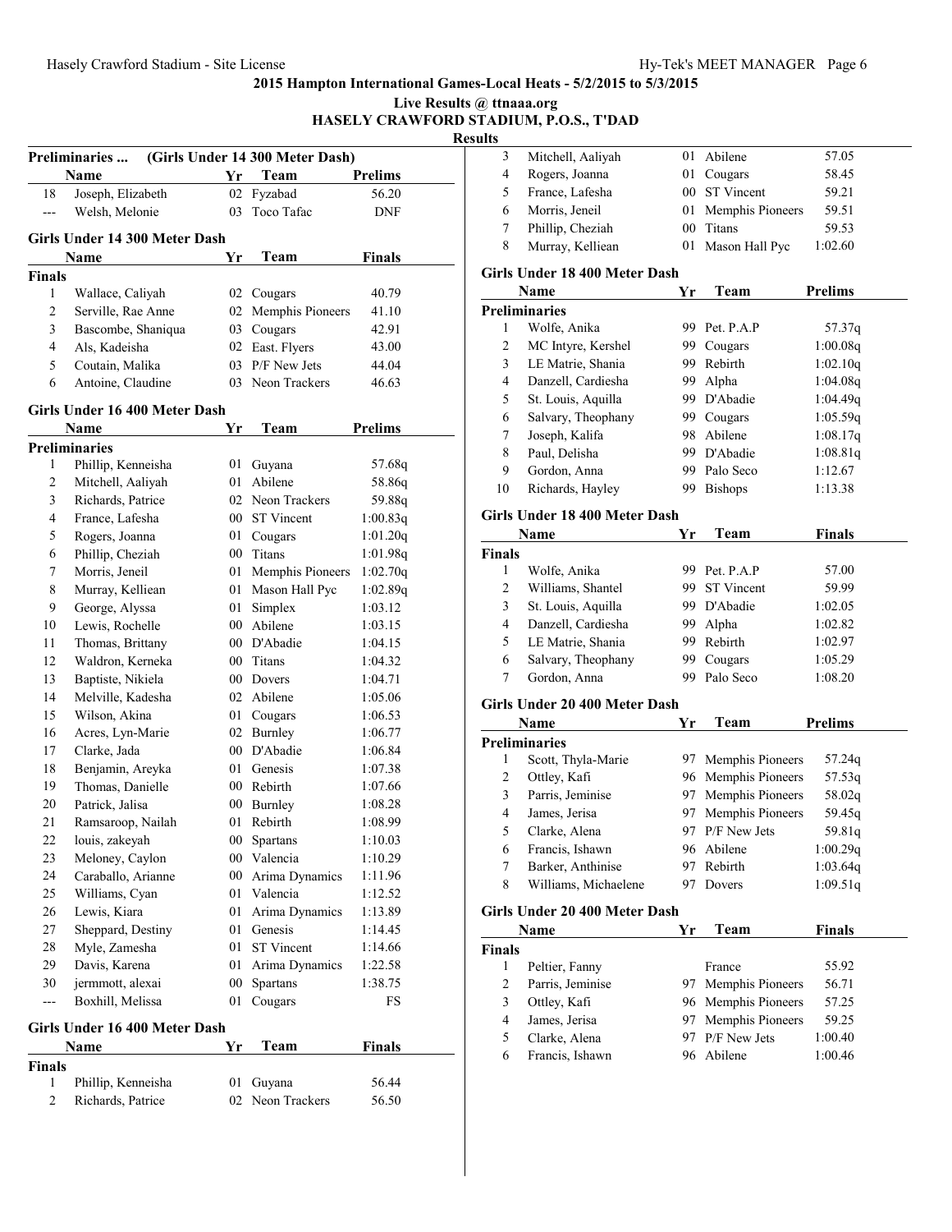## 2015 Hampton International Games-Local Heats - 5/2/2015 to 5/3/2015

**Live Results @ ttnaaa.org**

**HASELY CRAWFORD STADIUM, P.O.S., T'DAD**

**Results**

### Preliminaries ... (Girls Under 14 300 Meter Dash)

| | Name | Yr | Team | Prelims |
|---|---|---|---|---|
| 18 | Joseph, Elizabeth | 02 | Fyzabad | 56.20 |
| --- | Welsh, Melonie | 03 | Toco Tafac | DNF |

### Girls Under 14 300 Meter Dash

| | Name | Yr | Team | Finals |
|---|---|---|---|---|
| **Finals** | | | | |
| 1 | Wallace, Caliyah | 02 | Cougars | 40.79 |
| 2 | Serville, Rae Anne | 02 | Memphis Pioneers | 41.10 |
| 3 | Bascombe, Shaniqua | 03 | Cougars | 42.91 |
| 4 | Als, Kadeisha | 02 | East. Flyers | 43.00 |
| 5 | Coutain, Malika | 03 | P/F New Jets | 44.04 |
| 6 | Antoine, Claudine | 03 | Neon Trackers | 46.63 |

### Girls Under 16 400 Meter Dash

| | Name | Yr | Team | Prelims |
|---|---|---|---|---|
| **Preliminaries** | | | | |
| 1 | Phillip, Kenneisha | 01 | Guyana | 57.68q |
| 2 | Mitchell, Aaliyah | 01 | Abilene | 58.86q |
| 3 | Richards, Patrice | 02 | Neon Trackers | 59.88q |
| 4 | France, Lafesha | 00 | ST Vincent | 1:00.83q |
| 5 | Rogers, Joanna | 01 | Cougars | 1:01.20q |
| 6 | Phillip, Cheziah | 00 | Titans | 1:01.98q |
| 7 | Morris, Jeneil | 01 | Memphis Pioneers | 1:02.70q |
| 8 | Murray, Kelliean | 01 | Mason Hall Pyc | 1:02.89q |
| 9 | George, Alyssa | 01 | Simplex | 1:03.12 |
| 10 | Lewis, Rochelle | 00 | Abilene | 1:03.15 |
| 11 | Thomas, Brittany | 00 | D'Abadie | 1:04.15 |
| 12 | Waldron, Kerneka | 00 | Titans | 1:04.32 |
| 13 | Baptiste, Nikiela | 00 | Dovers | 1:04.71 |
| 14 | Melville, Kadesha | 02 | Abilene | 1:05.06 |
| 15 | Wilson, Akina | 01 | Cougars | 1:06.53 |
| 16 | Acres, Lyn-Marie | 02 | Burnley | 1:06.77 |
| 17 | Clarke, Jada | 00 | D'Abadie | 1:06.84 |
| 18 | Benjamin, Areyka | 01 | Genesis | 1:07.38 |
| 19 | Thomas, Danielle | 00 | Rebirth | 1:07.66 |
| 20 | Patrick, Jalisa | 00 | Burnley | 1:08.28 |
| 21 | Ramsaroop, Nailah | 01 | Rebirth | 1:08.99 |
| 22 | louis, zakeyah | 00 | Spartans | 1:10.03 |
| 23 | Meloney, Caylon | 00 | Valencia | 1:10.29 |
| 24 | Caraballo, Arianne | 00 | Arima Dynamics | 1:11.96 |
| 25 | Williams, Cyan | 01 | Valencia | 1:12.52 |
| 26 | Lewis, Kiara | 01 | Arima Dynamics | 1:13.89 |
| 27 | Sheppard, Destiny | 01 | Genesis | 1:14.45 |
| 28 | Myle, Zamesha | 01 | ST Vincent | 1:14.66 |
| 29 | Davis, Karena | 01 | Arima Dynamics | 1:22.58 |
| 30 | jermmott, alexai | 00 | Spartans | 1:38.75 |
| --- | Boxhill, Melissa | 01 | Cougars | FS |

### Girls Under 16 400 Meter Dash

| | Name | Yr | Team | Finals |
|---|---|---|---|---|
| **Finals** | | | | |
| 1 | Phillip, Kenneisha | 01 | Guyana | 56.44 |
| 2 | Richards, Patrice | 02 | Neon Trackers | 56.50 |
| 3 | Mitchell, Aaliyah | 01 | Abilene | 57.05 |
| 4 | Rogers, Joanna | 01 | Cougars | 58.45 |
| 5 | France, Lafesha | 00 | ST Vincent | 59.21 |
| 6 | Morris, Jeneil | 01 | Memphis Pioneers | 59.51 |
| 7 | Phillip, Cheziah | 00 | Titans | 59.53 |
| 8 | Murray, Kelliean | 01 | Mason Hall Pyc | 1:02.60 |

### Girls Under 18 400 Meter Dash

| | Name | Yr | Team | Prelims |
|---|---|---|---|---|
| **Preliminaries** | | | | |
| 1 | Wolfe, Anika | 99 | Pet. P.A.P | 57.37q |
| 2 | MC Intyre, Kershel | 99 | Cougars | 1:00.08q |
| 3 | LE Matrie, Shania | 99 | Rebirth | 1:02.10q |
| 4 | Danzell, Cardiesha | 99 | Alpha | 1:04.08q |
| 5 | St. Louis, Aquilla | 99 | D'Abadie | 1:04.49q |
| 6 | Salvary, Theophany | 99 | Cougars | 1:05.59q |
| 7 | Joseph, Kalifa | 98 | Abilene | 1:08.17q |
| 8 | Paul, Delisha | 99 | D'Abadie | 1:08.81q |
| 9 | Gordon, Anna | 99 | Palo Seco | 1:12.67 |
| 10 | Richards, Hayley | 99 | Bishops | 1:13.38 |

### Girls Under 18 400 Meter Dash

| | Name | Yr | Team | Finals |
|---|---|---|---|---|
| **Finals** | | | | |
| 1 | Wolfe, Anika | 99 | Pet. P.A.P | 57.00 |
| 2 | Williams, Shantel | 99 | ST Vincent | 59.99 |
| 3 | St. Louis, Aquilla | 99 | D'Abadie | 1:02.05 |
| 4 | Danzell, Cardiesha | 99 | Alpha | 1:02.82 |
| 5 | LE Matrie, Shania | 99 | Rebirth | 1:02.97 |
| 6 | Salvary, Theophany | 99 | Cougars | 1:05.29 |
| 7 | Gordon, Anna | 99 | Palo Seco | 1:08.20 |

### Girls Under 20 400 Meter Dash

| | Name | Yr | Team | Prelims |
|---|---|---|---|---|
| **Preliminaries** | | | | |
| 1 | Scott, Thyla-Marie | 97 | Memphis Pioneers | 57.24q |
| 2 | Ottley, Kafi | 96 | Memphis Pioneers | 57.53q |
| 3 | Parris, Jeminise | 97 | Memphis Pioneers | 58.02q |
| 4 | James, Jerisa | 97 | Memphis Pioneers | 59.45q |
| 5 | Clarke, Alena | 97 | P/F New Jets | 59.81q |
| 6 | Francis, Ishawn | 96 | Abilene | 1:00.29q |
| 7 | Barker, Anthinise | 97 | Rebirth | 1:03.64q |
| 8 | Williams, Michaelene | 97 | Dovers | 1:09.51q |

### Girls Under 20 400 Meter Dash

| | Name | Yr | Team | Finals |
|---|---|---|---|---|
| **Finals** | | | | |
| 1 | Peltier, Fanny | | France | 55.92 |
| 2 | Parris, Jeminise | 97 | Memphis Pioneers | 56.71 |
| 3 | Ottley, Kafi | 96 | Memphis Pioneers | 57.25 |
| 4 | James, Jerisa | 97 | Memphis Pioneers | 59.25 |
| 5 | Clarke, Alena | 97 | P/F New Jets | 1:00.40 |
| 6 | Francis, Ishawn | 96 | Abilene | 1:00.46 |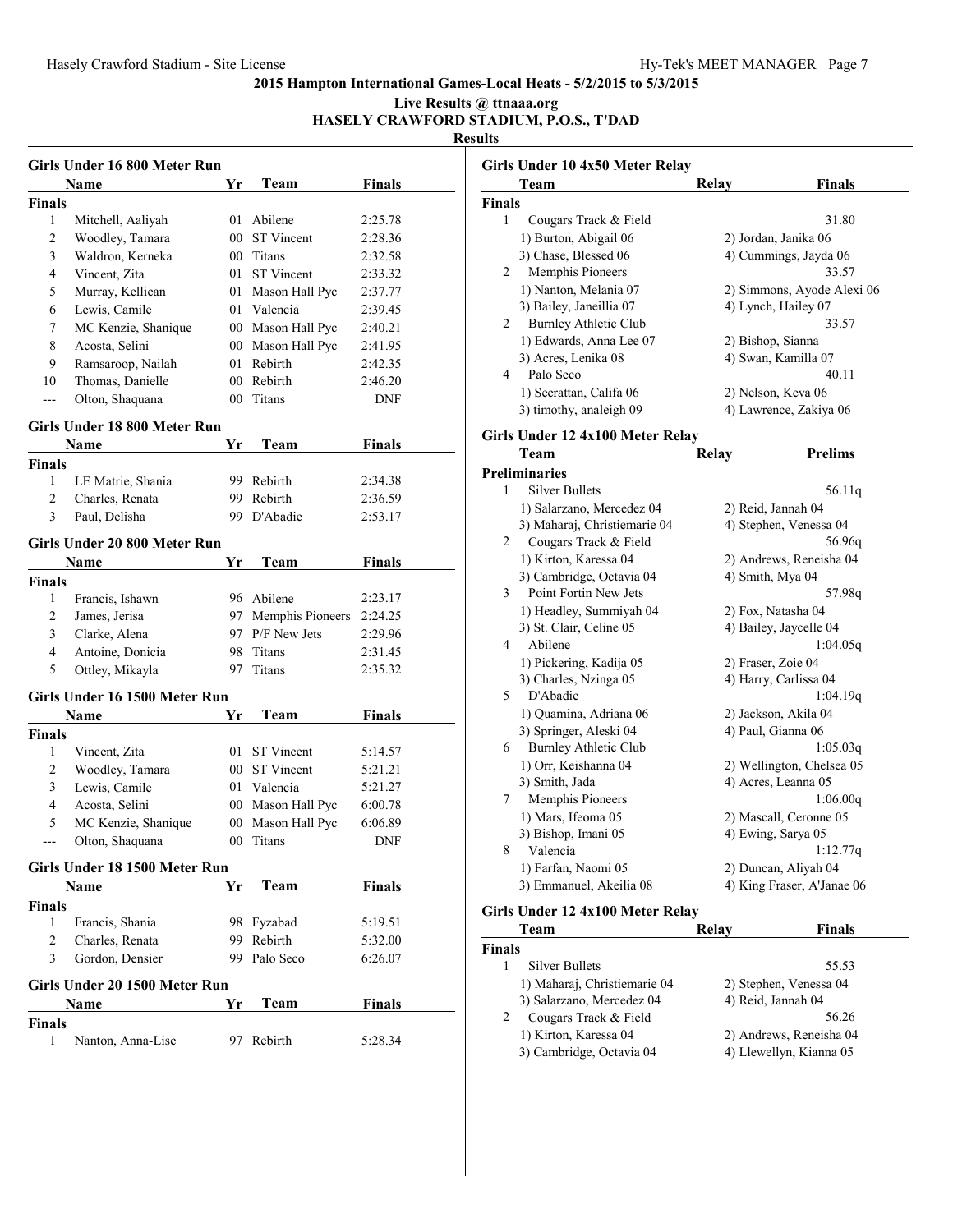# 2015 Hampton International Games-Local Heats - 5/2/2015 to 5/3/2015

**Live Results @ ttnaaa.org**

**HASELY CRAWFORD STADIUM, P.O.S., T'DAD**

## Results

### Girls Under 16 800 Meter Run

| | Name | Yr | Team | Finals |
|---|---|---|---|---|
| **Finals** | | | | |
| 1 | Mitchell, Aaliyah | 01 | Abilene | 2:25.78 |
| 2 | Woodley, Tamara | 00 | ST Vincent | 2:28.36 |
| 3 | Waldron, Kerneka | 00 | Titans | 2:32.58 |
| 4 | Vincent, Zita | 01 | ST Vincent | 2:33.32 |
| 5 | Murray, Kelliean | 01 | Mason Hall Pyc | 2:37.77 |
| 6 | Lewis, Camile | 01 | Valencia | 2:39.45 |
| 7 | MC Kenzie, Shanique | 00 | Mason Hall Pyc | 2:40.21 |
| 8 | Acosta, Selini | 00 | Mason Hall Pyc | 2:41.95 |
| 9 | Ramsaroop, Nailah | 01 | Rebirth | 2:42.35 |
| 10 | Thomas, Danielle | 00 | Rebirth | 2:46.20 |
| --- | Olton, Shaquana | 00 | Titans | DNF |

### Girls Under 18 800 Meter Run

| | Name | Yr | Team | Finals |
|---|---|---|---|---|
| **Finals** | | | | |
| 1 | LE Matrie, Shania | 99 | Rebirth | 2:34.38 |
| 2 | Charles, Renata | 99 | Rebirth | 2:36.59 |
| 3 | Paul, Delisha | 99 | D'Abadie | 2:53.17 |

### Girls Under 20 800 Meter Run

| | Name | Yr | Team | Finals |
|---|---|---|---|---|
| **Finals** | | | | |
| 1 | Francis, Ishawn | 96 | Abilene | 2:23.17 |
| 2 | James, Jerisa | 97 | Memphis Pioneers | 2:24.25 |
| 3 | Clarke, Alena | 97 | P/F New Jets | 2:29.96 |
| 4 | Antoine, Donicia | 98 | Titans | 2:31.45 |
| 5 | Ottley, Mikayla | 97 | Titans | 2:35.32 |

### Girls Under 16 1500 Meter Run

| | Name | Yr | Team | Finals |
|---|---|---|---|---|
| **Finals** | | | | |
| 1 | Vincent, Zita | 01 | ST Vincent | 5:14.57 |
| 2 | Woodley, Tamara | 00 | ST Vincent | 5:21.21 |
| 3 | Lewis, Camile | 01 | Valencia | 5:21.27 |
| 4 | Acosta, Selini | 00 | Mason Hall Pyc | 6:00.78 |
| 5 | MC Kenzie, Shanique | 00 | Mason Hall Pyc | 6:06.89 |
| --- | Olton, Shaquana | 00 | Titans | DNF |

### Girls Under 18 1500 Meter Run

| | Name | Yr | Team | Finals |
|---|---|---|---|---|
| **Finals** | | | | |
| 1 | Francis, Shania | 98 | Fyzabad | 5:19.51 |
| 2 | Charles, Renata | 99 | Rebirth | 5:32.00 |
| 3 | Gordon, Densier | 99 | Palo Seco | 6:26.07 |

### Girls Under 20 1500 Meter Run

| | Name | Yr | Team | Finals |
|---|---|---|---|---|
| **Finals** | | | | |
| 1 | Nanton, Anna-Lise | 97 | Rebirth | 5:28.34 |

### Girls Under 10 4x50 Meter Relay

| | Team | Relay | Finals |
|---|---|---|---|
| **Finals** | | | |
| 1 | Cougars Track & Field | | 31.80 |
| | 1) Burton, Abigail 06 | 2) Jordan, Janika 06 | |
| | 3) Chase, Blessed 06 | 4) Cummings, Jayda 06 | |
| 2 | Memphis Pioneers | | 33.57 |
| | 1) Nanton, Melania 07 | 2) Simmons, Ayode Alexi 06 | |
| | 3) Bailey, Janeillia 07 | 4) Lynch, Hailey 07 | |
| 2 | Burnley Athletic Club | | 33.57 |
| | 1) Edwards, Anna Lee 07 | 2) Bishop, Sianna | |
| | 3) Acres, Lenika 08 | 4) Swan, Kamilla 07 | |
| 4 | Palo Seco | | 40.11 |
| | 1) Seerattan, Califa 06 | 2) Nelson, Keva 06 | |
| | 3) timothy, analeigh 09 | 4) Lawrence, Zakiya 06 | |

### Girls Under 12 4x100 Meter Relay

| | Team | Relay | Prelims |
|---|---|---|---|
| **Preliminaries** | | | |
| 1 | Silver Bullets | | 56.11q |
| | 1) Salarzano, Mercedez 04 | 2) Reid, Jannah 04 | |
| | 3) Maharaj, Christiemarie 04 | 4) Stephen, Venessa 04 | |
| 2 | Cougars Track & Field | | 56.96q |
| | 1) Kirton, Karessa 04 | 2) Andrews, Reneisha 04 | |
| | 3) Cambridge, Octavia 04 | 4) Smith, Mya 04 | |
| 3 | Point Fortin New Jets | | 57.98q |
| | 1) Headley, Summiyah 04 | 2) Fox, Natasha 04 | |
| | 3) St. Clair, Celine 05 | 4) Bailey, Jaycelle 04 | |
| 4 | Abilene | | 1:04.05q |
| | 1) Pickering, Kadija 05 | 2) Fraser, Zoie 04 | |
| | 3) Charles, Nzinga 05 | 4) Harry, Carlissa 04 | |
| 5 | D'Abadie | | 1:04.19q |
| | 1) Quamina, Adriana 06 | 2) Jackson, Akila 04 | |
| | 3) Springer, Aleski 04 | 4) Paul, Gianna 06 | |
| 6 | Burnley Athletic Club | | 1:05.03q |
| | 1) Orr, Keishanna 04 | 2) Wellington, Chelsea 05 | |
| | 3) Smith, Jada | 4) Acres, Leanna 05 | |
| 7 | Memphis Pioneers | | 1:06.00q |
| | 1) Mars, Ifeoma 05 | 2) Mascall, Ceronne 05 | |
| | 3) Bishop, Imani 05 | 4) Ewing, Sarya 05 | |
| 8 | Valencia | | 1:12.77q |
| | 1) Farfan, Naomi 05 | 2) Duncan, Aliyah 04 | |
| | 3) Emmanuel, Akeilia 08 | 4) King Fraser, A'Janae 06 | |

### Girls Under 12 4x100 Meter Relay

| | Team | Relay | Finals |
|---|---|---|---|
| **Finals** | | | |
| 1 | Silver Bullets | | 55.53 |
| | 1) Maharaj, Christiemarie 04 | 2) Stephen, Venessa 04 | |
| | 3) Salarzano, Mercedez 04 | 4) Reid, Jannah 04 | |
| 2 | Cougars Track & Field | | 56.26 |
| | 1) Kirton, Karessa 04 | 2) Andrews, Reneisha 04 | |
| | 3) Cambridge, Octavia 04 | 4) Llewellyn, Kianna 05 | |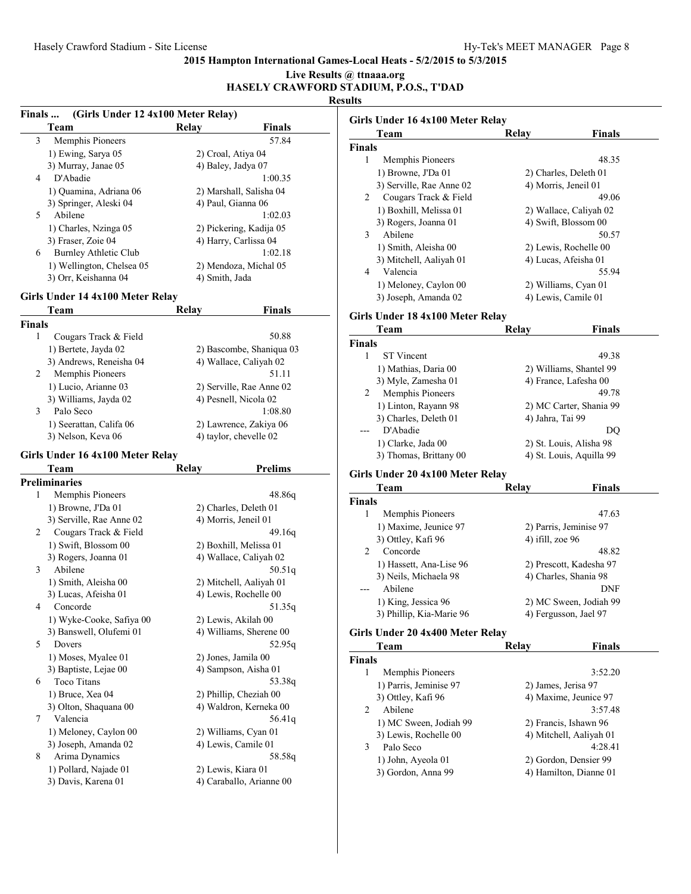**2015 Hampton International Games-Local Heats - 5/2/2015 to 5/3/2015**

**Live Results @ ttnaaa.org**

**HASELY CRAWFORD STADIUM, P.O.S., T'DAD**

**Results**

### Finals ... (Girls Under 12 4x100 Meter Relay)

| | Team | Relay | Finals |
|---|---|---|---|
| 3 | Memphis Pioneers | | 57.84 |
| | 1) Ewing, Sarya 05 | 2) Croal, Atiya 04 | |
| | 3) Murray, Janae 05 | 4) Baley, Jadya 07 | |
| 4 | D'Abadie | | 1:00.35 |
| | 1) Quamina, Adriana 06 | 2) Marshall, Salisha 04 | |
| | 3) Springer, Aleski 04 | 4) Paul, Gianna 06 | |
| 5 | Abilene | | 1:02.03 |
| | 1) Charles, Nzinga 05 | 2) Pickering, Kadija 05 | |
| | 3) Fraser, Zoie 04 | 4) Harry, Carlissa 04 | |
| 6 | Burnley Athletic Club | | 1:02.18 |
| | 1) Wellington, Chelsea 05 | 2) Mendoza, Michal 05 | |
| | 3) Orr, Keishanna 04 | 4) Smith, Jada | |

### Girls Under 14 4x100 Meter Relay

| | Team | Relay | Finals |
|---|---|---|---|
| **Finals** | | | |
| 1 | Cougars Track & Field | | 50.88 |
| | 1) Bertete, Jayda 02 | 2) Bascombe, Shaniqua 03 | |
| | 3) Andrews, Reneisha 04 | 4) Wallace, Caliyah 02 | |
| 2 | Memphis Pioneers | | 51.11 |
| | 1) Lucio, Arianne 03 | 2) Serville, Rae Anne 02 | |
| | 3) Williams, Jayda 02 | 4) Pesnell, Nicola 02 | |
| 3 | Palo Seco | | 1:08.80 |
| | 1) Seerattan, Califa 06 | 2) Lawrence, Zakiya 06 | |
| | 3) Nelson, Keva 06 | 4) taylor, chevelle 02 | |

### Girls Under 16 4x100 Meter Relay

| | Team | Relay | Prelims |
|---|---|---|---|
| **Preliminaries** | | | |
| 1 | Memphis Pioneers | | 48.86q |
| | 1) Browne, J'Da 01 | 2) Charles, Deleth 01 | |
| | 3) Serville, Rae Anne 02 | 4) Morris, Jeneil 01 | |
| 2 | Cougars Track & Field | | 49.16q |
| | 1) Swift, Blossom 00 | 2) Boxhill, Melissa 01 | |
| | 3) Rogers, Joanna 01 | 4) Wallace, Caliyah 02 | |
| 3 | Abilene | | 50.51q |
| | 1) Smith, Aleisha 00 | 2) Mitchell, Aaliyah 01 | |
| | 3) Lucas, Afeisha 01 | 4) Lewis, Rochelle 00 | |
| 4 | Concorde | | 51.35q |
| | 1) Wyke-Cooke, Safiya 00 | 2) Lewis, Akilah 00 | |
| | 3) Banswell, Olufemi 01 | 4) Williams, Sherene 00 | |
| 5 | Dovers | | 52.95q |
| | 1) Moses, Myalee 01 | 2) Jones, Jamila 00 | |
| | 3) Baptiste, Lejae 00 | 4) Sampson, Aisha 01 | |
| 6 | Toco Titans | | 53.38q |
| | 1) Bruce, Xea 04 | 2) Phillip, Cheziah 00 | |
| | 3) Olton, Shaquana 00 | 4) Waldron, Kerneka 00 | |
| 7 | Valencia | | 56.41q |
| | 1) Meloney, Caylon 00 | 2) Williams, Cyan 01 | |
| | 3) Joseph, Amanda 02 | 4) Lewis, Camile 01 | |
| 8 | Arima Dynamics | | 58.58q |
| | 1) Pollard, Najade 01 | 2) Lewis, Kiara 01 | |
| | 3) Davis, Karena 01 | 4) Caraballo, Arianne 00 | |

### Girls Under 16 4x100 Meter Relay

| | Team | Relay | Finals |
|---|---|---|---|
| **Finals** | | | |
| 1 | Memphis Pioneers | | 48.35 |
| | 1) Browne, J'Da 01 | 2) Charles, Deleth 01 | |
| | 3) Serville, Rae Anne 02 | 4) Morris, Jeneil 01 | |
| 2 | Cougars Track & Field | | 49.06 |
| | 1) Boxhill, Melissa 01 | 2) Wallace, Caliyah 02 | |
| | 3) Rogers, Joanna 01 | 4) Swift, Blossom 00 | |
| 3 | Abilene | | 50.57 |
| | 1) Smith, Aleisha 00 | 2) Lewis, Rochelle 00 | |
| | 3) Mitchell, Aaliyah 01 | 4) Lucas, Afeisha 01 | |
| 4 | Valencia | | 55.94 |
| | 1) Meloney, Caylon 00 | 2) Williams, Cyan 01 | |
| | 3) Joseph, Amanda 02 | 4) Lewis, Camile 01 | |

### Girls Under 18 4x100 Meter Relay

| | Team | Relay | Finals |
|---|---|---|---|
| **Finals** | | | |
| 1 | ST Vincent | | 49.38 |
| | 1) Mathias, Daria 00 | 2) Williams, Shantel 99 | |
| | 3) Myle, Zamesha 01 | 4) France, Lafesha 00 | |
| 2 | Memphis Pioneers | | 49.78 |
| | 1) Linton, Rayann 98 | 2) MC Carter, Shania 99 | |
| | 3) Charles, Deleth 01 | 4) Jahra, Tai 99 | |
| --- | D'Abadie | | DQ |
| | 1) Clarke, Jada 00 | 2) St. Louis, Alisha 98 | |
| | 3) Thomas, Brittany 00 | 4) St. Louis, Aquilla 99 | |

### Girls Under 20 4x100 Meter Relay

| | Team | Relay | Finals |
|---|---|---|---|
| **Finals** | | | |
| 1 | Memphis Pioneers | | 47.63 |
| | 1) Maxime, Jeunice 97 | 2) Parris, Jeminise 97 | |
| | 3) Ottley, Kafi 96 | 4) ifill, zoe 96 | |
| 2 | Concorde | | 48.82 |
| | 1) Hassett, Ana-Lise 96 | 2) Prescott, Kadesha 97 | |
| | 3) Neils, Michaela 98 | 4) Charles, Shania 98 | |
| --- | Abilene | | DNF |
| | 1) King, Jessica 96 | 2) MC Sween, Jodiah 99 | |
| | 3) Phillip, Kia-Marie 96 | 4) Fergusson, Jael 97 | |

### Girls Under 20 4x400 Meter Relay

| | Team | Relay | Finals |
|---|---|---|---|
| **Finals** | | | |
| 1 | Memphis Pioneers | | 3:52.20 |
| | 1) Parris, Jeminise 97 | 2) James, Jerisa 97 | |
| | 3) Ottley, Kafi 96 | 4) Maxime, Jeunice 97 | |
| 2 | Abilene | | 3:57.48 |
| | 1) MC Sween, Jodiah 99 | 2) Francis, Ishawn 96 | |
| | 3) Lewis, Rochelle 00 | 4) Mitchell, Aaliyah 01 | |
| 3 | Palo Seco | | 4:28.41 |
| | 1) John, Ayeola 01 | 2) Gordon, Densier 99 | |
| | 3) Gordon, Anna 99 | 4) Hamilton, Dianne 01 | |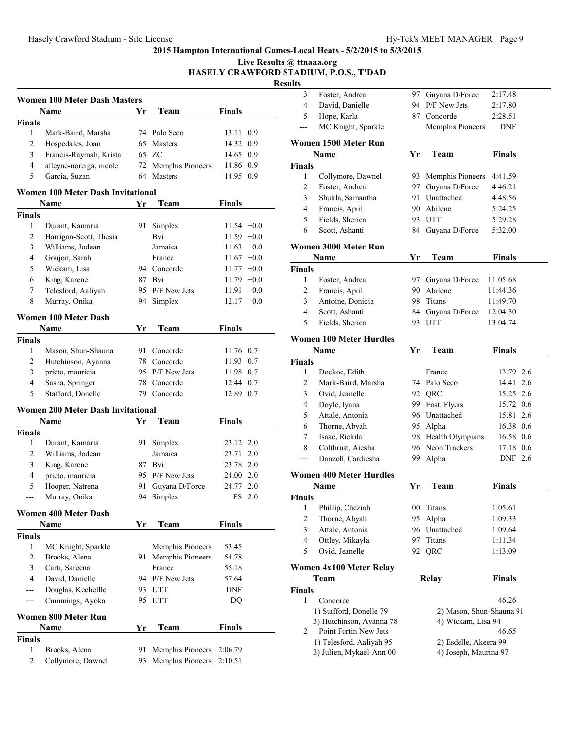**2015 Hampton International Games-Local Heats - 5/2/2015 to 5/3/2015**

**Live Results @ ttnaaa.org**

**HASELY CRAWFORD STADIUM, P.O.S., T'DAD**

**Results**

### Women 100 Meter Dash Masters

| | Name | Yr | Team | Finals | |
|---|---|---|---|---|---|
| **Finals** | | | | | |
| 1 | Mark-Baird, Marsha | 74 | Palo Seco | 13.11 | 0.9 |
| 2 | Hospedales, Joan | 65 | Masters | 14.32 | 0.9 |
| 3 | Francis-Raymah, Krista | 65 | ZC | 14.65 | 0.9 |
| 4 | alleyne-noreiga, nicole | 72 | Memphis Pioneers | 14.86 | 0.9 |
| 5 | Garcia, Suzan | 64 | Masters | 14.95 | 0.9 |

### Women 100 Meter Dash Invitational

| | Name | Yr | Team | Finals | |
|---|---|---|---|---|---|
| **Finals** | | | | | |
| 1 | Durant, Kamaria | 91 | Simplex | 11.54 | +0.0 |
| 2 | Harrigan-Scott, Thesia | | Bvi | 11.59 | +0.0 |
| 3 | Williams, Jodean | | Jamaica | 11.63 | +0.0 |
| 4 | Goujon, Sarah | | France | 11.67 | +0.0 |
| 5 | Wickam, Lisa | 94 | Concorde | 11.77 | +0.0 |
| 6 | King, Karene | 87 | Bvi | 11.79 | +0.0 |
| 7 | Telesford, Aaliyah | 95 | P/F New Jets | 11.91 | +0.0 |
| 8 | Murray, Onika | 94 | Simplex | 12.17 | +0.0 |

### Women 100 Meter Dash

| | Name | Yr | Team | Finals | |
|---|---|---|---|---|---|
| **Finals** | | | | | |
| 1 | Mason, Shun-Shauna | 91 | Concorde | 11.76 | 0.7 |
| 2 | Hutchinson, Ayanna | 78 | Concorde | 11.93 | 0.7 |
| 3 | prieto, mauricia | 95 | P/F New Jets | 11.98 | 0.7 |
| 4 | Sasha, Springer | 78 | Concorde | 12.44 | 0.7 |
| 5 | Stafford, Donelle | 79 | Concorde | 12.89 | 0.7 |

### Women 200 Meter Dash Invitational

| | Name | Yr | Team | Finals | |
|---|---|---|---|---|---|
| **Finals** | | | | | |
| 1 | Durant, Kamaria | 91 | Simplex | 23.12 | 2.0 |
| 2 | Williams, Jodean | | Jamaica | 23.71 | 2.0 |
| 3 | King, Karene | 87 | Bvi | 23.78 | 2.0 |
| 4 | prieto, mauricia | 95 | P/F New Jets | 24.00 | 2.0 |
| 5 | Hooper, Natrena | 91 | Guyana D/Force | 24.77 | 2.0 |
| --- | Murray, Onika | 94 | Simplex | FS | 2.0 |

### Women 400 Meter Dash

| | Name | Yr | Team | Finals |
|---|---|---|---|---|
| **Finals** | | | | |
| 1 | MC Knight, Sparkle | | Memphis Pioneers | 53.45 |
| 2 | Brooks, Alena | 91 | Memphis Pioneers | 54.78 |
| 3 | Carti, Sareena | | France | 55.18 |
| 4 | David, Danielle | 94 | P/F New Jets | 57.64 |
| --- | Douglas, Kechellle | 93 | UTT | DNF |
| --- | Cummings, Ayoka | 95 | UTT | DQ |

### Women 800 Meter Run

| | Name | Yr | Team | Finals |
|---|---|---|---|---|
| **Finals** | | | | |
| 1 | Brooks, Alena | 91 | Memphis Pioneers | 2:06.79 |
| 2 | Collymore, Dawnel | 93 | Memphis Pioneers | 2:10.51 |
| 3 | Foster, Andrea | 97 | Guyana D/Force | 2:17.48 |
| 4 | David, Danielle | 94 | P/F New Jets | 2:17.80 |
| 5 | Hope, Karla | 87 | Concorde | 2:28.51 |
| --- | MC Knight, Sparkle | | Memphis Pioneers | DNF |

### Women 1500 Meter Run

| | Name | Yr | Team | Finals |
|---|---|---|---|---|
| **Finals** | | | | |
| 1 | Collymore, Dawnel | 93 | Memphis Pioneers | 4:41.59 |
| 2 | Foster, Andrea | 97 | Guyana D/Force | 4:46.21 |
| 3 | Shukla, Samantha | 91 | Unattached | 4:48.56 |
| 4 | Francis, April | 90 | Abilene | 5:24.25 |
| 5 | Fields, Sherica | 93 | UTT | 5:29.28 |
| 6 | Scott, Ashanti | 84 | Guyana D/Force | 5:32.00 |

### Women 3000 Meter Run

| | Name | Yr | Team | Finals |
|---|---|---|---|---|
| **Finals** | | | | |
| 1 | Foster, Andrea | 97 | Guyana D/Force | 11:05.68 |
| 2 | Francis, April | 90 | Abilene | 11:44.36 |
| 3 | Antoine, Donicia | 98 | Titans | 11:49.70 |
| 4 | Scott, Ashanti | 84 | Guyana D/Force | 12:04.30 |
| 5 | Fields, Sherica | 93 | UTT | 13:04.74 |

### Women 100 Meter Hurdles

| | Name | Yr | Team | Finals | |
|---|---|---|---|---|---|
| **Finals** | | | | | |
| 1 | Doekoe, Edith | | France | 13.79 | 2.6 |
| 2 | Mark-Baird, Marsha | 74 | Palo Seco | 14.41 | 2.6 |
| 3 | Ovid, Jeanelle | 92 | QRC | 15.25 | 2.6 |
| 4 | Doyle, Iyana | 99 | East. Flyers | 15.72 | 0.6 |
| 5 | Attale, Antonia | 96 | Unattached | 15.81 | 2.6 |
| 6 | Thorne, Abyah | 95 | Alpha | 16.38 | 0.6 |
| 7 | Isaac, Rickila | 98 | Health Olympians | 16.58 | 0.6 |
| 8 | Colthrust, Aiesha | 96 | Neon Trackers | 17.18 | 0.6 |
| --- | Danzell, Cardiesha | 99 | Alpha | DNF | 2.6 |

### Women 400 Meter Hurdles

| | Name | Yr | Team | Finals |
|---|---|---|---|---|
| **Finals** | | | | |
| 1 | Phillip, Cheziah | 00 | Titans | 1:05.61 |
| 2 | Thorne, Abyah | 95 | Alpha | 1:09.33 |
| 3 | Attale, Antonia | 96 | Unattached | 1:09.64 |
| 4 | Ottley, Mikayla | 97 | Titans | 1:11.34 |
| 5 | Ovid, Jeanelle | 92 | QRC | 1:13.09 |

### Women 4x100 Meter Relay

| | Team | Relay | Finals |
|---|---|---|---|
| **Finals** | | | |
| 1 | Concorde | | 46.26 |
| | 1) Stafford, Donelle 79 | 2) Mason, Shun-Shauna 91 | |
| | 3) Hutchinson, Ayanna 78 | 4) Wickam, Lisa 94 | |
| 2 | Point Fortin New Jets | | 46.65 |
| | 1) Telesford, Aaliyah 95 | 2) Esdelle, Akeera 99 | |
| | 3) Julien, Mykael-Ann 00 | 4) Joseph, Maurina 97 | |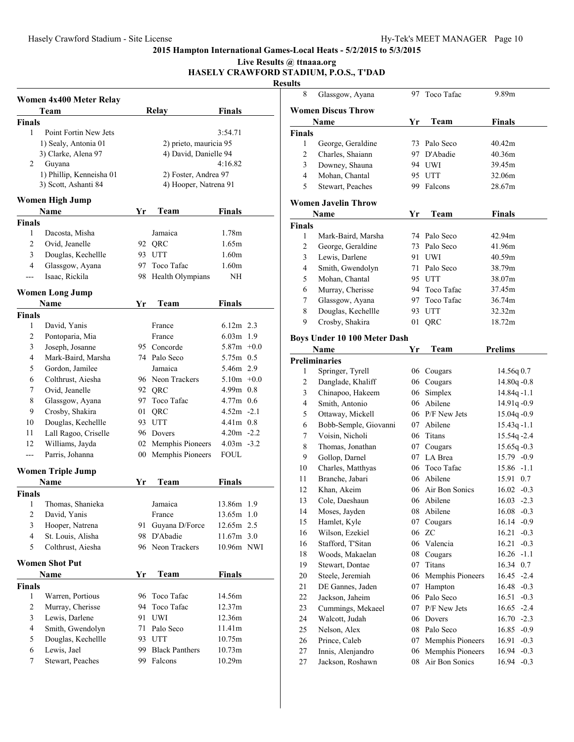**2015 Hampton International Games-Local Heats - 5/2/2015 to 5/3/2015**

**Live Results @ ttnaaa.org**

**HASELY CRAWFORD STADIUM, P.O.S., T'DAD**

**Results**

### Women 4x400 Meter Relay

| | Team | Relay | Finals |
|---|---|---|---|
| **Finals** | | | |
| 1 | Point Fortin New Jets | | 3:54.71 |
| | 1) Sealy, Antonia 01 | 2) prieto, mauricia 95 | |
| | 3) Clarke, Alena 97 | 4) David, Danielle 94 | |
| 2 | Guyana | | 4:16.82 |
| | 1) Phillip, Kenneisha 01 | 2) Foster, Andrea 97 | |
| | 3) Scott, Ashanti 84 | 4) Hooper, Natrena 91 | |

### Women High Jump

| | Name | Yr | Team | Finals |
|---|---|---|---|---|
| **Finals** | | | | |
| 1 | Dacosta, Misha | | Jamaica | 1.78m |
| 2 | Ovid, Jeanelle | 92 | QRC | 1.65m |
| 3 | Douglas, Kechellle | 93 | UTT | 1.60m |
| 4 | Glassgow, Ayana | 97 | Toco Tafac | 1.60m |
| --- | Isaac, Rickila | 98 | Health Olympians | NH |

### Women Long Jump

| | Name | Yr | Team | Finals | |
|---|---|---|---|---|---|
| **Finals** | | | | | |
| 1 | David, Yanis | | France | 6.12m | 2.3 |
| 2 | Pontoparia, Mia | | France | 6.03m | 1.9 |
| 3 | Joseph, Josanne | 95 | Concorde | 5.87m | +0.0 |
| 4 | Mark-Baird, Marsha | 74 | Palo Seco | 5.75m | 0.5 |
| 5 | Gordon, Jamilee | | Jamaica | 5.46m | 2.9 |
| 6 | Colthrust, Aiesha | 96 | Neon Trackers | 5.10m | +0.0 |
| 7 | Ovid, Jeanelle | 92 | QRC | 4.99m | 0.8 |
| 8 | Glassgow, Ayana | 97 | Toco Tafac | 4.77m | 0.6 |
| 9 | Crosby, Shakira | 01 | QRC | 4.52m | -2.1 |
| 10 | Douglas, Kechellle | 93 | UTT | 4.41m | 0.8 |
| 11 | Lall Ragoo, Criselle | 96 | Dovers | 4.20m | -2.2 |
| 12 | Williams, Jayda | 02 | Memphis Pioneers | 4.03m | -3.2 |
| --- | Parris, Johanna | 00 | Memphis Pioneers | FOUL | |

### Women Triple Jump

| | Name | Yr | Team | Finals | |
|---|---|---|---|---|---|
| **Finals** | | | | | |
| 1 | Thomas, Shanieka | | Jamaica | 13.86m | 1.9 |
| 2 | David, Yanis | | France | 13.65m | 1.0 |
| 3 | Hooper, Natrena | 91 | Guyana D/Force | 12.65m | 2.5 |
| 4 | St. Louis, Alisha | 98 | D'Abadie | 11.67m | 3.0 |
| 5 | Colthrust, Aiesha | 96 | Neon Trackers | 10.96m | NWI |

### Women Shot Put

| | Name | Yr | Team | Finals |
|---|---|---|---|---|
| **Finals** | | | | |
| 1 | Warren, Portious | 96 | Toco Tafac | 14.56m |
| 2 | Murray, Cherisse | 94 | Toco Tafac | 12.37m |
| 3 | Lewis, Darlene | 91 | UWI | 12.36m |
| 4 | Smith, Gwendolyn | 71 | Palo Seco | 11.41m |
| 5 | Douglas, Kechellle | 93 | UTT | 10.75m |
| 6 | Lewis, Jael | 99 | Black Panthers | 10.73m |
| 7 | Stewart, Peaches | 99 | Falcons | 10.29m |
| 8 | Glassgow, Ayana | 97 | Toco Tafac | 9.89m |

### Women Discus Throw

| | Name | Yr | Team | Finals |
|---|---|---|---|---|
| **Finals** | | | | |
| 1 | George, Geraldine | 73 | Palo Seco | 40.42m |
| 2 | Charles, Shaiann | 97 | D'Abadie | 40.36m |
| 3 | Downey, Shauna | 94 | UWI | 39.45m |
| 4 | Mohan, Chantal | 95 | UTT | 32.06m |
| 5 | Stewart, Peaches | 99 | Falcons | 28.67m |

### Women Javelin Throw

| | Name | Yr | Team | Finals |
|---|---|---|---|---|
| **Finals** | | | | |
| 1 | Mark-Baird, Marsha | 74 | Palo Seco | 42.94m |
| 2 | George, Geraldine | 73 | Palo Seco | 41.96m |
| 3 | Lewis, Darlene | 91 | UWI | 40.59m |
| 4 | Smith, Gwendolyn | 71 | Palo Seco | 38.79m |
| 5 | Mohan, Chantal | 95 | UTT | 38.07m |
| 6 | Murray, Cherisse | 94 | Toco Tafac | 37.45m |
| 7 | Glassgow, Ayana | 97 | Toco Tafac | 36.74m |
| 8 | Douglas, Kechellle | 93 | UTT | 32.32m |
| 9 | Crosby, Shakira | 01 | QRC | 18.72m |

### Boys Under 10 100 Meter Dash

| | Name | Yr | Team | Prelims | |
|---|---|---|---|---|---|
| **Preliminaries** | | | | | |
| 1 | Springer, Tyrell | 06 | Cougars | 14.56q | 0.7 |
| 2 | Danglade, Khaliff | 06 | Cougars | 14.80q | -0.8 |
| 3 | Chinapoo, Hakeem | 06 | Simplex | 14.84q | -1.1 |
| 4 | Smith, Antonio | 06 | Abilene | 14.91q | -0.9 |
| 5 | Ottaway, Mickell | 06 | P/F New Jets | 15.04q | -0.9 |
| 6 | Bobb-Semple, Giovanni | 07 | Abilene | 15.43q | -1.1 |
| 7 | Voisin, Nicholi | 06 | Titans | 15.54q | -2.4 |
| 8 | Thomas, Jonathan | 07 | Cougars | 15.65q | -0.3 |
| 9 | Gollop, Darnel | 07 | LA Brea | 15.79 | -0.9 |
| 10 | Charles, Matthyas | 06 | Toco Tafac | 15.86 | -1.1 |
| 11 | Branche, Jabari | 06 | Abilene | 15.91 | 0.7 |
| 12 | Khan, Akeim | 06 | Air Bon Sonics | 16.02 | -0.3 |
| 13 | Cole, Daeshaun | 06 | Abilene | 16.03 | -2.3 |
| 14 | Moses, Jayden | 08 | Abilene | 16.08 | -0.3 |
| 15 | Hamlet, Kyle | 07 | Cougars | 16.14 | -0.9 |
| 16 | Wilson, Ezekiel | 06 | ZC | 16.21 | -0.3 |
| 16 | Stafford, T'Sitan | 06 | Valencia | 16.21 | -0.3 |
| 18 | Woods, Makaelan | 08 | Cougars | 16.26 | -1.1 |
| 19 | Stewart, Dontae | 07 | Titans | 16.34 | 0.7 |
| 20 | Steele, Jeremiah | 06 | Memphis Pioneers | 16.45 | -2.4 |
| 21 | DE Gannes, Jaden | 07 | Hampton | 16.48 | -0.3 |
| 22 | Jackson, Jaheim | 06 | Palo Seco | 16.51 | -0.3 |
| 23 | Cummings, Mekaeel | 07 | P/F New Jets | 16.65 | -2.4 |
| 24 | Walcott, Judah | 06 | Dovers | 16.70 | -2.3 |
| 25 | Nelson, Alex | 08 | Palo Seco | 16.85 | -0.9 |
| 26 | Prince, Caleb | 07 | Memphis Pioneers | 16.91 | -0.3 |
| 27 | Innis, Alenjandro | 06 | Memphis Pioneers | 16.94 | -0.3 |
| 27 | Jackson, Roshawn | 08 | Air Bon Sonics | 16.94 | -0.3 |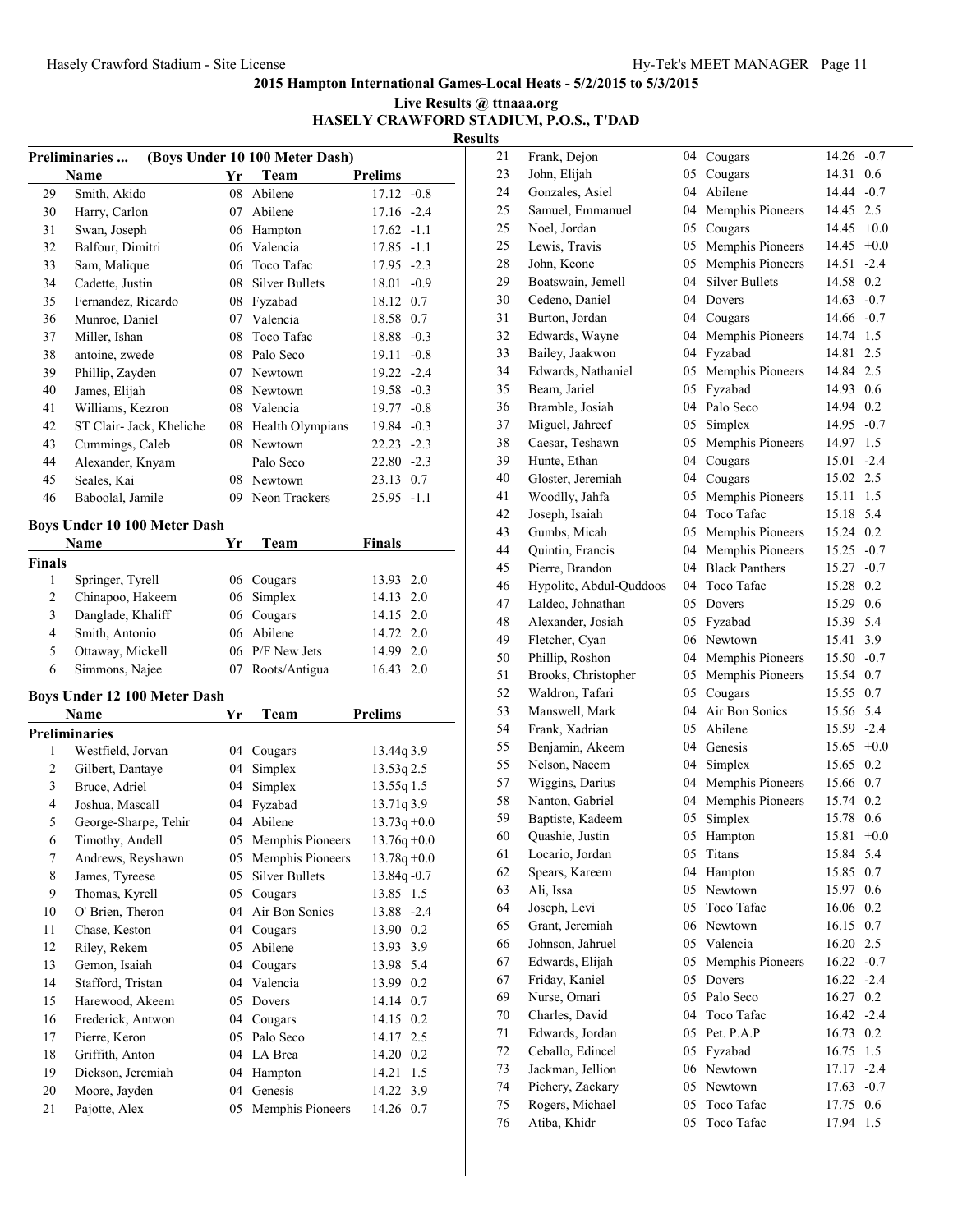# 2015 Hampton International Games-Local Heats - 5/2/2015 to 5/3/2015

**Live Results @ ttnaaa.org**

**HASELY CRAWFORD STADIUM, P.O.S., T'DAD**

**Results**

### Preliminaries ... (Boys Under 10 100 Meter Dash)

| | Name | Yr | Team | Prelims | |
|---|---|---|---|---|---|
| 29 | Smith, Akido | 08 | Abilene | 17.12 | -0.8 |
| 30 | Harry, Carlon | 07 | Abilene | 17.16 | -2.4 |
| 31 | Swan, Joseph | 06 | Hampton | 17.62 | -1.1 |
| 32 | Balfour, Dimitri | 06 | Valencia | 17.85 | -1.1 |
| 33 | Sam, Malique | 06 | Toco Tafac | 17.95 | -2.3 |
| 34 | Cadette, Justin | 08 | Silver Bullets | 18.01 | -0.9 |
| 35 | Fernandez, Ricardo | 08 | Fyzabad | 18.12 | 0.7 |
| 36 | Munroe, Daniel | 07 | Valencia | 18.58 | 0.7 |
| 37 | Miller, Ishan | 08 | Toco Tafac | 18.88 | -0.3 |
| 38 | antoine, zwede | 08 | Palo Seco | 19.11 | -0.8 |
| 39 | Phillip, Zayden | 07 | Newtown | 19.22 | -2.4 |
| 40 | James, Elijah | 08 | Newtown | 19.58 | -0.3 |
| 41 | Williams, Kezron | 08 | Valencia | 19.77 | -0.8 |
| 42 | ST Clair- Jack, Kheliche | 08 | Health Olympians | 19.84 | -0.3 |
| 43 | Cummings, Caleb | 08 | Newtown | 22.23 | -2.3 |
| 44 | Alexander, Knyam | | Palo Seco | 22.80 | -2.3 |
| 45 | Seales, Kai | 08 | Newtown | 23.13 | 0.7 |
| 46 | Baboolal, Jamile | 09 | Neon Trackers | 25.95 | -1.1 |

### Boys Under 10 100 Meter Dash

| | Name | Yr | Team | Finals | |
|---|---|---|---|---|---|
| **Finals** | | | | | |
| 1 | Springer, Tyrell | 06 | Cougars | 13.93 | 2.0 |
| 2 | Chinapoo, Hakeem | 06 | Simplex | 14.13 | 2.0 |
| 3 | Danglade, Khaliff | 06 | Cougars | 14.15 | 2.0 |
| 4 | Smith, Antonio | 06 | Abilene | 14.72 | 2.0 |
| 5 | Ottaway, Mickell | 06 | P/F New Jets | 14.99 | 2.0 |
| 6 | Simmons, Najee | 07 | Roots/Antigua | 16.43 | 2.0 |

### Boys Under 12 100 Meter Dash

| | Name | Yr | Team | Prelims | |
|---|---|---|---|---|---|
| **Preliminaries** | | | | | |
| 1 | Westfield, Jorvan | 04 | Cougars | 13.44q | 3.9 |
| 2 | Gilbert, Dantaye | 04 | Simplex | 13.53q | 2.5 |
| 3 | Bruce, Adriel | 04 | Simplex | 13.55q | 1.5 |
| 4 | Joshua, Mascall | 04 | Fyzabad | 13.71q | 3.9 |
| 5 | George-Sharpe, Tehir | 04 | Abilene | 13.73q | +0.0 |
| 6 | Timothy, Andell | 05 | Memphis Pioneers | 13.76q | +0.0 |
| 7 | Andrews, Reyshawn | 05 | Memphis Pioneers | 13.78q | +0.0 |
| 8 | James, Tyreese | 05 | Silver Bullets | 13.84q | -0.7 |
| 9 | Thomas, Kyrell | 05 | Cougars | 13.85 | 1.5 |
| 10 | O' Brien, Theron | 04 | Air Bon Sonics | 13.88 | -2.4 |
| 11 | Chase, Keston | 04 | Cougars | 13.90 | 0.2 |
| 12 | Riley, Rekem | 05 | Abilene | 13.93 | 3.9 |
| 13 | Gemon, Isaiah | 04 | Cougars | 13.98 | 5.4 |
| 14 | Stafford, Tristan | 04 | Valencia | 13.99 | 0.2 |
| 15 | Harewood, Akeem | 05 | Dovers | 14.14 | 0.7 |
| 16 | Frederick, Antwon | 04 | Cougars | 14.15 | 0.2 |
| 17 | Pierre, Keron | 05 | Palo Seco | 14.17 | 2.5 |
| 18 | Griffith, Anton | 04 | LA Brea | 14.20 | 0.2 |
| 19 | Dickson, Jeremiah | 04 | Hampton | 14.21 | 1.5 |
| 20 | Moore, Jayden | 04 | Genesis | 14.22 | 3.9 |
| 21 | Pajotte, Alex | 05 | Memphis Pioneers | 14.26 | 0.7 |
| 21 | Frank, Dejon | 04 | Cougars | 14.26 | -0.7 |
| 23 | John, Elijah | 05 | Cougars | 14.31 | 0.6 |
| 24 | Gonzales, Asiel | 04 | Abilene | 14.44 | -0.7 |
| 25 | Samuel, Emmanuel | 04 | Memphis Pioneers | 14.45 | 2.5 |
| 25 | Noel, Jordan | 05 | Cougars | 14.45 | +0.0 |
| 25 | Lewis, Travis | 05 | Memphis Pioneers | 14.45 | +0.0 |
| 28 | John, Keone | 05 | Memphis Pioneers | 14.51 | -2.4 |
| 29 | Boatswain, Jemell | 04 | Silver Bullets | 14.58 | 0.2 |
| 30 | Cedeno, Daniel | 04 | Dovers | 14.63 | -0.7 |
| 31 | Burton, Jordan | 04 | Cougars | 14.66 | -0.7 |
| 32 | Edwards, Wayne | 04 | Memphis Pioneers | 14.74 | 1.5 |
| 33 | Bailey, Jaakwon | 04 | Fyzabad | 14.81 | 2.5 |
| 34 | Edwards, Nathaniel | 05 | Memphis Pioneers | 14.84 | 2.5 |
| 35 | Beam, Jariel | 05 | Fyzabad | 14.93 | 0.6 |
| 36 | Bramble, Josiah | 04 | Palo Seco | 14.94 | 0.2 |
| 37 | Miguel, Jahreef | 05 | Simplex | 14.95 | -0.7 |
| 38 | Caesar, Teshawn | 05 | Memphis Pioneers | 14.97 | 1.5 |
| 39 | Hunte, Ethan | 04 | Cougars | 15.01 | -2.4 |
| 40 | Gloster, Jeremiah | 04 | Cougars | 15.02 | 2.5 |
| 41 | Woodlly, Jahfa | 05 | Memphis Pioneers | 15.11 | 1.5 |
| 42 | Joseph, Isaiah | 04 | Toco Tafac | 15.18 | 5.4 |
| 43 | Gumbs, Micah | 05 | Memphis Pioneers | 15.24 | 0.2 |
| 44 | Quintin, Francis | 04 | Memphis Pioneers | 15.25 | -0.7 |
| 45 | Pierre, Brandon | 04 | Black Panthers | 15.27 | -0.7 |
| 46 | Hypolite, Abdul-Quddoos | 04 | Toco Tafac | 15.28 | 0.2 |
| 47 | Laldeo, Johnathan | 05 | Dovers | 15.29 | 0.6 |
| 48 | Alexander, Josiah | 05 | Fyzabad | 15.39 | 5.4 |
| 49 | Fletcher, Cyan | 06 | Newtown | 15.41 | 3.9 |
| 50 | Phillip, Roshon | 04 | Memphis Pioneers | 15.50 | -0.7 |
| 51 | Brooks, Christopher | 05 | Memphis Pioneers | 15.54 | 0.7 |
| 52 | Waldron, Tafari | 05 | Cougars | 15.55 | 0.7 |
| 53 | Manswell, Mark | 04 | Air Bon Sonics | 15.56 | 5.4 |
| 54 | Frank, Xadrian | 05 | Abilene | 15.59 | -2.4 |
| 55 | Benjamin, Akeem | 04 | Genesis | 15.65 | +0.0 |
| 55 | Nelson, Naeem | 04 | Simplex | 15.65 | 0.2 |
| 57 | Wiggins, Darius | 04 | Memphis Pioneers | 15.66 | 0.7 |
| 58 | Nanton, Gabriel | 04 | Memphis Pioneers | 15.74 | 0.2 |
| 59 | Baptiste, Kadeem | 05 | Simplex | 15.78 | 0.6 |
| 60 | Quashie, Justin | 05 | Hampton | 15.81 | +0.0 |
| 61 | Locario, Jordan | 05 | Titans | 15.84 | 5.4 |
| 62 | Spears, Kareem | 04 | Hampton | 15.85 | 0.7 |
| 63 | Ali, Issa | 05 | Newtown | 15.97 | 0.6 |
| 64 | Joseph, Levi | 05 | Toco Tafac | 16.06 | 0.2 |
| 65 | Grant, Jeremiah | 06 | Newtown | 16.15 | 0.7 |
| 66 | Johnson, Jahruel | 05 | Valencia | 16.20 | 2.5 |
| 67 | Edwards, Elijah | 05 | Memphis Pioneers | 16.22 | -0.7 |
| 67 | Friday, Kaniel | 05 | Dovers | 16.22 | -2.4 |
| 69 | Nurse, Omari | 05 | Palo Seco | 16.27 | 0.2 |
| 70 | Charles, David | 04 | Toco Tafac | 16.42 | -2.4 |
| 71 | Edwards, Jordan | 05 | Pet. P.A.P | 16.73 | 0.2 |
| 72 | Ceballo, Edincel | 05 | Fyzabad | 16.75 | 1.5 |
| 73 | Jackman, Jellion | 06 | Newtown | 17.17 | -2.4 |
| 74 | Pichery, Zackary | 05 | Newtown | 17.63 | -0.7 |
| 75 | Rogers, Michael | 05 | Toco Tafac | 17.75 | 0.6 |
| 76 | Atiba, Khidr | 05 | Toco Tafac | 17.94 | 1.5 |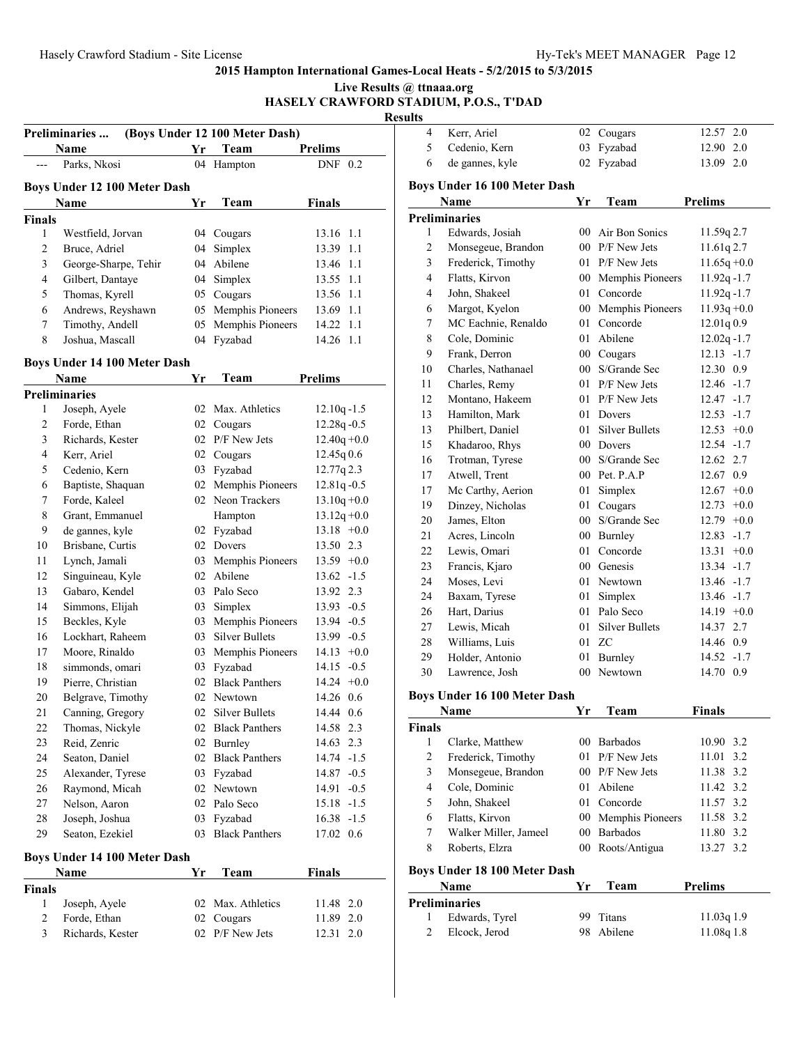**2015 Hampton International Games-Local Heats - 5/2/2015 to 5/3/2015**

**Live Results @ ttnaaa.org**

**HASELY CRAWFORD STADIUM, P.O.S., T'DAD**

**Results**

### Preliminaries ... (Boys Under 12 100 Meter Dash)

| | Name | Yr | Team | Prelims | |
|---|---|---|---|---|---|
| --- | Parks, Nkosi | 04 | Hampton | DNF | 0.2 |

### Boys Under 12 100 Meter Dash

| | Name | Yr | Team | Finals | |
|---|---|---|---|---|---|
| **Finals** | | | | | |
| 1 | Westfield, Jorvan | 04 | Cougars | 13.16 | 1.1 |
| 2 | Bruce, Adriel | 04 | Simplex | 13.39 | 1.1 |
| 3 | George-Sharpe, Tehir | 04 | Abilene | 13.46 | 1.1 |
| 4 | Gilbert, Dantaye | 04 | Simplex | 13.55 | 1.1 |
| 5 | Thomas, Kyrell | 05 | Cougars | 13.56 | 1.1 |
| 6 | Andrews, Reyshawn | 05 | Memphis Pioneers | 13.69 | 1.1 |
| 7 | Timothy, Andell | 05 | Memphis Pioneers | 14.22 | 1.1 |
| 8 | Joshua, Mascall | 04 | Fyzabad | 14.26 | 1.1 |

### Boys Under 14 100 Meter Dash

| | Name | Yr | Team | Prelims | |
|---|---|---|---|---|---|
| **Preliminaries** | | | | | |
| 1 | Joseph, Ayele | 02 | Max. Athletics | 12.10q | -1.5 |
| 2 | Forde, Ethan | 02 | Cougars | 12.28q | -0.5 |
| 3 | Richards, Kester | 02 | P/F New Jets | 12.40q | +0.0 |
| 4 | Kerr, Ariel | 02 | Cougars | 12.45q | 0.6 |
| 5 | Cedenio, Kern | 03 | Fyzabad | 12.77q | 2.3 |
| 6 | Baptiste, Shaquan | 02 | Memphis Pioneers | 12.81q | -0.5 |
| 7 | Forde, Kaleel | 02 | Neon Trackers | 13.10q | +0.0 |
| 8 | Grant, Emmanuel | | Hampton | 13.12q | +0.0 |
| 9 | de gannes, kyle | 02 | Fyzabad | 13.18 | +0.0 |
| 10 | Brisbane, Curtis | 02 | Dovers | 13.50 | 2.3 |
| 11 | Lynch, Jamali | 03 | Memphis Pioneers | 13.59 | +0.0 |
| 12 | Singuineau, Kyle | 02 | Abilene | 13.62 | -1.5 |
| 13 | Gabaro, Kendel | 03 | Palo Seco | 13.92 | 2.3 |
| 14 | Simmons, Elijah | 03 | Simplex | 13.93 | -0.5 |
| 15 | Beckles, Kyle | 03 | Memphis Pioneers | 13.94 | -0.5 |
| 16 | Lockhart, Raheem | 03 | Silver Bullets | 13.99 | -0.5 |
| 17 | Moore, Rinaldo | 03 | Memphis Pioneers | 14.13 | +0.0 |
| 18 | simmonds, omari | 03 | Fyzabad | 14.15 | -0.5 |
| 19 | Pierre, Christian | 02 | Black Panthers | 14.24 | +0.0 |
| 20 | Belgrave, Timothy | 02 | Newtown | 14.26 | 0.6 |
| 21 | Canning, Gregory | 02 | Silver Bullets | 14.44 | 0.6 |
| 22 | Thomas, Nickyle | 02 | Black Panthers | 14.58 | 2.3 |
| 23 | Reid, Zenric | 02 | Burnley | 14.63 | 2.3 |
| 24 | Seaton, Daniel | 02 | Black Panthers | 14.74 | -1.5 |
| 25 | Alexander, Tyrese | 03 | Fyzabad | 14.87 | -0.5 |
| 26 | Raymond, Micah | 02 | Newtown | 14.91 | -0.5 |
| 27 | Nelson, Aaron | 02 | Palo Seco | 15.18 | -1.5 |
| 28 | Joseph, Joshua | 03 | Fyzabad | 16.38 | -1.5 |
| 29 | Seaton, Ezekiel | 03 | Black Panthers | 17.02 | 0.6 |

### Boys Under 14 100 Meter Dash

| | Name | Yr | Team | Finals | |
|---|---|---|---|---|---|
| **Finals** | | | | | |
| 1 | Joseph, Ayele | 02 | Max. Athletics | 11.48 | 2.0 |
| 2 | Forde, Ethan | 02 | Cougars | 11.89 | 2.0 |
| 3 | Richards, Kester | 02 | P/F New Jets | 12.31 | 2.0 |
| 4 | Kerr, Ariel | 02 | Cougars | 12.57 | 2.0 |
| 5 | Cedenio, Kern | 03 | Fyzabad | 12.90 | 2.0 |
| 6 | de gannes, kyle | 02 | Fyzabad | 13.09 | 2.0 |

### Boys Under 16 100 Meter Dash

| | Name | Yr | Team | Prelims | |
|---|---|---|---|---|---|
| **Preliminaries** | | | | | |
| 1 | Edwards, Josiah | 00 | Air Bon Sonics | 11.59q | 2.7 |
| 2 | Monsegeue, Brandon | 00 | P/F New Jets | 11.61q | 2.7 |
| 3 | Frederick, Timothy | 01 | P/F New Jets | 11.65q | +0.0 |
| 4 | Flatts, Kirvon | 00 | Memphis Pioneers | 11.92q | -1.7 |
| 4 | John, Shakeel | 01 | Concorde | 11.92q | -1.7 |
| 6 | Margot, Kyelon | 00 | Memphis Pioneers | 11.93q | +0.0 |
| 7 | MC Eachnie, Renaldo | 01 | Concorde | 12.01q | 0.9 |
| 8 | Cole, Dominic | 01 | Abilene | 12.02q | -1.7 |
| 9 | Frank, Derron | 00 | Cougars | 12.13 | -1.7 |
| 10 | Charles, Nathanael | 00 | S/Grande Sec | 12.30 | 0.9 |
| 11 | Charles, Remy | 01 | P/F New Jets | 12.46 | -1.7 |
| 12 | Montano, Hakeem | 01 | P/F New Jets | 12.47 | -1.7 |
| 13 | Hamilton, Mark | 01 | Dovers | 12.53 | -1.7 |
| 13 | Philbert, Daniel | 01 | Silver Bullets | 12.53 | +0.0 |
| 15 | Khadaroo, Rhys | 00 | Dovers | 12.54 | -1.7 |
| 16 | Trotman, Tyrese | 00 | S/Grande Sec | 12.62 | 2.7 |
| 17 | Atwell, Trent | 00 | Pet. P.A.P | 12.67 | 0.9 |
| 17 | Mc Carthy, Aerion | 01 | Simplex | 12.67 | +0.0 |
| 19 | Dinzey, Nicholas | 01 | Cougars | 12.73 | +0.0 |
| 20 | James, Elton | 00 | S/Grande Sec | 12.79 | +0.0 |
| 21 | Acres, Lincoln | 00 | Burnley | 12.83 | -1.7 |
| 22 | Lewis, Omari | 01 | Concorde | 13.31 | +0.0 |
| 23 | Francis, Kjaro | 00 | Genesis | 13.34 | -1.7 |
| 24 | Moses, Levi | 01 | Newtown | 13.46 | -1.7 |
| 24 | Baxam, Tyrese | 01 | Simplex | 13.46 | -1.7 |
| 26 | Hart, Darius | 01 | Palo Seco | 14.19 | +0.0 |
| 27 | Lewis, Micah | 01 | Silver Bullets | 14.37 | 2.7 |
| 28 | Williams, Luis | 01 | ZC | 14.46 | 0.9 |
| 29 | Holder, Antonio | 01 | Burnley | 14.52 | -1.7 |
| 30 | Lawrence, Josh | 00 | Newtown | 14.70 | 0.9 |

### Boys Under 16 100 Meter Dash

| | Name | Yr | Team | Finals | |
|---|---|---|---|---|---|
| **Finals** | | | | | |
| 1 | Clarke, Matthew | 00 | Barbados | 10.90 | 3.2 |
| 2 | Frederick, Timothy | 01 | P/F New Jets | 11.01 | 3.2 |
| 3 | Monsegeue, Brandon | 00 | P/F New Jets | 11.38 | 3.2 |
| 4 | Cole, Dominic | 01 | Abilene | 11.42 | 3.2 |
| 5 | John, Shakeel | 01 | Concorde | 11.57 | 3.2 |
| 6 | Flatts, Kirvon | 00 | Memphis Pioneers | 11.58 | 3.2 |
| 7 | Walker Miller, Jameel | 00 | Barbados | 11.80 | 3.2 |
| 8 | Roberts, Elzra | 00 | Roots/Antigua | 13.27 | 3.2 |

### Boys Under 18 100 Meter Dash

| | Name | Yr | Team | Prelims | |
|---|---|---|---|---|---|
| **Preliminaries** | | | | | |
| 1 | Edwards, Tyrel | 99 | Titans | 11.03q | 1.9 |
| 2 | Elcock, Jerod | 98 | Abilene | 11.08q | 1.8 |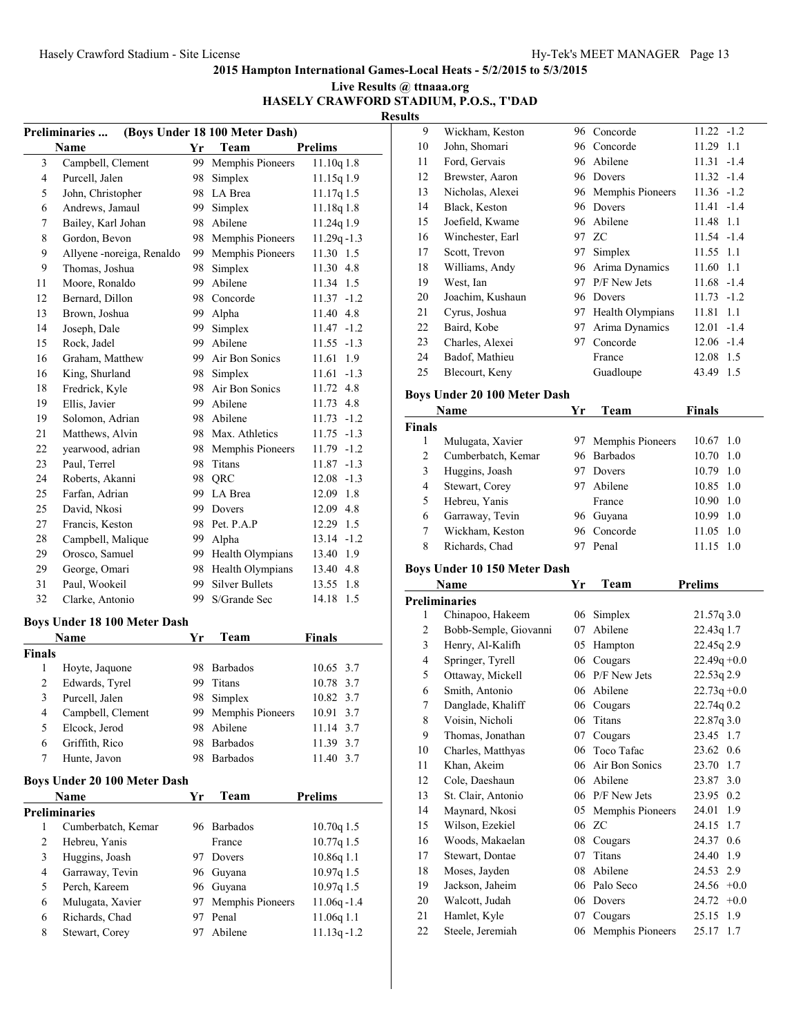**2015 Hampton International Games-Local Heats - 5/2/2015 to 5/3/2015**

**Live Results @ ttnaaa.org**

**HASELY CRAWFORD STADIUM, P.O.S., T'DAD**

**Results**

### Preliminaries ... (Boys Under 18 100 Meter Dash)

| | Name | Yr | Team | Prelims |
|---|---|---|---|---|
| 3 | Campbell, Clement | 99 | Memphis Pioneers | 11.10q 1.8 |
| 4 | Purcell, Jalen | 98 | Simplex | 11.15q 1.9 |
| 5 | John, Christopher | 98 | LA Brea | 11.17q 1.5 |
| 6 | Andrews, Jamaul | 99 | Simplex | 11.18q 1.8 |
| 7 | Bailey, Karl Johan | 98 | Abilene | 11.24q 1.9 |
| 8 | Gordon, Bevon | 98 | Memphis Pioneers | 11.29q -1.3 |
| 9 | Allyene -noreiga, Renaldo | 99 | Memphis Pioneers | 11.30 1.5 |
| 9 | Thomas, Joshua | 98 | Simplex | 11.30 4.8 |
| 11 | Moore, Ronaldo | 99 | Abilene | 11.34 1.5 |
| 12 | Bernard, Dillon | 98 | Concorde | 11.37 -1.2 |
| 13 | Brown, Joshua | 99 | Alpha | 11.40 4.8 |
| 14 | Joseph, Dale | 99 | Simplex | 11.47 -1.2 |
| 15 | Rock, Jadel | 99 | Abilene | 11.55 -1.3 |
| 16 | Graham, Matthew | 99 | Air Bon Sonics | 11.61 1.9 |
| 16 | King, Shurland | 98 | Simplex | 11.61 -1.3 |
| 18 | Fredrick, Kyle | 98 | Air Bon Sonics | 11.72 4.8 |
| 19 | Ellis, Javier | 99 | Abilene | 11.73 4.8 |
| 19 | Solomon, Adrian | 98 | Abilene | 11.73 -1.2 |
| 21 | Matthews, Alvin | 98 | Max. Athletics | 11.75 -1.3 |
| 22 | yearwood, adrian | 98 | Memphis Pioneers | 11.79 -1.2 |
| 23 | Paul, Terrel | 98 | Titans | 11.87 -1.3 |
| 24 | Roberts, Akanni | 98 | QRC | 12.08 -1.3 |
| 25 | Farfan, Adrian | 99 | LA Brea | 12.09 1.8 |
| 25 | David, Nkosi | 99 | Dovers | 12.09 4.8 |
| 27 | Francis, Keston | 98 | Pet. P.A.P | 12.29 1.5 |
| 28 | Campbell, Malique | 99 | Alpha | 13.14 -1.2 |
| 29 | Orosco, Samuel | 99 | Health Olympians | 13.40 1.9 |
| 29 | George, Omari | 98 | Health Olympians | 13.40 4.8 |
| 31 | Paul, Wookeil | 99 | Silver Bullets | 13.55 1.8 |
| 32 | Clarke, Antonio | 99 | S/Grande Sec | 14.18 1.5 |

### Boys Under 18 100 Meter Dash

| | Name | Yr | Team | Finals |
|---|---|---|---|---|
| **Finals** | | | | |
| 1 | Hoyte, Jaquone | 98 | Barbados | 10.65 3.7 |
| 2 | Edwards, Tyrel | 99 | Titans | 10.78 3.7 |
| 3 | Purcell, Jalen | 98 | Simplex | 10.82 3.7 |
| 4 | Campbell, Clement | 99 | Memphis Pioneers | 10.91 3.7 |
| 5 | Elcock, Jerod | 98 | Abilene | 11.14 3.7 |
| 6 | Griffith, Rico | 98 | Barbados | 11.39 3.7 |
| 7 | Hunte, Javon | 98 | Barbados | 11.40 3.7 |

### Boys Under 20 100 Meter Dash

| | Name | Yr | Team | Prelims |
|---|---|---|---|---|
| **Preliminaries** | | | | |
| 1 | Cumberbatch, Kemar | 96 | Barbados | 10.70q 1.5 |
| 2 | Hebreu, Yanis | | France | 10.77q 1.5 |
| 3 | Huggins, Joash | 97 | Dovers | 10.86q 1.1 |
| 4 | Garraway, Tevin | 96 | Guyana | 10.97q 1.5 |
| 5 | Perch, Kareem | 96 | Guyana | 10.97q 1.5 |
| 6 | Mulugata, Xavier | 97 | Memphis Pioneers | 11.06q -1.4 |
| 6 | Richards, Chad | 97 | Penal | 11.06q 1.1 |
| 8 | Stewart, Corey | 97 | Abilene | 11.13q -1.2 |
| 9 | Wickham, Keston | 96 | Concorde | 11.22 -1.2 |
| 10 | John, Shomari | 96 | Concorde | 11.29 1.1 |
| 11 | Ford, Gervais | 96 | Abilene | 11.31 -1.4 |
| 12 | Brewster, Aaron | 96 | Dovers | 11.32 -1.4 |
| 13 | Nicholas, Alexei | 96 | Memphis Pioneers | 11.36 -1.2 |
| 14 | Black, Keston | 96 | Dovers | 11.41 -1.4 |
| 15 | Joefield, Kwame | 96 | Abilene | 11.48 1.1 |
| 16 | Winchester, Earl | 97 | ZC | 11.54 -1.4 |
| 17 | Scott, Trevon | 97 | Simplex | 11.55 1.1 |
| 18 | Williams, Andy | 96 | Arima Dynamics | 11.60 1.1 |
| 19 | West, Ian | 97 | P/F New Jets | 11.68 -1.4 |
| 20 | Joachim, Kushaun | 96 | Dovers | 11.73 -1.2 |
| 21 | Cyrus, Joshua | 97 | Health Olympians | 11.81 1.1 |
| 22 | Baird, Kobe | 97 | Arima Dynamics | 12.01 -1.4 |
| 23 | Charles, Alexei | 97 | Concorde | 12.06 -1.4 |
| 24 | Badof, Mathieu | | France | 12.08 1.5 |
| 25 | Blecourt, Keny | | Guadloupe | 43.49 1.5 |

### Boys Under 20 100 Meter Dash

| | Name | Yr | Team | Finals |
|---|---|---|---|---|
| **Finals** | | | | |
| 1 | Mulugata, Xavier | 97 | Memphis Pioneers | 10.67 1.0 |
| 2 | Cumberbatch, Kemar | 96 | Barbados | 10.70 1.0 |
| 3 | Huggins, Joash | 97 | Dovers | 10.79 1.0 |
| 4 | Stewart, Corey | 97 | Abilene | 10.85 1.0 |
| 5 | Hebreu, Yanis | | France | 10.90 1.0 |
| 6 | Garraway, Tevin | 96 | Guyana | 10.99 1.0 |
| 7 | Wickham, Keston | 96 | Concorde | 11.05 1.0 |
| 8 | Richards, Chad | 97 | Penal | 11.15 1.0 |

### Boys Under 10 150 Meter Dash

| | Name | Yr | Team | Prelims |
|---|---|---|---|---|
| **Preliminaries** | | | | |
| 1 | Chinapoo, Hakeem | 06 | Simplex | 21.57q 3.0 |
| 2 | Bobb-Semple, Giovanni | 07 | Abilene | 22.43q 1.7 |
| 3 | Henry, Al-Kalifh | 05 | Hampton | 22.45q 2.9 |
| 4 | Springer, Tyrell | 06 | Cougars | 22.49q +0.0 |
| 5 | Ottaway, Mickell | 06 | P/F New Jets | 22.53q 2.9 |
| 6 | Smith, Antonio | 06 | Abilene | 22.73q +0.0 |
| 7 | Danglade, Khaliff | 06 | Cougars | 22.74q 0.2 |
| 8 | Voisin, Nicholi | 06 | Titans | 22.87q 3.0 |
| 9 | Thomas, Jonathan | 07 | Cougars | 23.45 1.7 |
| 10 | Charles, Matthyas | 06 | Toco Tafac | 23.62 0.6 |
| 11 | Khan, Akeim | 06 | Air Bon Sonics | 23.70 1.7 |
| 12 | Cole, Daeshaun | 06 | Abilene | 23.87 3.0 |
| 13 | St. Clair, Antonio | 06 | P/F New Jets | 23.95 0.2 |
| 14 | Maynard, Nkosi | 05 | Memphis Pioneers | 24.01 1.9 |
| 15 | Wilson, Ezekiel | 06 | ZC | 24.15 1.7 |
| 16 | Woods, Makaelan | 08 | Cougars | 24.37 0.6 |
| 17 | Stewart, Dontae | 07 | Titans | 24.40 1.9 |
| 18 | Moses, Jayden | 08 | Abilene | 24.53 2.9 |
| 19 | Jackson, Jaheim | 06 | Palo Seco | 24.56 +0.0 |
| 20 | Walcott, Judah | 06 | Dovers | 24.72 +0.0 |
| 21 | Hamlet, Kyle | 07 | Cougars | 25.15 1.9 |
| 22 | Steele, Jeremiah | 06 | Memphis Pioneers | 25.17 1.7 |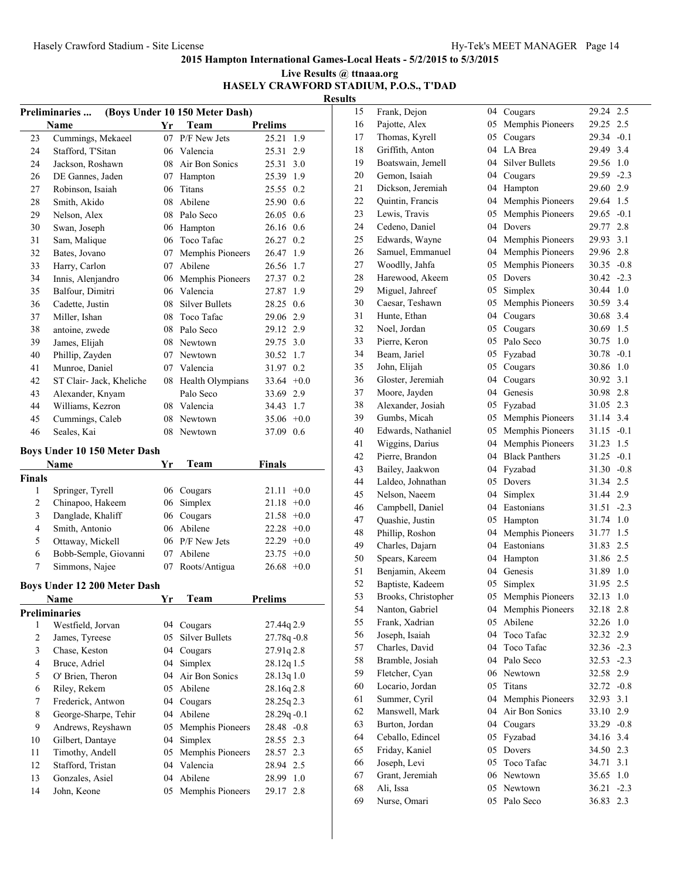**2015 Hampton International Games-Local Heats - 5/2/2015 to 5/3/2015**

**Live Results @ ttnaaa.org**

**HASELY CRAWFORD STADIUM, P.O.S., T'DAD**

**Results**

### Preliminaries ... (Boys Under 10 150 Meter Dash)

| | Name | Yr | Team | Prelims | |
|---|---|---|---|---|---|
| 23 | Cummings, Mekaeel | 07 | P/F New Jets | 25.21 | 1.9 |
| 24 | Stafford, T'Sitan | 06 | Valencia | 25.31 | 2.9 |
| 24 | Jackson, Roshawn | 08 | Air Bon Sonics | 25.31 | 3.0 |
| 26 | DE Gannes, Jaden | 07 | Hampton | 25.39 | 1.9 |
| 27 | Robinson, Isaiah | 06 | Titans | 25.55 | 0.2 |
| 28 | Smith, Akido | 08 | Abilene | 25.90 | 0.6 |
| 29 | Nelson, Alex | 08 | Palo Seco | 26.05 | 0.6 |
| 30 | Swan, Joseph | 06 | Hampton | 26.16 | 0.6 |
| 31 | Sam, Malique | 06 | Toco Tafac | 26.27 | 0.2 |
| 32 | Bates, Jovano | 07 | Memphis Pioneers | 26.47 | 1.9 |
| 33 | Harry, Carlon | 07 | Abilene | 26.56 | 1.7 |
| 34 | Innis, Alenjandro | 06 | Memphis Pioneers | 27.37 | 0.2 |
| 35 | Balfour, Dimitri | 06 | Valencia | 27.87 | 1.9 |
| 36 | Cadette, Justin | 08 | Silver Bullets | 28.25 | 0.6 |
| 37 | Miller, Ishan | 08 | Toco Tafac | 29.06 | 2.9 |
| 38 | antoine, zwede | 08 | Palo Seco | 29.12 | 2.9 |
| 39 | James, Elijah | 08 | Newtown | 29.75 | 3.0 |
| 40 | Phillip, Zayden | 07 | Newtown | 30.52 | 1.7 |
| 41 | Munroe, Daniel | 07 | Valencia | 31.97 | 0.2 |
| 42 | ST Clair- Jack, Kheliche | 08 | Health Olympians | 33.64 | +0.0 |
| 43 | Alexander, Knyam | | Palo Seco | 33.69 | 2.9 |
| 44 | Williams, Kezron | 08 | Valencia | 34.43 | 1.7 |
| 45 | Cummings, Caleb | 08 | Newtown | 35.06 | +0.0 |
| 46 | Seales, Kai | 08 | Newtown | 37.09 | 0.6 |

### Boys Under 10 150 Meter Dash

| | Name | Yr | Team | Finals | |
|---|---|---|---|---|---|
| **Finals** | | | | | |
| 1 | Springer, Tyrell | 06 | Cougars | 21.11 | +0.0 |
| 2 | Chinapoo, Hakeem | 06 | Simplex | 21.18 | +0.0 |
| 3 | Danglade, Khaliff | 06 | Cougars | 21.58 | +0.0 |
| 4 | Smith, Antonio | 06 | Abilene | 22.28 | +0.0 |
| 5 | Ottaway, Mickell | 06 | P/F New Jets | 22.29 | +0.0 |
| 6 | Bobb-Semple, Giovanni | 07 | Abilene | 23.75 | +0.0 |
| 7 | Simmons, Najee | 07 | Roots/Antigua | 26.68 | +0.0 |

### Boys Under 12 200 Meter Dash

| | Name | Yr | Team | Prelims | |
|---|---|---|---|---|---|
| **Preliminaries** | | | | | |
| 1 | Westfield, Jorvan | 04 | Cougars | 27.44q | 2.9 |
| 2 | James, Tyreese | 05 | Silver Bullets | 27.78q | -0.8 |
| 3 | Chase, Keston | 04 | Cougars | 27.91q | 2.8 |
| 4 | Bruce, Adriel | 04 | Simplex | 28.12q | 1.5 |
| 5 | O' Brien, Theron | 04 | Air Bon Sonics | 28.13q | 1.0 |
| 6 | Riley, Rekem | 05 | Abilene | 28.16q | 2.8 |
| 7 | Frederick, Antwon | 04 | Cougars | 28.25q | 2.3 |
| 8 | George-Sharpe, Tehir | 04 | Abilene | 28.29q | -0.1 |
| 9 | Andrews, Reyshawn | 05 | Memphis Pioneers | 28.48 | -0.8 |
| 10 | Gilbert, Dantaye | 04 | Simplex | 28.55 | 2.3 |
| 11 | Timothy, Andell | 05 | Memphis Pioneers | 28.57 | 2.3 |
| 12 | Stafford, Tristan | 04 | Valencia | 28.94 | 2.5 |
| 13 | Gonzales, Asiel | 04 | Abilene | 28.99 | 1.0 |
| 14 | John, Keone | 05 | Memphis Pioneers | 29.17 | 2.8 |
| 15 | Frank, Dejon | 04 | Cougars | 29.24 | 2.5 |
| 16 | Pajotte, Alex | 05 | Memphis Pioneers | 29.25 | 2.5 |
| 17 | Thomas, Kyrell | 05 | Cougars | 29.34 | -0.1 |
| 18 | Griffith, Anton | 04 | LA Brea | 29.49 | 3.4 |
| 19 | Boatswain, Jemell | 04 | Silver Bullets | 29.56 | 1.0 |
| 20 | Gemon, Isaiah | 04 | Cougars | 29.59 | -2.3 |
| 21 | Dickson, Jeremiah | 04 | Hampton | 29.60 | 2.9 |
| 22 | Quintin, Francis | 04 | Memphis Pioneers | 29.64 | 1.5 |
| 23 | Lewis, Travis | 05 | Memphis Pioneers | 29.65 | -0.1 |
| 24 | Cedeno, Daniel | 04 | Dovers | 29.77 | 2.8 |
| 25 | Edwards, Wayne | 04 | Memphis Pioneers | 29.93 | 3.1 |
| 26 | Samuel, Emmanuel | 04 | Memphis Pioneers | 29.96 | 2.8 |
| 27 | Woodlly, Jahfa | 05 | Memphis Pioneers | 30.35 | -0.8 |
| 28 | Harewood, Akeem | 05 | Dovers | 30.42 | -2.3 |
| 29 | Miguel, Jahreef | 05 | Simplex | 30.44 | 1.0 |
| 30 | Caesar, Teshawn | 05 | Memphis Pioneers | 30.59 | 3.4 |
| 31 | Hunte, Ethan | 04 | Cougars | 30.68 | 3.4 |
| 32 | Noel, Jordan | 05 | Cougars | 30.69 | 1.5 |
| 33 | Pierre, Keron | 05 | Palo Seco | 30.75 | 1.0 |
| 34 | Beam, Jariel | 05 | Fyzabad | 30.78 | -0.1 |
| 35 | John, Elijah | 05 | Cougars | 30.86 | 1.0 |
| 36 | Gloster, Jeremiah | 04 | Cougars | 30.92 | 3.1 |
| 37 | Moore, Jayden | 04 | Genesis | 30.98 | 2.8 |
| 38 | Alexander, Josiah | 05 | Fyzabad | 31.05 | 2.3 |
| 39 | Gumbs, Micah | 05 | Memphis Pioneers | 31.14 | 3.4 |
| 40 | Edwards, Nathaniel | 05 | Memphis Pioneers | 31.15 | -0.1 |
| 41 | Wiggins, Darius | 04 | Memphis Pioneers | 31.23 | 1.5 |
| 42 | Pierre, Brandon | 04 | Black Panthers | 31.25 | -0.1 |
| 43 | Bailey, Jaakwon | 04 | Fyzabad | 31.30 | -0.8 |
| 44 | Laldeo, Johnathan | 05 | Dovers | 31.34 | 2.5 |
| 45 | Nelson, Naeem | 04 | Simplex | 31.44 | 2.9 |
| 46 | Campbell, Daniel | 04 | Eastonians | 31.51 | -2.3 |
| 47 | Quashie, Justin | 05 | Hampton | 31.74 | 1.0 |
| 48 | Phillip, Roshon | 04 | Memphis Pioneers | 31.77 | 1.5 |
| 49 | Charles, Dajarn | 04 | Eastonians | 31.83 | 2.5 |
| 50 | Spears, Kareem | 04 | Hampton | 31.86 | 2.5 |
| 51 | Benjamin, Akeem | 04 | Genesis | 31.89 | 1.0 |
| 52 | Baptiste, Kadeem | 05 | Simplex | 31.95 | 2.5 |
| 53 | Brooks, Christopher | 05 | Memphis Pioneers | 32.13 | 1.0 |
| 54 | Nanton, Gabriel | 04 | Memphis Pioneers | 32.18 | 2.8 |
| 55 | Frank, Xadrian | 05 | Abilene | 32.26 | 1.0 |
| 56 | Joseph, Isaiah | 04 | Toco Tafac | 32.32 | 2.9 |
| 57 | Charles, David | 04 | Toco Tafac | 32.36 | -2.3 |
| 58 | Bramble, Josiah | 04 | Palo Seco | 32.53 | -2.3 |
| 59 | Fletcher, Cyan | 06 | Newtown | 32.58 | 2.9 |
| 60 | Locario, Jordan | 05 | Titans | 32.72 | -0.8 |
| 61 | Summer, Cyril | 04 | Memphis Pioneers | 32.93 | 3.1 |
| 62 | Manswell, Mark | 04 | Air Bon Sonics | 33.10 | 2.9 |
| 63 | Burton, Jordan | 04 | Cougars | 33.29 | -0.8 |
| 64 | Ceballo, Edincel | 05 | Fyzabad | 34.16 | 3.4 |
| 65 | Friday, Kaniel | 05 | Dovers | 34.50 | 2.3 |
| 66 | Joseph, Levi | 05 | Toco Tafac | 34.71 | 3.1 |
| 67 | Grant, Jeremiah | 06 | Newtown | 35.65 | 1.0 |
| 68 | Ali, Issa | 05 | Newtown | 36.21 | -2.3 |
| 69 | Nurse, Omari | 05 | Palo Seco | 36.83 | 2.3 |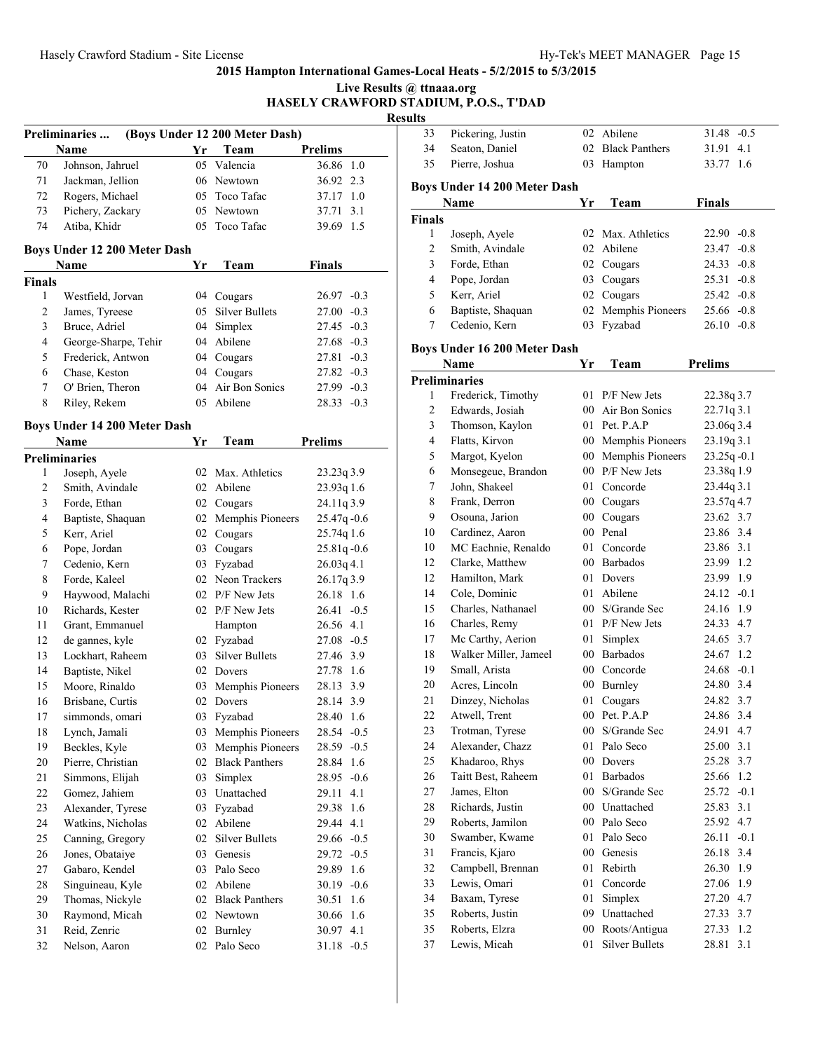# 2015 Hampton International Games-Local Heats - 5/2/2015 to 5/3/2015

**Live Results @ ttnaaa.org**

**HASELY CRAWFORD STADIUM, P.O.S., T'DAD**

**Results**

## Preliminaries ... (Boys Under 12 200 Meter Dash)

| | Name | Yr | Team | Prelims | |
|---|---|---|---|---|---|
| 70 | Johnson, Jahruel | 05 | Valencia | 36.86 | 1.0 |
| 71 | Jackman, Jellion | 06 | Newtown | 36.92 | 2.3 |
| 72 | Rogers, Michael | 05 | Toco Tafac | 37.17 | 1.0 |
| 73 | Pichery, Zackary | 05 | Newtown | 37.71 | 3.1 |
| 74 | Atiba, Khidr | 05 | Toco Tafac | 39.69 | 1.5 |

## Boys Under 12 200 Meter Dash

| | Name | Yr | Team | Finals | |
|---|---|---|---|---|---|
| **Finals** | | | | | |
| 1 | Westfield, Jorvan | 04 | Cougars | 26.97 | -0.3 |
| 2 | James, Tyreese | 05 | Silver Bullets | 27.00 | -0.3 |
| 3 | Bruce, Adriel | 04 | Simplex | 27.45 | -0.3 |
| 4 | George-Sharpe, Tehir | 04 | Abilene | 27.68 | -0.3 |
| 5 | Frederick, Antwon | 04 | Cougars | 27.81 | -0.3 |
| 6 | Chase, Keston | 04 | Cougars | 27.82 | -0.3 |
| 7 | O' Brien, Theron | 04 | Air Bon Sonics | 27.99 | -0.3 |
| 8 | Riley, Rekem | 05 | Abilene | 28.33 | -0.3 |

## Boys Under 14 200 Meter Dash

| | Name | Yr | Team | Prelims | |
|---|---|---|---|---|---|
| **Preliminaries** | | | | | |
| 1 | Joseph, Ayele | 02 | Max. Athletics | 23.23q | 3.9 |
| 2 | Smith, Avindale | 02 | Abilene | 23.93q | 1.6 |
| 3 | Forde, Ethan | 02 | Cougars | 24.11q | 3.9 |
| 4 | Baptiste, Shaquan | 02 | Memphis Pioneers | 25.47q | -0.6 |
| 5 | Kerr, Ariel | 02 | Cougars | 25.74q | 1.6 |
| 6 | Pope, Jordan | 03 | Cougars | 25.81q | -0.6 |
| 7 | Cedenio, Kern | 03 | Fyzabad | 26.03q | 4.1 |
| 8 | Forde, Kaleel | 02 | Neon Trackers | 26.17q | 3.9 |
| 9 | Haywood, Malachi | 02 | P/F New Jets | 26.18 | 1.6 |
| 10 | Richards, Kester | 02 | P/F New Jets | 26.41 | -0.5 |
| 11 | Grant, Emmanuel | | Hampton | 26.56 | 4.1 |
| 12 | de gannes, kyle | 02 | Fyzabad | 27.08 | -0.5 |
| 13 | Lockhart, Raheem | 03 | Silver Bullets | 27.46 | 3.9 |
| 14 | Baptiste, Nikel | 02 | Dovers | 27.78 | 1.6 |
| 15 | Moore, Rinaldo | 03 | Memphis Pioneers | 28.13 | 3.9 |
| 16 | Brisbane, Curtis | 02 | Dovers | 28.14 | 3.9 |
| 17 | simmonds, omari | 03 | Fyzabad | 28.40 | 1.6 |
| 18 | Lynch, Jamali | 03 | Memphis Pioneers | 28.54 | -0.5 |
| 19 | Beckles, Kyle | 03 | Memphis Pioneers | 28.59 | -0.5 |
| 20 | Pierre, Christian | 02 | Black Panthers | 28.84 | 1.6 |
| 21 | Simmons, Elijah | 03 | Simplex | 28.95 | -0.6 |
| 22 | Gomez, Jahiem | 03 | Unattached | 29.11 | 4.1 |
| 23 | Alexander, Tyrese | 03 | Fyzabad | 29.38 | 1.6 |
| 24 | Watkins, Nicholas | 02 | Abilene | 29.44 | 4.1 |
| 25 | Canning, Gregory | 02 | Silver Bullets | 29.66 | -0.5 |
| 26 | Jones, Obataiye | 03 | Genesis | 29.72 | -0.5 |
| 27 | Gabaro, Kendel | 03 | Palo Seco | 29.89 | 1.6 |
| 28 | Singuineau, Kyle | 02 | Abilene | 30.19 | -0.6 |
| 29 | Thomas, Nickyle | 02 | Black Panthers | 30.51 | 1.6 |
| 30 | Raymond, Micah | 02 | Newtown | 30.66 | 1.6 |
| 31 | Reid, Zenric | 02 | Burnley | 30.97 | 4.1 |
| 32 | Nelson, Aaron | 02 | Palo Seco | 31.18 | -0.5 |
| 33 | Pickering, Justin | 02 | Abilene | 31.48 | -0.5 |
| 34 | Seaton, Daniel | 02 | Black Panthers | 31.91 | 4.1 |
| 35 | Pierre, Joshua | 03 | Hampton | 33.77 | 1.6 |

## Boys Under 14 200 Meter Dash

| | Name | Yr | Team | Finals | |
|---|---|---|---|---|---|
| **Finals** | | | | | |
| 1 | Joseph, Ayele | 02 | Max. Athletics | 22.90 | -0.8 |
| 2 | Smith, Avindale | 02 | Abilene | 23.47 | -0.8 |
| 3 | Forde, Ethan | 02 | Cougars | 24.33 | -0.8 |
| 4 | Pope, Jordan | 03 | Cougars | 25.31 | -0.8 |
| 5 | Kerr, Ariel | 02 | Cougars | 25.42 | -0.8 |
| 6 | Baptiste, Shaquan | 02 | Memphis Pioneers | 25.66 | -0.8 |
| 7 | Cedenio, Kern | 03 | Fyzabad | 26.10 | -0.8 |

## Boys Under 16 200 Meter Dash

| | Name | Yr | Team | Prelims | |
|---|---|---|---|---|---|
| **Preliminaries** | | | | | |
| 1 | Frederick, Timothy | 01 | P/F New Jets | 22.38q | 3.7 |
| 2 | Edwards, Josiah | 00 | Air Bon Sonics | 22.71q | 3.1 |
| 3 | Thomson, Kaylon | 01 | Pet. P.A.P | 23.06q | 3.4 |
| 4 | Flatts, Kirvon | 00 | Memphis Pioneers | 23.19q | 3.1 |
| 5 | Margot, Kyelon | 00 | Memphis Pioneers | 23.25q | -0.1 |
| 6 | Monsegeue, Brandon | 00 | P/F New Jets | 23.38q | 1.9 |
| 7 | John, Shakeel | 01 | Concorde | 23.44q | 3.1 |
| 8 | Frank, Derron | 00 | Cougars | 23.57q | 4.7 |
| 9 | Osouna, Jarion | 00 | Cougars | 23.62 | 3.7 |
| 10 | Cardinez, Aaron | 00 | Penal | 23.86 | 3.4 |
| 10 | MC Eachnie, Renaldo | 01 | Concorde | 23.86 | 3.1 |
| 12 | Clarke, Matthew | 00 | Barbados | 23.99 | 1.2 |
| 12 | Hamilton, Mark | 01 | Dovers | 23.99 | 1.9 |
| 14 | Cole, Dominic | 01 | Abilene | 24.12 | -0.1 |
| 15 | Charles, Nathanael | 00 | S/Grande Sec | 24.16 | 1.9 |
| 16 | Charles, Remy | 01 | P/F New Jets | 24.33 | 4.7 |
| 17 | Mc Carthy, Aerion | 01 | Simplex | 24.65 | 3.7 |
| 18 | Walker Miller, Jameel | 00 | Barbados | 24.67 | 1.2 |
| 19 | Small, Arista | 00 | Concorde | 24.68 | -0.1 |
| 20 | Acres, Lincoln | 00 | Burnley | 24.80 | 3.4 |
| 21 | Dinzey, Nicholas | 01 | Cougars | 24.82 | 3.7 |
| 22 | Atwell, Trent | 00 | Pet. P.A.P | 24.86 | 3.4 |
| 23 | Trotman, Tyrese | 00 | S/Grande Sec | 24.91 | 4.7 |
| 24 | Alexander, Chazz | 01 | Palo Seco | 25.00 | 3.1 |
| 25 | Khadaroo, Rhys | 00 | Dovers | 25.28 | 3.7 |
| 26 | Taitt Best, Raheem | 01 | Barbados | 25.66 | 1.2 |
| 27 | James, Elton | 00 | S/Grande Sec | 25.72 | -0.1 |
| 28 | Richards, Justin | 00 | Unattached | 25.83 | 3.1 |
| 29 | Roberts, Jamilon | 00 | Palo Seco | 25.92 | 4.7 |
| 30 | Swamber, Kwame | 01 | Palo Seco | 26.11 | -0.1 |
| 31 | Francis, Kjaro | 00 | Genesis | 26.18 | 3.4 |
| 32 | Campbell, Brennan | 01 | Rebirth | 26.30 | 1.9 |
| 33 | Lewis, Omari | 01 | Concorde | 27.06 | 1.9 |
| 34 | Baxam, Tyrese | 01 | Simplex | 27.20 | 4.7 |
| 35 | Roberts, Justin | 09 | Unattached | 27.33 | 3.7 |
| 35 | Roberts, Elzra | 00 | Roots/Antigua | 27.33 | 1.2 |
| 37 | Lewis, Micah | 01 | Silver Bullets | 28.81 | 3.1 |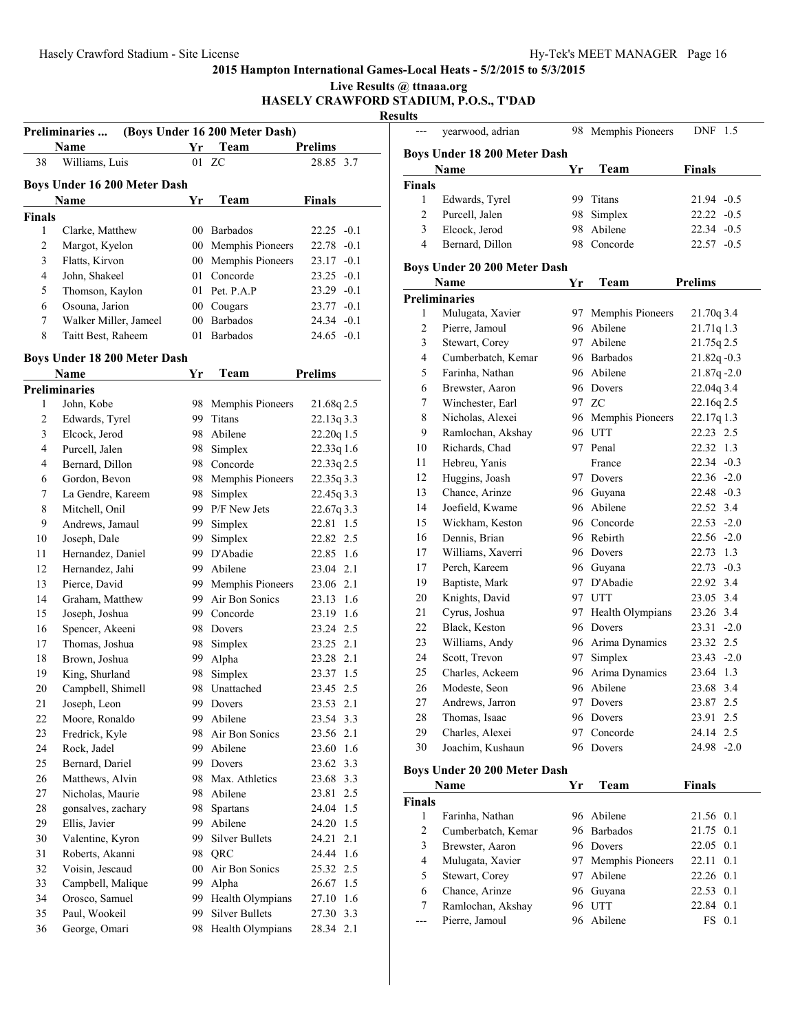**2015 Hampton International Games-Local Heats - 5/2/2015 to 5/3/2015**

**Live Results @ ttnaaa.org**

**HASELY CRAWFORD STADIUM, P.O.S., T'DAD**

**Results**

### Preliminaries ... (Boys Under 16 200 Meter Dash)

| | Name | Yr | Team | Prelims | |
|---|---|---|---|---|---|
| 38 | Williams, Luis | 01 | ZC | 28.85 | 3.7 |

### Boys Under 16 200 Meter Dash

| | Name | Yr | Team | Finals | |
|---|---|---|---|---|---|
| **Finals** | | | | | |
| 1 | Clarke, Matthew | 00 | Barbados | 22.25 | -0.1 |
| 2 | Margot, Kyelon | 00 | Memphis Pioneers | 22.78 | -0.1 |
| 3 | Flatts, Kirvon | 00 | Memphis Pioneers | 23.17 | -0.1 |
| 4 | John, Shakeel | 01 | Concorde | 23.25 | -0.1 |
| 5 | Thomson, Kaylon | 01 | Pet. P.A.P | 23.29 | -0.1 |
| 6 | Osouna, Jarion | 00 | Cougars | 23.77 | -0.1 |
| 7 | Walker Miller, Jameel | 00 | Barbados | 24.34 | -0.1 |
| 8 | Taitt Best, Raheem | 01 | Barbados | 24.65 | -0.1 |

### Boys Under 18 200 Meter Dash

| | Name | Yr | Team | Prelims | |
|---|---|---|---|---|---|
| **Preliminaries** | | | | | |
| 1 | John, Kobe | 98 | Memphis Pioneers | 21.68q | 2.5 |
| 2 | Edwards, Tyrel | 99 | Titans | 22.13q | 3.3 |
| 3 | Elcock, Jerod | 98 | Abilene | 22.20q | 1.5 |
| 4 | Purcell, Jalen | 98 | Simplex | 22.33q | 1.6 |
| 4 | Bernard, Dillon | 98 | Concorde | 22.33q | 2.5 |
| 6 | Gordon, Bevon | 98 | Memphis Pioneers | 22.35q | 3.3 |
| 7 | La Gendre, Kareem | 98 | Simplex | 22.45q | 3.3 |
| 8 | Mitchell, Onil | 99 | P/F New Jets | 22.67q | 3.3 |
| 9 | Andrews, Jamaul | 99 | Simplex | 22.81 | 1.5 |
| 10 | Joseph, Dale | 99 | Simplex | 22.82 | 2.5 |
| 11 | Hernandez, Daniel | 99 | D'Abadie | 22.85 | 1.6 |
| 12 | Hernandez, Jahi | 99 | Abilene | 23.04 | 2.1 |
| 13 | Pierce, David | 99 | Memphis Pioneers | 23.06 | 2.1 |
| 14 | Graham, Matthew | 99 | Air Bon Sonics | 23.13 | 1.6 |
| 15 | Joseph, Joshua | 99 | Concorde | 23.19 | 1.6 |
| 16 | Spencer, Akeeni | 98 | Dovers | 23.24 | 2.5 |
| 17 | Thomas, Joshua | 98 | Simplex | 23.25 | 2.1 |
| 18 | Brown, Joshua | 99 | Alpha | 23.28 | 2.1 |
| 19 | King, Shurland | 98 | Simplex | 23.37 | 1.5 |
| 20 | Campbell, Shimell | 98 | Unattached | 23.45 | 2.5 |
| 21 | Joseph, Leon | 99 | Dovers | 23.53 | 2.1 |
| 22 | Moore, Ronaldo | 99 | Abilene | 23.54 | 3.3 |
| 23 | Fredrick, Kyle | 98 | Air Bon Sonics | 23.56 | 2.1 |
| 24 | Rock, Jadel | 99 | Abilene | 23.60 | 1.6 |
| 25 | Bernard, Dariel | 99 | Dovers | 23.62 | 3.3 |
| 26 | Matthews, Alvin | 98 | Max. Athletics | 23.68 | 3.3 |
| 27 | Nicholas, Maurie | 98 | Abilene | 23.81 | 2.5 |
| 28 | gonsalves, zachary | 98 | Spartans | 24.04 | 1.5 |
| 29 | Ellis, Javier | 99 | Abilene | 24.20 | 1.5 |
| 30 | Valentine, Kyron | 99 | Silver Bullets | 24.21 | 2.1 |
| 31 | Roberts, Akanni | 98 | QRC | 24.44 | 1.6 |
| 32 | Voisin, Jescaud | 00 | Air Bon Sonics | 25.32 | 2.5 |
| 33 | Campbell, Malique | 99 | Alpha | 26.67 | 1.5 |
| 34 | Orosco, Samuel | 99 | Health Olympians | 27.10 | 1.6 |
| 35 | Paul, Wookeil | 99 | Silver Bullets | 27.30 | 3.3 |
| 36 | George, Omari | 98 | Health Olympians | 28.34 | 2.1 |
| --- | yearwood, adrian | 98 | Memphis Pioneers | DNF | 1.5 |

### Boys Under 18 200 Meter Dash

| | Name | Yr | Team | Finals | |
|---|---|---|---|---|---|
| **Finals** | | | | | |
| 1 | Edwards, Tyrel | 99 | Titans | 21.94 | -0.5 |
| 2 | Purcell, Jalen | 98 | Simplex | 22.22 | -0.5 |
| 3 | Elcock, Jerod | 98 | Abilene | 22.34 | -0.5 |
| 4 | Bernard, Dillon | 98 | Concorde | 22.57 | -0.5 |

### Boys Under 20 200 Meter Dash

| | Name | Yr | Team | Prelims | |
|---|---|---|---|---|---|
| **Preliminaries** | | | | | |
| 1 | Mulugata, Xavier | 97 | Memphis Pioneers | 21.70q | 3.4 |
| 2 | Pierre, Jamoul | 96 | Abilene | 21.71q | 1.3 |
| 3 | Stewart, Corey | 97 | Abilene | 21.75q | 2.5 |
| 4 | Cumberbatch, Kemar | 96 | Barbados | 21.82q | -0.3 |
| 5 | Farinha, Nathan | 96 | Abilene | 21.87q | -2.0 |
| 6 | Brewster, Aaron | 96 | Dovers | 22.04q | 3.4 |
| 7 | Winchester, Earl | 97 | ZC | 22.16q | 2.5 |
| 8 | Nicholas, Alexei | 96 | Memphis Pioneers | 22.17q | 1.3 |
| 9 | Ramlochan, Akshay | 96 | UTT | 22.23 | 2.5 |
| 10 | Richards, Chad | 97 | Penal | 22.32 | 1.3 |
| 11 | Hebreu, Yanis | | France | 22.34 | -0.3 |
| 12 | Huggins, Joash | 97 | Dovers | 22.36 | -2.0 |
| 13 | Chance, Arinze | 96 | Guyana | 22.48 | -0.3 |
| 14 | Joefield, Kwame | 96 | Abilene | 22.52 | 3.4 |
| 15 | Wickham, Keston | 96 | Concorde | 22.53 | -2.0 |
| 16 | Dennis, Brian | 96 | Rebirth | 22.56 | -2.0 |
| 17 | Williams, Xaverri | 96 | Dovers | 22.73 | 1.3 |
| 17 | Perch, Kareem | 96 | Guyana | 22.73 | -0.3 |
| 19 | Baptiste, Mark | 97 | D'Abadie | 22.92 | 3.4 |
| 20 | Knights, David | 97 | UTT | 23.05 | 3.4 |
| 21 | Cyrus, Joshua | 97 | Health Olympians | 23.26 | 3.4 |
| 22 | Black, Keston | 96 | Dovers | 23.31 | -2.0 |
| 23 | Williams, Andy | 96 | Arima Dynamics | 23.32 | 2.5 |
| 24 | Scott, Trevon | 97 | Simplex | 23.43 | -2.0 |
| 25 | Charles, Ackeem | 96 | Arima Dynamics | 23.64 | 1.3 |
| 26 | Modeste, Seon | 96 | Abilene | 23.68 | 3.4 |
| 27 | Andrews, Jarron | 97 | Dovers | 23.87 | 2.5 |
| 28 | Thomas, Isaac | 96 | Dovers | 23.91 | 2.5 |
| 29 | Charles, Alexei | 97 | Concorde | 24.14 | 2.5 |
| 30 | Joachim, Kushaun | 96 | Dovers | 24.98 | -2.0 |

### Boys Under 20 200 Meter Dash

| | Name | Yr | Team | Finals | |
|---|---|---|---|---|---|
| **Finals** | | | | | |
| 1 | Farinha, Nathan | 96 | Abilene | 21.56 | 0.1 |
| 2 | Cumberbatch, Kemar | 96 | Barbados | 21.75 | 0.1 |
| 3 | Brewster, Aaron | 96 | Dovers | 22.05 | 0.1 |
| 4 | Mulugata, Xavier | 97 | Memphis Pioneers | 22.11 | 0.1 |
| 5 | Stewart, Corey | 97 | Abilene | 22.26 | 0.1 |
| 6 | Chance, Arinze | 96 | Guyana | 22.53 | 0.1 |
| 7 | Ramlochan, Akshay | 96 | UTT | 22.84 | 0.1 |
| --- | Pierre, Jamoul | 96 | Abilene | FS | 0.1 |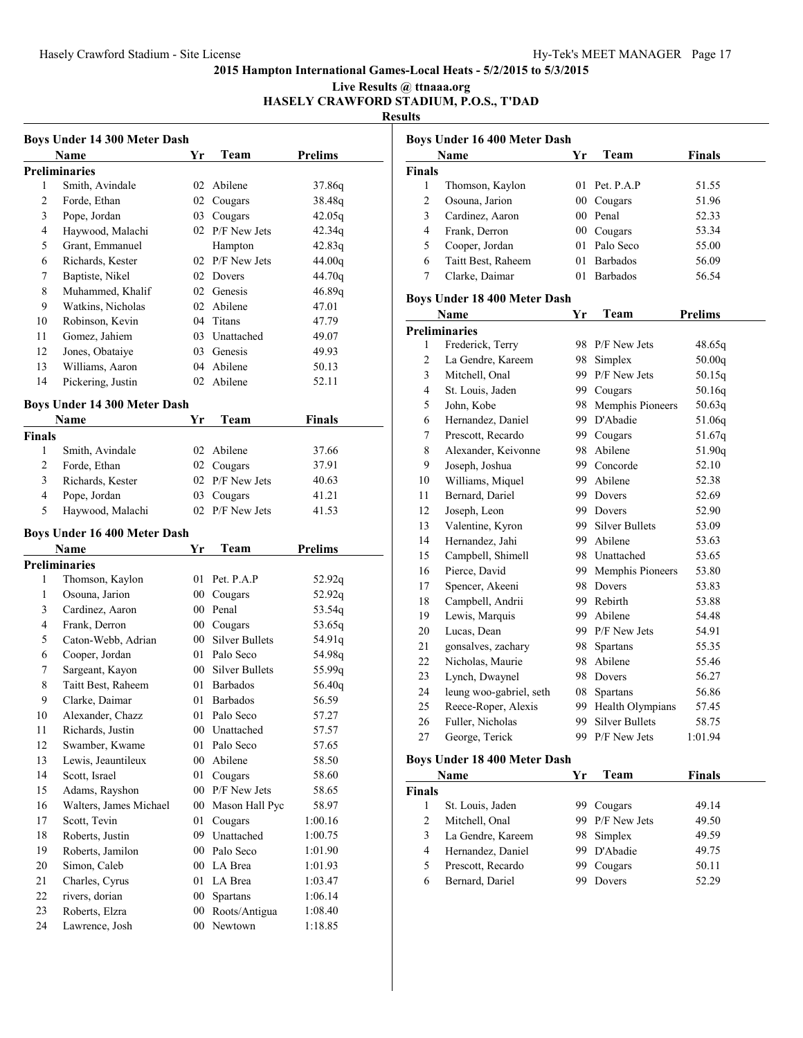# 2015 Hampton International Games-Local Heats - 5/2/2015 to 5/3/2015

**Live Results @ ttnaaa.org**

**HASELY CRAWFORD STADIUM, P.O.S., T'DAD**

**Results**

## Boys Under 14 300 Meter Dash

| | Name | Yr | Team | Prelims |
|---|---|---|---|---|
| **Preliminaries** | | | | |
| 1 | Smith, Avindale | 02 | Abilene | 37.86q |
| 2 | Forde, Ethan | 02 | Cougars | 38.48q |
| 3 | Pope, Jordan | 03 | Cougars | 42.05q |
| 4 | Haywood, Malachi | 02 | P/F New Jets | 42.34q |
| 5 | Grant, Emmanuel | | Hampton | 42.83q |
| 6 | Richards, Kester | 02 | P/F New Jets | 44.00q |
| 7 | Baptiste, Nikel | 02 | Dovers | 44.70q |
| 8 | Muhammed, Khalif | 02 | Genesis | 46.89q |
| 9 | Watkins, Nicholas | 02 | Abilene | 47.01 |
| 10 | Robinson, Kevin | 04 | Titans | 47.79 |
| 11 | Gomez, Jahiem | 03 | Unattached | 49.07 |
| 12 | Jones, Obataiye | 03 | Genesis | 49.93 |
| 13 | Williams, Aaron | 04 | Abilene | 50.13 |
| 14 | Pickering, Justin | 02 | Abilene | 52.11 |

## Boys Under 14 300 Meter Dash

| | Name | Yr | Team | Finals |
|---|---|---|---|---|
| **Finals** | | | | |
| 1 | Smith, Avindale | 02 | Abilene | 37.66 |
| 2 | Forde, Ethan | 02 | Cougars | 37.91 |
| 3 | Richards, Kester | 02 | P/F New Jets | 40.63 |
| 4 | Pope, Jordan | 03 | Cougars | 41.21 |
| 5 | Haywood, Malachi | 02 | P/F New Jets | 41.53 |

## Boys Under 16 400 Meter Dash

| | Name | Yr | Team | Prelims |
|---|---|---|---|---|
| **Preliminaries** | | | | |
| 1 | Thomson, Kaylon | 01 | Pet. P.A.P | 52.92q |
| 1 | Osouna, Jarion | 00 | Cougars | 52.92q |
| 3 | Cardinez, Aaron | 00 | Penal | 53.54q |
| 4 | Frank, Derron | 00 | Cougars | 53.65q |
| 5 | Caton-Webb, Adrian | 00 | Silver Bullets | 54.91q |
| 6 | Cooper, Jordan | 01 | Palo Seco | 54.98q |
| 7 | Sargeant, Kayon | 00 | Silver Bullets | 55.99q |
| 8 | Taitt Best, Raheem | 01 | Barbados | 56.40q |
| 9 | Clarke, Daimar | 01 | Barbados | 56.59 |
| 10 | Alexander, Chazz | 01 | Palo Seco | 57.27 |
| 11 | Richards, Justin | 00 | Unattached | 57.57 |
| 12 | Swamber, Kwame | 01 | Palo Seco | 57.65 |
| 13 | Lewis, Jeauntileux | 00 | Abilene | 58.50 |
| 14 | Scott, Israel | 01 | Cougars | 58.60 |
| 15 | Adams, Rayshon | 00 | P/F New Jets | 58.65 |
| 16 | Walters, James Michael | 00 | Mason Hall Pyc | 58.97 |
| 17 | Scott, Tevin | 01 | Cougars | 1:00.16 |
| 18 | Roberts, Justin | 09 | Unattached | 1:00.75 |
| 19 | Roberts, Jamilon | 00 | Palo Seco | 1:01.90 |
| 20 | Simon, Caleb | 00 | LA Brea | 1:01.93 |
| 21 | Charles, Cyrus | 01 | LA Brea | 1:03.47 |
| 22 | rivers, dorian | 00 | Spartans | 1:06.14 |
| 23 | Roberts, Elzra | 00 | Roots/Antigua | 1:08.40 |
| 24 | Lawrence, Josh | 00 | Newtown | 1:18.85 |

## Boys Under 16 400 Meter Dash

| | Name | Yr | Team | Finals |
|---|---|---|---|---|
| **Finals** | | | | |
| 1 | Thomson, Kaylon | 01 | Pet. P.A.P | 51.55 |
| 2 | Osouna, Jarion | 00 | Cougars | 51.96 |
| 3 | Cardinez, Aaron | 00 | Penal | 52.33 |
| 4 | Frank, Derron | 00 | Cougars | 53.34 |
| 5 | Cooper, Jordan | 01 | Palo Seco | 55.00 |
| 6 | Taitt Best, Raheem | 01 | Barbados | 56.09 |
| 7 | Clarke, Daimar | 01 | Barbados | 56.54 |

## Boys Under 18 400 Meter Dash

| | Name | Yr | Team | Prelims |
|---|---|---|---|---|
| **Preliminaries** | | | | |
| 1 | Frederick, Terry | 98 | P/F New Jets | 48.65q |
| 2 | La Gendre, Kareem | 98 | Simplex | 50.00q |
| 3 | Mitchell, Onal | 99 | P/F New Jets | 50.15q |
| 4 | St. Louis, Jaden | 99 | Cougars | 50.16q |
| 5 | John, Kobe | 98 | Memphis Pioneers | 50.63q |
| 6 | Hernandez, Daniel | 99 | D'Abadie | 51.06q |
| 7 | Prescott, Recardo | 99 | Cougars | 51.67q |
| 8 | Alexander, Keivonne | 98 | Abilene | 51.90q |
| 9 | Joseph, Joshua | 99 | Concorde | 52.10 |
| 10 | Williams, Miquel | 99 | Abilene | 52.38 |
| 11 | Bernard, Dariel | 99 | Dovers | 52.69 |
| 12 | Joseph, Leon | 99 | Dovers | 52.90 |
| 13 | Valentine, Kyron | 99 | Silver Bullets | 53.09 |
| 14 | Hernandez, Jahi | 99 | Abilene | 53.63 |
| 15 | Campbell, Shimell | 98 | Unattached | 53.65 |
| 16 | Pierce, David | 99 | Memphis Pioneers | 53.80 |
| 17 | Spencer, Akeeni | 98 | Dovers | 53.83 |
| 18 | Campbell, Andrii | 99 | Rebirth | 53.88 |
| 19 | Lewis, Marquis | 99 | Abilene | 54.48 |
| 20 | Lucas, Dean | 99 | P/F New Jets | 54.91 |
| 21 | gonsalves, zachary | 98 | Spartans | 55.35 |
| 22 | Nicholas, Maurie | 98 | Abilene | 55.46 |
| 23 | Lynch, Dwaynel | 98 | Dovers | 56.27 |
| 24 | leung woo-gabriel, seth | 08 | Spartans | 56.86 |
| 25 | Reece-Roper, Alexis | 99 | Health Olympians | 57.45 |
| 26 | Fuller, Nicholas | 99 | Silver Bullets | 58.75 |
| 27 | George, Terick | 99 | P/F New Jets | 1:01.94 |

## Boys Under 18 400 Meter Dash

| | Name | Yr | Team | Finals |
|---|---|---|---|---|
| **Finals** | | | | |
| 1 | St. Louis, Jaden | 99 | Cougars | 49.14 |
| 2 | Mitchell, Onal | 99 | P/F New Jets | 49.50 |
| 3 | La Gendre, Kareem | 98 | Simplex | 49.59 |
| 4 | Hernandez, Daniel | 99 | D'Abadie | 49.75 |
| 5 | Prescott, Recardo | 99 | Cougars | 50.11 |
| 6 | Bernard, Dariel | 99 | Dovers | 52.29 |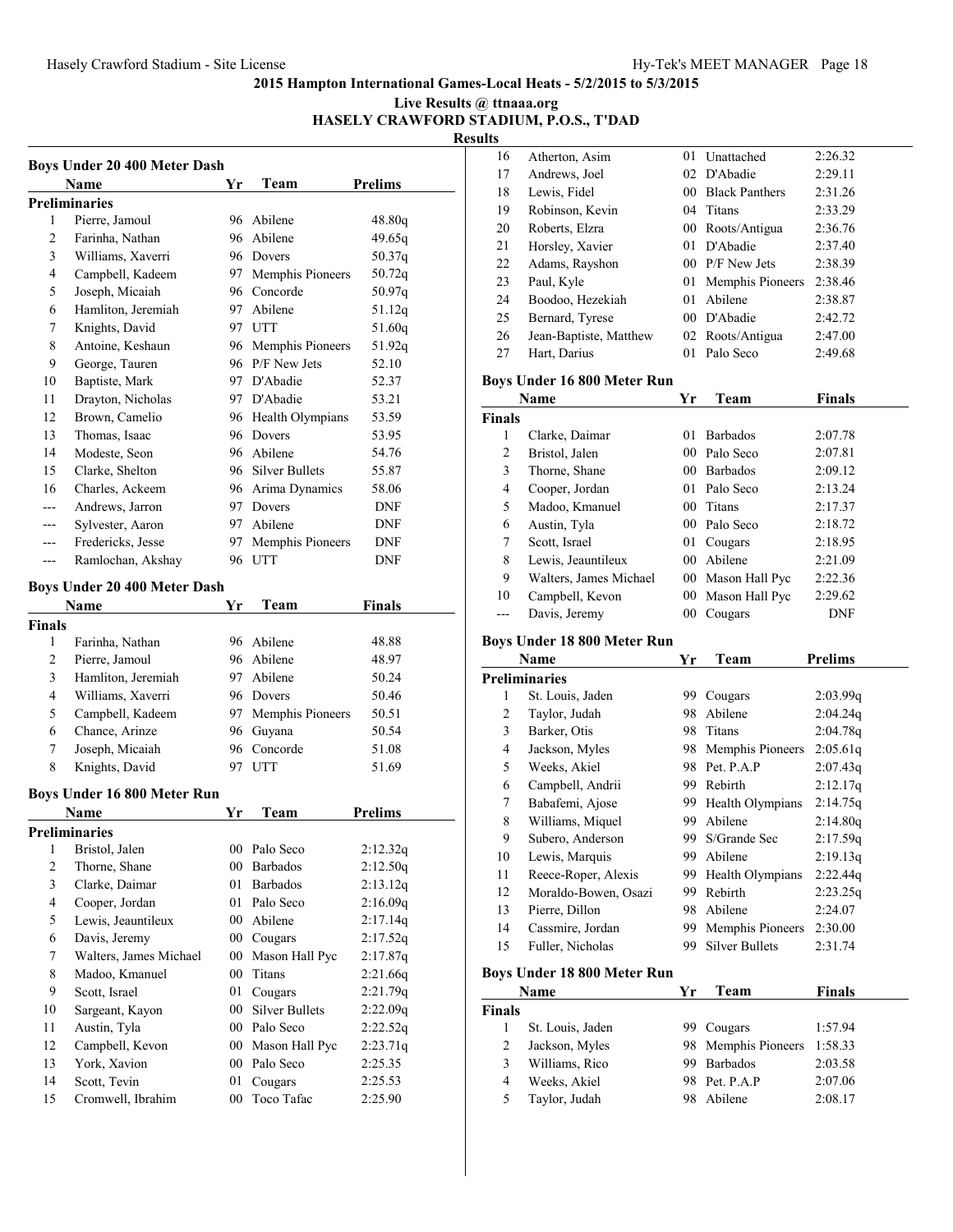**2015 Hampton International Games-Local Heats - 5/2/2015 to 5/3/2015**

**Live Results @ ttnaaa.org**

**HASELY CRAWFORD STADIUM, P.O.S., T'DAD**

**Results**

### Boys Under 20 400 Meter Dash

| | Name | Yr | Team | Prelims |
|---|---|---|---|---|
| **Preliminaries** | | | | |
| 1 | Pierre, Jamoul | 96 | Abilene | 48.80q |
| 2 | Farinha, Nathan | 96 | Abilene | 49.65q |
| 3 | Williams, Xaverri | 96 | Dovers | 50.37q |
| 4 | Campbell, Kadeem | 97 | Memphis Pioneers | 50.72q |
| 5 | Joseph, Micaiah | 96 | Concorde | 50.97q |
| 6 | Hamliton, Jeremiah | 97 | Abilene | 51.12q |
| 7 | Knights, David | 97 | UTT | 51.60q |
| 8 | Antoine, Keshaun | 96 | Memphis Pioneers | 51.92q |
| 9 | George, Tauren | 96 | P/F New Jets | 52.10 |
| 10 | Baptiste, Mark | 97 | D'Abadie | 52.37 |
| 11 | Drayton, Nicholas | 97 | D'Abadie | 53.21 |
| 12 | Brown, Camelio | 96 | Health Olympians | 53.59 |
| 13 | Thomas, Isaac | 96 | Dovers | 53.95 |
| 14 | Modeste, Seon | 96 | Abilene | 54.76 |
| 15 | Clarke, Shelton | 96 | Silver Bullets | 55.87 |
| 16 | Charles, Ackeem | 96 | Arima Dynamics | 58.06 |
| --- | Andrews, Jarron | 97 | Dovers | DNF |
| --- | Sylvester, Aaron | 97 | Abilene | DNF |
| --- | Fredericks, Jesse | 97 | Memphis Pioneers | DNF |
| --- | Ramlochan, Akshay | 96 | UTT | DNF |

### Boys Under 20 400 Meter Dash

| | Name | Yr | Team | Finals |
|---|---|---|---|---|
| **Finals** | | | | |
| 1 | Farinha, Nathan | 96 | Abilene | 48.88 |
| 2 | Pierre, Jamoul | 96 | Abilene | 48.97 |
| 3 | Hamliton, Jeremiah | 97 | Abilene | 50.24 |
| 4 | Williams, Xaverri | 96 | Dovers | 50.46 |
| 5 | Campbell, Kadeem | 97 | Memphis Pioneers | 50.51 |
| 6 | Chance, Arinze | 96 | Guyana | 50.54 |
| 7 | Joseph, Micaiah | 96 | Concorde | 51.08 |
| 8 | Knights, David | 97 | UTT | 51.69 |

### Boys Under 16 800 Meter Run

| | Name | Yr | Team | Prelims |
|---|---|---|---|---|
| **Preliminaries** | | | | |
| 1 | Bristol, Jalen | 00 | Palo Seco | 2:12.32q |
| 2 | Thorne, Shane | 00 | Barbados | 2:12.50q |
| 3 | Clarke, Daimar | 01 | Barbados | 2:13.12q |
| 4 | Cooper, Jordan | 01 | Palo Seco | 2:16.09q |
| 5 | Lewis, Jeauntileux | 00 | Abilene | 2:17.14q |
| 6 | Davis, Jeremy | 00 | Cougars | 2:17.52q |
| 7 | Walters, James Michael | 00 | Mason Hall Pyc | 2:17.87q |
| 8 | Madoo, Kmanuel | 00 | Titans | 2:21.66q |
| 9 | Scott, Israel | 01 | Cougars | 2:21.79q |
| 10 | Sargeant, Kayon | 00 | Silver Bullets | 2:22.09q |
| 11 | Austin, Tyla | 00 | Palo Seco | 2:22.52q |
| 12 | Campbell, Kevon | 00 | Mason Hall Pyc | 2:23.71q |
| 13 | York, Xavion | 00 | Palo Seco | 2:25.35 |
| 14 | Scott, Tevin | 01 | Cougars | 2:25.53 |
| 15 | Cromwell, Ibrahim | 00 | Toco Tafac | 2:25.90 |
| 16 | Atherton, Asim | 01 | Unattached | 2:26.32 |
| 17 | Andrews, Joel | 02 | D'Abadie | 2:29.11 |
| 18 | Lewis, Fidel | 00 | Black Panthers | 2:31.26 |
| 19 | Robinson, Kevin | 04 | Titans | 2:33.29 |
| 20 | Roberts, Elzra | 00 | Roots/Antigua | 2:36.76 |
| 21 | Horsley, Xavier | 01 | D'Abadie | 2:37.40 |
| 22 | Adams, Rayshon | 00 | P/F New Jets | 2:38.39 |
| 23 | Paul, Kyle | 01 | Memphis Pioneers | 2:38.46 |
| 24 | Boodoo, Hezekiah | 01 | Abilene | 2:38.87 |
| 25 | Bernard, Tyrese | 00 | D'Abadie | 2:42.72 |
| 26 | Jean-Baptiste, Matthew | 02 | Roots/Antigua | 2:47.00 |
| 27 | Hart, Darius | 01 | Palo Seco | 2:49.68 |

### Boys Under 16 800 Meter Run

| | Name | Yr | Team | Finals |
|---|---|---|---|---|
| **Finals** | | | | |
| 1 | Clarke, Daimar | 01 | Barbados | 2:07.78 |
| 2 | Bristol, Jalen | 00 | Palo Seco | 2:07.81 |
| 3 | Thorne, Shane | 00 | Barbados | 2:09.12 |
| 4 | Cooper, Jordan | 01 | Palo Seco | 2:13.24 |
| 5 | Madoo, Kmanuel | 00 | Titans | 2:17.37 |
| 6 | Austin, Tyla | 00 | Palo Seco | 2:18.72 |
| 7 | Scott, Israel | 01 | Cougars | 2:18.95 |
| 8 | Lewis, Jeauntileux | 00 | Abilene | 2:21.09 |
| 9 | Walters, James Michael | 00 | Mason Hall Pyc | 2:22.36 |
| 10 | Campbell, Kevon | 00 | Mason Hall Pyc | 2:29.62 |
| --- | Davis, Jeremy | 00 | Cougars | DNF |

### Boys Under 18 800 Meter Run

| | Name | Yr | Team | Prelims |
|---|---|---|---|---|
| **Preliminaries** | | | | |
| 1 | St. Louis, Jaden | 99 | Cougars | 2:03.99q |
| 2 | Taylor, Judah | 98 | Abilene | 2:04.24q |
| 3 | Barker, Otis | 98 | Titans | 2:04.78q |
| 4 | Jackson, Myles | 98 | Memphis Pioneers | 2:05.61q |
| 5 | Weeks, Akiel | 98 | Pet. P.A.P | 2:07.43q |
| 6 | Campbell, Andrii | 99 | Rebirth | 2:12.17q |
| 7 | Babafemi, Ajose | 99 | Health Olympians | 2:14.75q |
| 8 | Williams, Miquel | 99 | Abilene | 2:14.80q |
| 9 | Subero, Anderson | 99 | S/Grande Sec | 2:17.59q |
| 10 | Lewis, Marquis | 99 | Abilene | 2:19.13q |
| 11 | Reece-Roper, Alexis | 99 | Health Olympians | 2:22.44q |
| 12 | Moraldo-Bowen, Osazi | 99 | Rebirth | 2:23.25q |
| 13 | Pierre, Dillon | 98 | Abilene | 2:24.07 |
| 14 | Cassmire, Jordan | 99 | Memphis Pioneers | 2:30.00 |
| 15 | Fuller, Nicholas | 99 | Silver Bullets | 2:31.74 |

### Boys Under 18 800 Meter Run

| | Name | Yr | Team | Finals |
|---|---|---|---|---|
| **Finals** | | | | |
| 1 | St. Louis, Jaden | 99 | Cougars | 1:57.94 |
| 2 | Jackson, Myles | 98 | Memphis Pioneers | 1:58.33 |
| 3 | Williams, Rico | 99 | Barbados | 2:03.58 |
| 4 | Weeks, Akiel | 98 | Pet. P.A.P | 2:07.06 |
| 5 | Taylor, Judah | 98 | Abilene | 2:08.17 |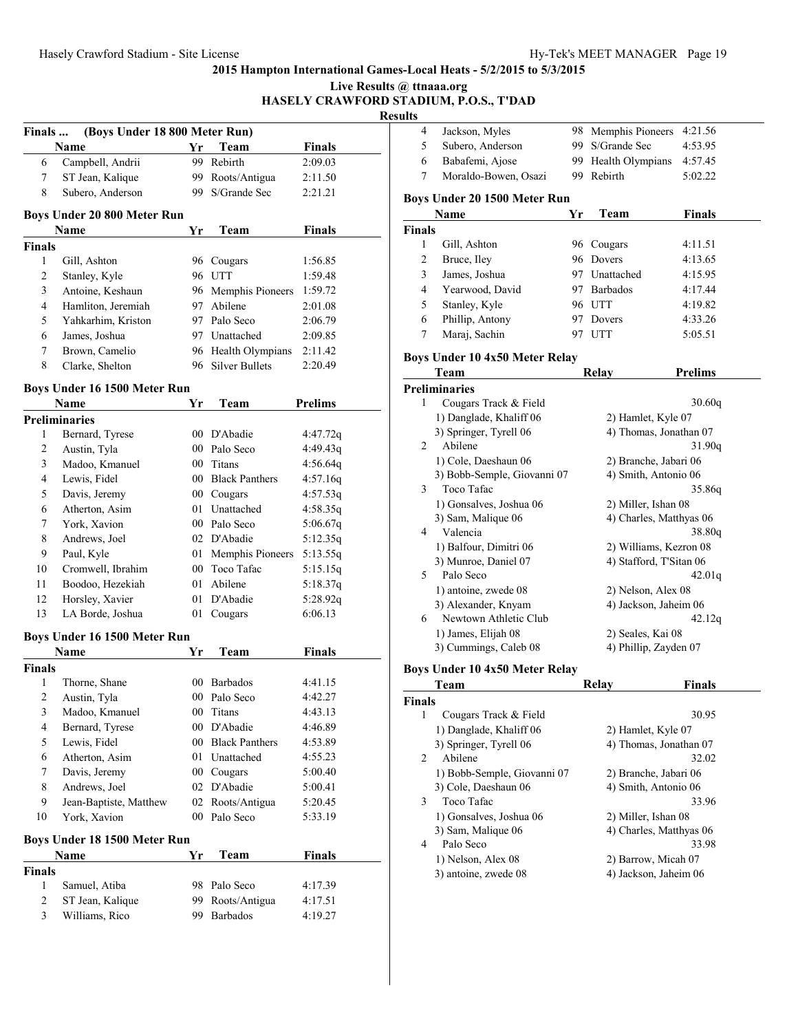## 2015 Hampton International Games-Local Heats - 5/2/2015 to 5/3/2015

**Live Results @ ttnaaa.org**

**HASELY CRAWFORD STADIUM, P.O.S., T'DAD**

**Results**

### Finals ... (Boys Under 18 800 Meter Run)

| | Name | Yr | Team | Finals |
|---|---|---|---|---|
| 6 | Campbell, Andrii | 99 | Rebirth | 2:09.03 |
| 7 | ST Jean, Kalique | 99 | Roots/Antigua | 2:11.50 |
| 8 | Subero, Anderson | 99 | S/Grande Sec | 2:21.21 |

### Boys Under 20 800 Meter Run

| | Name | Yr | Team | Finals |
|---|---|---|---|---|
| **Finals** | | | | |
| 1 | Gill, Ashton | 96 | Cougars | 1:56.85 |
| 2 | Stanley, Kyle | 96 | UTT | 1:59.48 |
| 3 | Antoine, Keshaun | 96 | Memphis Pioneers | 1:59.72 |
| 4 | Hamliton, Jeremiah | 97 | Abilene | 2:01.08 |
| 5 | Yahkarhim, Kriston | 97 | Palo Seco | 2:06.79 |
| 6 | James, Joshua | 97 | Unattached | 2:09.85 |
| 7 | Brown, Camelio | 96 | Health Olympians | 2:11.42 |
| 8 | Clarke, Shelton | 96 | Silver Bullets | 2:20.49 |

### Boys Under 16 1500 Meter Run

| | Name | Yr | Team | Prelims |
|---|---|---|---|---|
| **Preliminaries** | | | | |
| 1 | Bernard, Tyrese | 00 | D'Abadie | 4:47.72q |
| 2 | Austin, Tyla | 00 | Palo Seco | 4:49.43q |
| 3 | Madoo, Kmanuel | 00 | Titans | 4:56.64q |
| 4 | Lewis, Fidel | 00 | Black Panthers | 4:57.16q |
| 5 | Davis, Jeremy | 00 | Cougars | 4:57.53q |
| 6 | Atherton, Asim | 01 | Unattached | 4:58.35q |
| 7 | York, Xavion | 00 | Palo Seco | 5:06.67q |
| 8 | Andrews, Joel | 02 | D'Abadie | 5:12.35q |
| 9 | Paul, Kyle | 01 | Memphis Pioneers | 5:13.55q |
| 10 | Cromwell, Ibrahim | 00 | Toco Tafac | 5:15.15q |
| 11 | Boodoo, Hezekiah | 01 | Abilene | 5:18.37q |
| 12 | Horsley, Xavier | 01 | D'Abadie | 5:28.92q |
| 13 | LA Borde, Joshua | 01 | Cougars | 6:06.13 |

### Boys Under 16 1500 Meter Run

| | Name | Yr | Team | Finals |
|---|---|---|---|---|
| **Finals** | | | | |
| 1 | Thorne, Shane | 00 | Barbados | 4:41.15 |
| 2 | Austin, Tyla | 00 | Palo Seco | 4:42.27 |
| 3 | Madoo, Kmanuel | 00 | Titans | 4:43.13 |
| 4 | Bernard, Tyrese | 00 | D'Abadie | 4:46.89 |
| 5 | Lewis, Fidel | 00 | Black Panthers | 4:53.89 |
| 6 | Atherton, Asim | 01 | Unattached | 4:55.23 |
| 7 | Davis, Jeremy | 00 | Cougars | 5:00.40 |
| 8 | Andrews, Joel | 02 | D'Abadie | 5:00.41 |
| 9 | Jean-Baptiste, Matthew | 02 | Roots/Antigua | 5:20.45 |
| 10 | York, Xavion | 00 | Palo Seco | 5:33.19 |

### Boys Under 18 1500 Meter Run

| | Name | Yr | Team | Finals |
|---|---|---|---|---|
| **Finals** | | | | |
| 1 | Samuel, Atiba | 98 | Palo Seco | 4:17.39 |
| 2 | ST Jean, Kalique | 99 | Roots/Antigua | 4:17.51 |
| 3 | Williams, Rico | 99 | Barbados | 4:19.27 |
| 4 | Jackson, Myles | 98 | Memphis Pioneers | 4:21.56 |
| 5 | Subero, Anderson | 99 | S/Grande Sec | 4:53.95 |
| 6 | Babafemi, Ajose | 99 | Health Olympians | 4:57.45 |
| 7 | Moraldo-Bowen, Osazi | 99 | Rebirth | 5:02.22 |

### Boys Under 20 1500 Meter Run

| | Name | Yr | Team | Finals |
|---|---|---|---|---|
| **Finals** | | | | |
| 1 | Gill, Ashton | 96 | Cougars | 4:11.51 |
| 2 | Bruce, Iley | 96 | Dovers | 4:13.65 |
| 3 | James, Joshua | 97 | Unattached | 4:15.95 |
| 4 | Yearwood, David | 97 | Barbados | 4:17.44 |
| 5 | Stanley, Kyle | 96 | UTT | 4:19.82 |
| 6 | Phillip, Antony | 97 | Dovers | 4:33.26 |
| 7 | Maraj, Sachin | 97 | UTT | 5:05.51 |

### Boys Under 10 4x50 Meter Relay

| | Team | Relay | Prelims |
|---|---|---|---|
| **Preliminaries** | | | |
| 1 | Cougars Track & Field | | 30.60q |
| | 1) Danglade, Khaliff 06 | 2) Hamlet, Kyle 07 | |
| | 3) Springer, Tyrell 06 | 4) Thomas, Jonathan 07 | |
| 2 | Abilene | | 31.90q |
| | 1) Cole, Daeshaun 06 | 2) Branche, Jabari 06 | |
| | 3) Bobb-Semple, Giovanni 07 | 4) Smith, Antonio 06 | |
| 3 | Toco Tafac | | 35.86q |
| | 1) Gonsalves, Joshua 06 | 2) Miller, Ishan 08 | |
| | 3) Sam, Malique 06 | 4) Charles, Matthyas 06 | |
| 4 | Valencia | | 38.80q |
| | 1) Balfour, Dimitri 06 | 2) Williams, Kezron 08 | |
| | 3) Munroe, Daniel 07 | 4) Stafford, T'Sitan 06 | |
| 5 | Palo Seco | | 42.01q |
| | 1) antoine, zwede 08 | 2) Nelson, Alex 08 | |
| | 3) Alexander, Knyam | 4) Jackson, Jaheim 06 | |
| 6 | Newtown Athletic Club | | 42.12q |
| | 1) James, Elijah 08 | 2) Seales, Kai 08 | |
| | 3) Cummings, Caleb 08 | 4) Phillip, Zayden 07 | |

### Boys Under 10 4x50 Meter Relay

| | Team | Relay | Finals |
|---|---|---|---|
| **Finals** | | | |
| 1 | Cougars Track & Field | | 30.95 |
| | 1) Danglade, Khaliff 06 | 2) Hamlet, Kyle 07 | |
| | 3) Springer, Tyrell 06 | 4) Thomas, Jonathan 07 | |
| 2 | Abilene | | 32.02 |
| | 1) Bobb-Semple, Giovanni 07 | 2) Branche, Jabari 06 | |
| | 3) Cole, Daeshaun 06 | 4) Smith, Antonio 06 | |
| 3 | Toco Tafac | | 33.96 |
| | 1) Gonsalves, Joshua 06 | 2) Miller, Ishan 08 | |
| | 3) Sam, Malique 06 | 4) Charles, Matthyas 06 | |
| 4 | Palo Seco | | 33.98 |
| | 1) Nelson, Alex 08 | 2) Barrow, Micah 07 | |
| | 3) antoine, zwede 08 | 4) Jackson, Jaheim 06 | |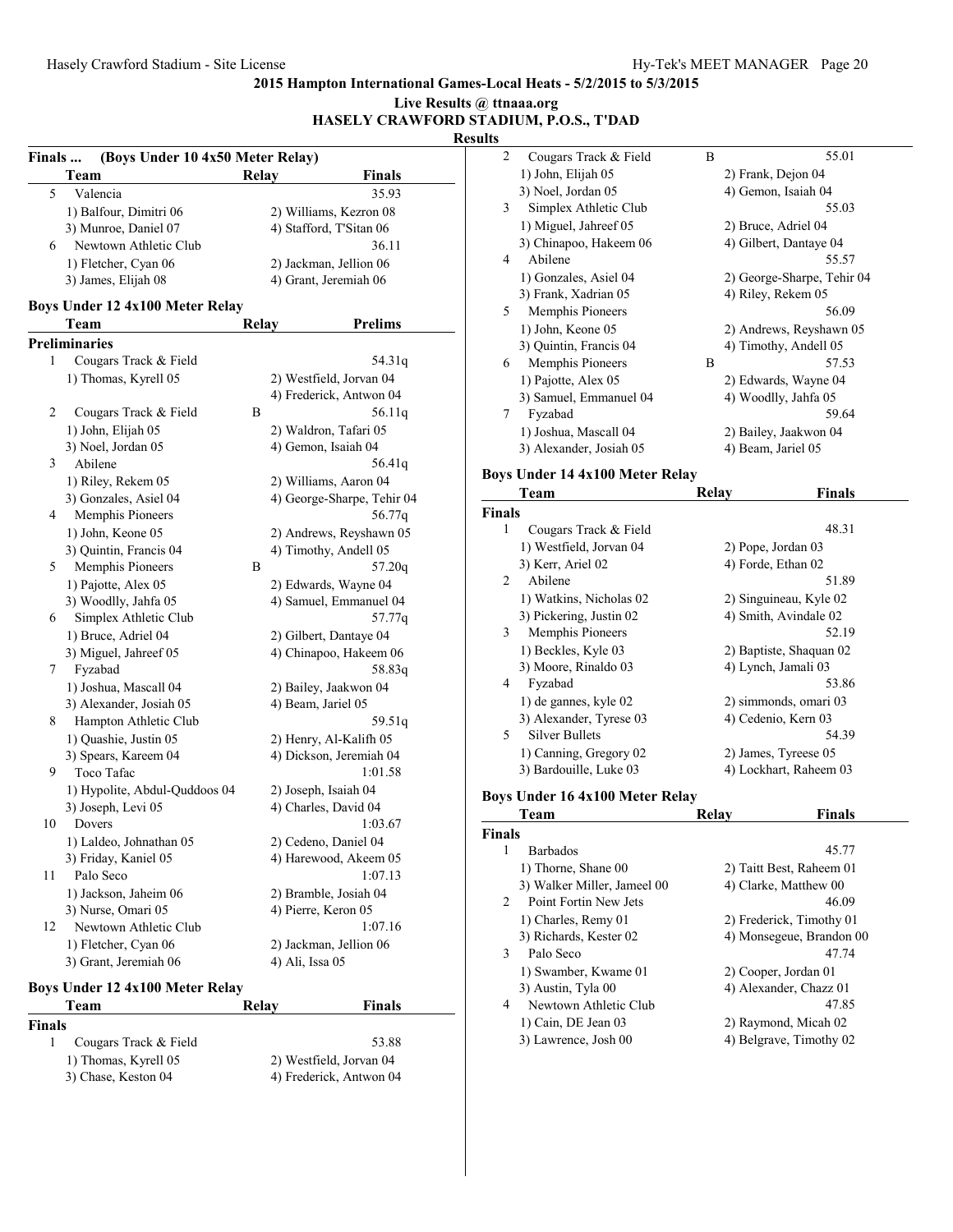**2015 Hampton International Games-Local Heats - 5/2/2015 to 5/3/2015**

**Live Results @ ttnaaa.org**

**HASELY CRAWFORD STADIUM, P.O.S., T'DAD**

**Results**

### Finals ... (Boys Under 10 4x50 Meter Relay)

| | Team | Relay | Finals |
|---|---|---|---|
| 5 | Valencia | | 35.93 |
| | 1) Balfour, Dimitri 06 | 2) Williams, Kezron 08 | |
| | 3) Munroe, Daniel 07 | 4) Stafford, T'Sitan 06 | |
| 6 | Newtown Athletic Club | | 36.11 |
| | 1) Fletcher, Cyan 06 | 2) Jackman, Jellion 06 | |
| | 3) James, Elijah 08 | 4) Grant, Jeremiah 06 | |

### Boys Under 12 4x100 Meter Relay

| | Team | Relay | Prelims |
|---|---|---|---|
| **Preliminaries** | | | |
| 1 | Cougars Track & Field | | 54.31q |
| | 1) Thomas, Kyrell 05 | 2) Westfield, Jorvan 04 | |
| | | 4) Frederick, Antwon 04 | |
| 2 | Cougars Track & Field | B | 56.11q |
| | 1) John, Elijah 05 | 2) Waldron, Tafari 05 | |
| | 3) Noel, Jordan 05 | 4) Gemon, Isaiah 04 | |
| 3 | Abilene | | 56.41q |
| | 1) Riley, Rekem 05 | 2) Williams, Aaron 04 | |
| | 3) Gonzales, Asiel 04 | 4) George-Sharpe, Tehir 04 | |
| 4 | Memphis Pioneers | | 56.77q |
| | 1) John, Keone 05 | 2) Andrews, Reyshawn 05 | |
| | 3) Quintin, Francis 04 | 4) Timothy, Andell 05 | |
| 5 | Memphis Pioneers | B | 57.20q |
| | 1) Pajotte, Alex 05 | 2) Edwards, Wayne 04 | |
| | 3) Woodlly, Jahfa 05 | 4) Samuel, Emmanuel 04 | |
| 6 | Simplex Athletic Club | | 57.77q |
| | 1) Bruce, Adriel 04 | 2) Gilbert, Dantaye 04 | |
| | 3) Miguel, Jahreef 05 | 4) Chinapoo, Hakeem 06 | |
| 7 | Fyzabad | | 58.83q |
| | 1) Joshua, Mascall 04 | 2) Bailey, Jaakwon 04 | |
| | 3) Alexander, Josiah 05 | 4) Beam, Jariel 05 | |
| 8 | Hampton Athletic Club | | 59.51q |
| | 1) Quashie, Justin 05 | 2) Henry, Al-Kalifh 05 | |
| | 3) Spears, Kareem 04 | 4) Dickson, Jeremiah 04 | |
| 9 | Toco Tafac | | 1:01.58 |
| | 1) Hypolite, Abdul-Quddoos 04 | 2) Joseph, Isaiah 04 | |
| | 3) Joseph, Levi 05 | 4) Charles, David 04 | |
| 10 | Dovers | | 1:03.67 |
| | 1) Laldeo, Johnathan 05 | 2) Cedeno, Daniel 04 | |
| | 3) Friday, Kaniel 05 | 4) Harewood, Akeem 05 | |
| 11 | Palo Seco | | 1:07.13 |
| | 1) Jackson, Jaheim 06 | 2) Bramble, Josiah 04 | |
| | 3) Nurse, Omari 05 | 4) Pierre, Keron 05 | |
| 12 | Newtown Athletic Club | | 1:07.16 |
| | 1) Fletcher, Cyan 06 | 2) Jackman, Jellion 06 | |
| | 3) Grant, Jeremiah 06 | 4) Ali, Issa 05 | |

### Boys Under 12 4x100 Meter Relay

| | Team | Relay | Finals |
|---|---|---|---|
| **Finals** | | | |
| 1 | Cougars Track & Field | | 53.88 |
| | 1) Thomas, Kyrell 05 | 2) Westfield, Jorvan 04 | |
| | 3) Chase, Keston 04 | 4) Frederick, Antwon 04 | |
| 2 | Cougars Track & Field | B | 55.01 |
| | 1) John, Elijah 05 | 2) Frank, Dejon 04 | |
| | 3) Noel, Jordan 05 | 4) Gemon, Isaiah 04 | |
| 3 | Simplex Athletic Club | | 55.03 |
| | 1) Miguel, Jahreef 05 | 2) Bruce, Adriel 04 | |
| | 3) Chinapoo, Hakeem 06 | 4) Gilbert, Dantaye 04 | |
| 4 | Abilene | | 55.57 |
| | 1) Gonzales, Asiel 04 | 2) George-Sharpe, Tehir 04 | |
| | 3) Frank, Xadrian 05 | 4) Riley, Rekem 05 | |
| 5 | Memphis Pioneers | | 56.09 |
| | 1) John, Keone 05 | 2) Andrews, Reyshawn 05 | |
| | 3) Quintin, Francis 04 | 4) Timothy, Andell 05 | |
| 6 | Memphis Pioneers | B | 57.53 |
| | 1) Pajotte, Alex 05 | 2) Edwards, Wayne 04 | |
| | 3) Samuel, Emmanuel 04 | 4) Woodlly, Jahfa 05 | |
| 7 | Fyzabad | | 59.64 |
| | 1) Joshua, Mascall 04 | 2) Bailey, Jaakwon 04 | |
| | 3) Alexander, Josiah 05 | 4) Beam, Jariel 05 | |

### Boys Under 14 4x100 Meter Relay

| | Team | Relay | Finals |
|---|---|---|---|
| **Finals** | | | |
| 1 | Cougars Track & Field | | 48.31 |
| | 1) Westfield, Jorvan 04 | 2) Pope, Jordan 03 | |
| | 3) Kerr, Ariel 02 | 4) Forde, Ethan 02 | |
| 2 | Abilene | | 51.89 |
| | 1) Watkins, Nicholas 02 | 2) Singuineau, Kyle 02 | |
| | 3) Pickering, Justin 02 | 4) Smith, Avindale 02 | |
| 3 | Memphis Pioneers | | 52.19 |
| | 1) Beckles, Kyle 03 | 2) Baptiste, Shaquan 02 | |
| | 3) Moore, Rinaldo 03 | 4) Lynch, Jamali 03 | |
| 4 | Fyzabad | | 53.86 |
| | 1) de gannes, kyle 02 | 2) simmonds, omari 03 | |
| | 3) Alexander, Tyrese 03 | 4) Cedenio, Kern 03 | |
| 5 | Silver Bullets | | 54.39 |
| | 1) Canning, Gregory 02 | 2) James, Tyreese 05 | |
| | 3) Bardouille, Luke 03 | 4) Lockhart, Raheem 03 | |

### Boys Under 16 4x100 Meter Relay

| | Team | Relay | Finals |
|---|---|---|---|
| **Finals** | | | |
| 1 | Barbados | | 45.77 |
| | 1) Thorne, Shane 00 | 2) Taitt Best, Raheem 01 | |
| | 3) Walker Miller, Jameel 00 | 4) Clarke, Matthew 00 | |
| 2 | Point Fortin New Jets | | 46.09 |
| | 1) Charles, Remy 01 | 2) Frederick, Timothy 01 | |
| | 3) Richards, Kester 02 | 4) Monsegeue, Brandon 00 | |
| 3 | Palo Seco | | 47.74 |
| | 1) Swamber, Kwame 01 | 2) Cooper, Jordan 01 | |
| | 3) Austin, Tyla 00 | 4) Alexander, Chazz 01 | |
| 4 | Newtown Athletic Club | | 47.85 |
| | 1) Cain, DE Jean 03 | 2) Raymond, Micah 02 | |
| | 3) Lawrence, Josh 00 | 4) Belgrave, Timothy 02 | |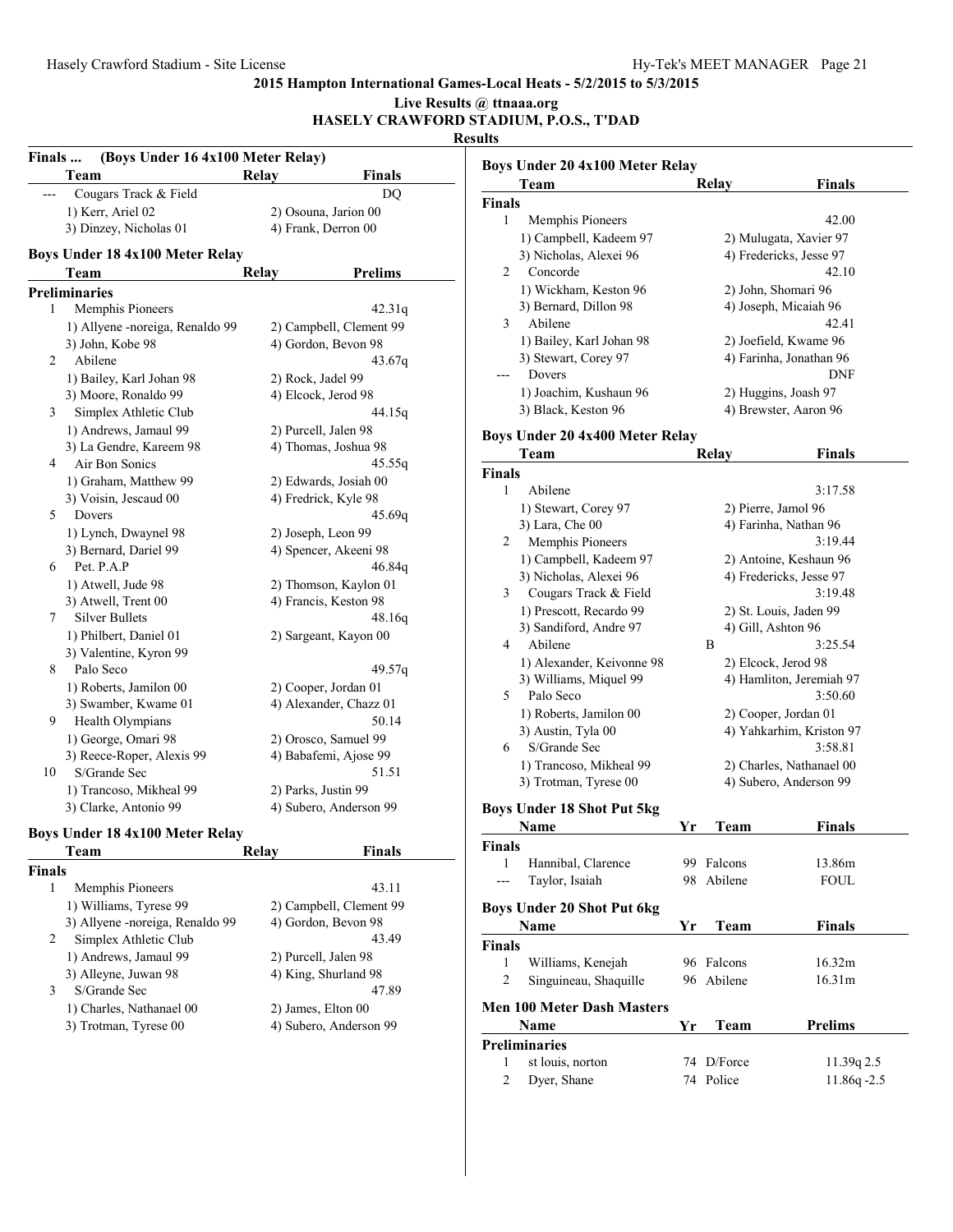2015 Hampton International Games-Local Heats - 5/2/2015 to 5/3/2015

Live Results @ ttnaaa.org

HASELY CRAWFORD STADIUM, P.O.S., T'DAD

**Results**

### Finals ... (Boys Under 16 4x100 Meter Relay)

| | Team | Relay | Finals |
|---|---|---|---|
| --- | Cougars Track & Field | | DQ |
| | 1) Kerr, Ariel 02 | 2) Osouna, Jarion 00 | |
| | 3) Dinzey, Nicholas 01 | 4) Frank, Derron 00 | |

### Boys Under 18 4x100 Meter Relay

| | Team | Relay | Prelims |
|---|---|---|---|
| **Preliminaries** | | | |
| 1 | Memphis Pioneers | | 42.31q |
| | 1) Allyene -noreiga, Renaldo 99 | 2) Campbell, Clement 99 | |
| | 3) John, Kobe 98 | 4) Gordon, Bevon 98 | |
| 2 | Abilene | | 43.67q |
| | 1) Bailey, Karl Johan 98 | 2) Rock, Jadel 99 | |
| | 3) Moore, Ronaldo 99 | 4) Elcock, Jerod 98 | |
| 3 | Simplex Athletic Club | | 44.15q |
| | 1) Andrews, Jamaul 99 | 2) Purcell, Jalen 98 | |
| | 3) La Gendre, Kareem 98 | 4) Thomas, Joshua 98 | |
| 4 | Air Bon Sonics | | 45.55q |
| | 1) Graham, Matthew 99 | 2) Edwards, Josiah 00 | |
| | 3) Voisin, Jescaud 00 | 4) Fredrick, Kyle 98 | |
| 5 | Dovers | | 45.69q |
| | 1) Lynch, Dwaynel 98 | 2) Joseph, Leon 99 | |
| | 3) Bernard, Dariel 99 | 4) Spencer, Akeeni 98 | |
| 6 | Pet. P.A.P | | 46.84q |
| | 1) Atwell, Jude 98 | 2) Thomson, Kaylon 01 | |
| | 3) Atwell, Trent 00 | 4) Francis, Keston 98 | |
| 7 | Silver Bullets | | 48.16q |
| | 1) Philbert, Daniel 01 | 2) Sargeant, Kayon 00 | |
| | 3) Valentine, Kyron 99 | | |
| 8 | Palo Seco | | 49.57q |
| | 1) Roberts, Jamilon 00 | 2) Cooper, Jordan 01 | |
| | 3) Swamber, Kwame 01 | 4) Alexander, Chazz 01 | |
| 9 | Health Olympians | | 50.14 |
| | 1) George, Omari 98 | 2) Orosco, Samuel 99 | |
| | 3) Reece-Roper, Alexis 99 | 4) Babafemi, Ajose 99 | |
| 10 | S/Grande Sec | | 51.51 |
| | 1) Trancoso, Mikheal 99 | 2) Parks, Justin 99 | |
| | 3) Clarke, Antonio 99 | 4) Subero, Anderson 99 | |

### Boys Under 18 4x100 Meter Relay

| | Team | Relay | Finals |
|---|---|---|---|
| **Finals** | | | |
| 1 | Memphis Pioneers | | 43.11 |
| | 1) Williams, Tyrese 99 | 2) Campbell, Clement 99 | |
| | 3) Allyene -noreiga, Renaldo 99 | 4) Gordon, Bevon 98 | |
| 2 | Simplex Athletic Club | | 43.49 |
| | 1) Andrews, Jamaul 99 | 2) Purcell, Jalen 98 | |
| | 3) Alleyne, Juwan 98 | 4) King, Shurland 98 | |
| 3 | S/Grande Sec | | 47.89 |
| | 1) Charles, Nathanael 00 | 2) James, Elton 00 | |
| | 3) Trotman, Tyrese 00 | 4) Subero, Anderson 99 | |

### Boys Under 20 4x100 Meter Relay

| | Team | Relay | Finals |
|---|---|---|---|
| **Finals** | | | |
| 1 | Memphis Pioneers | | 42.00 |
| | 1) Campbell, Kadeem 97 | 2) Mulugata, Xavier 97 | |
| | 3) Nicholas, Alexei 96 | 4) Fredericks, Jesse 97 | |
| 2 | Concorde | | 42.10 |
| | 1) Wickham, Keston 96 | 2) John, Shomari 96 | |
| | 3) Bernard, Dillon 98 | 4) Joseph, Micaiah 96 | |
| 3 | Abilene | | 42.41 |
| | 1) Bailey, Karl Johan 98 | 2) Joefield, Kwame 96 | |
| | 3) Stewart, Corey 97 | 4) Farinha, Jonathan 96 | |
| --- | Dovers | | DNF |
| | 1) Joachim, Kushaun 96 | 2) Huggins, Joash 97 | |
| | 3) Black, Keston 96 | 4) Brewster, Aaron 96 | |

### Boys Under 20 4x400 Meter Relay

| | Team | Relay | Finals |
|---|---|---|---|
| **Finals** | | | |
| 1 | Abilene | | 3:17.58 |
| | 1) Stewart, Corey 97 | 2) Pierre, Jamol 96 | |
| | 3) Lara, Che 00 | 4) Farinha, Nathan 96 | |
| 2 | Memphis Pioneers | | 3:19.44 |
| | 1) Campbell, Kadeem 97 | 2) Antoine, Keshaun 96 | |
| | 3) Nicholas, Alexei 96 | 4) Fredericks, Jesse 97 | |
| 3 | Cougars Track & Field | | 3:19.48 |
| | 1) Prescott, Recardo 99 | 2) St. Louis, Jaden 99 | |
| | 3) Sandiford, Andre 97 | 4) Gill, Ashton 96 | |
| 4 | Abilene | B | 3:25.54 |
| | 1) Alexander, Keivonne 98 | 2) Elcock, Jerod 98 | |
| | 3) Williams, Miquel 99 | 4) Hamlton, Jeremiah 97 | |
| 5 | Palo Seco | | 3:50.60 |
| | 1) Roberts, Jamilon 00 | 2) Cooper, Jordan 01 | |
| | 3) Austin, Tyla 00 | 4) Yahkarhim, Kriston 97 | |
| 6 | S/Grande Sec | | 3:58.81 |
| | 1) Trancoso, Mikheal 99 | 2) Charles, Nathanael 00 | |
| | 3) Trotman, Tyrese 00 | 4) Subero, Anderson 99 | |

### Boys Under 18 Shot Put 5kg

| | Name | Yr | Team | Finals |
|---|---|---|---|---|
| **Finals** | | | | |
| 1 | Hannibal, Clarence | 99 | Falcons | 13.86m |
| --- | Taylor, Isaiah | 98 | Abilene | FOUL |

### Boys Under 20 Shot Put 6kg

| | Name | Yr | Team | Finals |
|---|---|---|---|---|
| **Finals** | | | | |
| 1 | Williams, Kenejah | 96 | Falcons | 16.32m |
| 2 | Singuineau, Shaquille | 96 | Abilene | 16.31m |

### Men 100 Meter Dash Masters

| | Name | Yr | Team | Prelims |
|---|---|---|---|---|
| **Preliminaries** | | | | |
| 1 | st louis, norton | 74 | D/Force | 11.39q 2.5 |
| 2 | Dyer, Shane | 74 | Police | 11.86q -2.5 |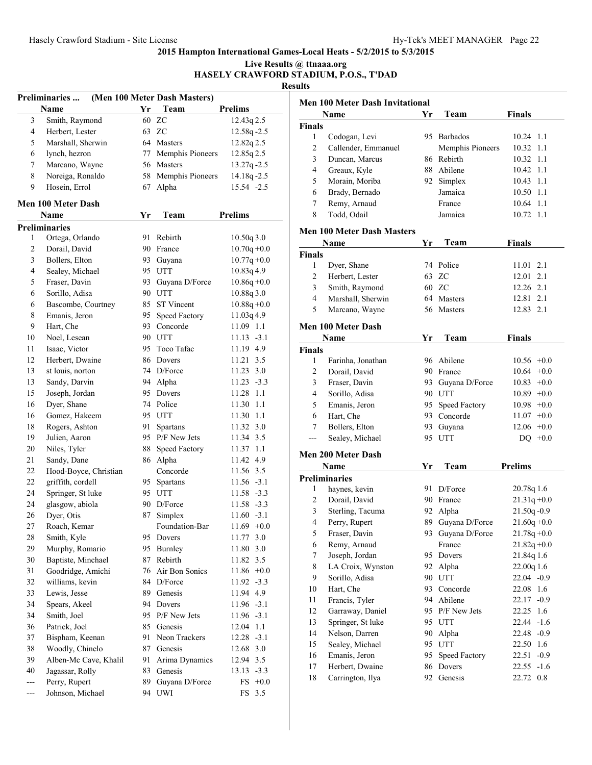**2015 Hampton International Games-Local Heats - 5/2/2015 to 5/3/2015**

**Live Results @ ttnaaa.org**

**HASELY CRAWFORD STADIUM, P.O.S., T'DAD**

**Results**

### Preliminaries ... (Men 100 Meter Dash Masters)

| | Name | Yr | Team | Prelims |
|---|---|---|---|---|
| 3 | Smith, Raymond | 60 | ZC | 12.43q 2.5 |
| 4 | Herbert, Lester | 63 | ZC | 12.58q -2.5 |
| 5 | Marshall, Sherwin | 64 | Masters | 12.82q 2.5 |
| 6 | lynch, hezron | 77 | Memphis Pioneers | 12.85q 2.5 |
| 7 | Marcano, Wayne | 56 | Masters | 13.27q -2.5 |
| 8 | Noreiga, Ronaldo | 58 | Memphis Pioneers | 14.18q -2.5 |
| 9 | Hosein, Errol | 67 | Alpha | 15.54 -2.5 |

### Men 100 Meter Dash

| | Name | Yr | Team | Prelims |
|---|---|---|---|---|
| **Preliminaries** | | | | |
| 1 | Ortega, Orlando | 91 | Rebirth | 10.50q 3.0 |
| 2 | Dorail, David | 90 | France | 10.70q +0.0 |
| 3 | Bollers, Elton | 93 | Guyana | 10.77q +0.0 |
| 4 | Sealey, Michael | 95 | UTT | 10.83q 4.9 |
| 5 | Fraser, Davin | 93 | Guyana D/Force | 10.86q +0.0 |
| 6 | Sorillo, Adisa | 90 | UTT | 10.88q 3.0 |
| 6 | Bascombe, Courtney | 85 | ST Vincent | 10.88q +0.0 |
| 8 | Emanis, Jeron | 95 | Speed Factory | 11.03q 4.9 |
| 9 | Hart, Che | 93 | Concorde | 11.09 1.1 |
| 10 | Noel, Lesean | 90 | UTT | 11.13 -3.1 |
| 11 | Isaac, Victor | 95 | Toco Tafac | 11.19 4.9 |
| 12 | Herbert, Dwaine | 86 | Dovers | 11.21 3.5 |
| 13 | st louis, norton | 74 | D/Force | 11.23 3.0 |
| 13 | Sandy, Darvin | 94 | Alpha | 11.23 -3.3 |
| 15 | Joseph, Jordan | 95 | Dovers | 11.28 1.1 |
| 16 | Dyer, Shane | 74 | Police | 11.30 1.1 |
| 16 | Gomez, Hakeem | 95 | UTT | 11.30 1.1 |
| 18 | Rogers, Ashton | 91 | Spartans | 11.32 3.0 |
| 19 | Julien, Aaron | 95 | P/F New Jets | 11.34 3.5 |
| 20 | Niles, Tyler | 88 | Speed Factory | 11.37 1.1 |
| 21 | Sandy, Dane | 86 | Alpha | 11.42 4.9 |
| 22 | Hood-Boyce, Christian | | Concorde | 11.56 3.5 |
| 22 | griffith, cordell | 95 | Spartans | 11.56 -3.1 |
| 24 | Springer, St luke | 95 | UTT | 11.58 -3.3 |
| 24 | glasgow, abiola | 90 | D/Force | 11.58 -3.3 |
| 26 | Dyer, Otis | 87 | Simplex | 11.60 -3.1 |
| 27 | Roach, Kemar | | Foundation-Bar | 11.69 +0.0 |
| 28 | Smith, Kyle | 95 | Dovers | 11.77 3.0 |
| 29 | Murphy, Romario | 95 | Burnley | 11.80 3.0 |
| 30 | Baptiste, Minchael | 87 | Rebirth | 11.82 3.5 |
| 31 | Goodridge, Amichi | 76 | Air Bon Sonics | 11.86 +0.0 |
| 32 | williams, kevin | 84 | D/Force | 11.92 -3.3 |
| 33 | Lewis, Jesse | 89 | Genesis | 11.94 4.9 |
| 34 | Spears, Akeel | 94 | Dovers | 11.96 -3.1 |
| 34 | Smith, Joel | 95 | P/F New Jets | 11.96 -3.1 |
| 36 | Patrick, Joel | 85 | Genesis | 12.04 1.1 |
| 37 | Bispham, Keenan | 91 | Neon Trackers | 12.28 -3.1 |
| 38 | Woodly, Chinelo | 87 | Genesis | 12.68 3.0 |
| 39 | Alben-Mc Cave, Khalil | 91 | Arima Dynamics | 12.94 3.5 |
| 40 | Jagassar, Rolly | 83 | Genesis | 13.13 -3.3 |
| --- | Perry, Rupert | 89 | Guyana D/Force | FS +0.0 |
| --- | Johnson, Michael | 94 | UWI | FS 3.5 |

### Men 100 Meter Dash Invitational

| | Name | Yr | Team | Finals |
|---|---|---|---|---|
| **Finals** | | | | |
| 1 | Codogan, Levi | 95 | Barbados | 10.24 1.1 |
| 2 | Callender, Emmanuel | | Memphis Pioneers | 10.32 1.1 |
| 3 | Duncan, Marcus | 86 | Rebirth | 10.32 1.1 |
| 4 | Greaux, Kyle | 88 | Abilene | 10.42 1.1 |
| 5 | Morain, Moriba | 92 | Simplex | 10.43 1.1 |
| 6 | Brady, Bernado | | Jamaica | 10.50 1.1 |
| 7 | Remy, Arnaud | | France | 10.64 1.1 |
| 8 | Todd, Odail | | Jamaica | 10.72 1.1 |

### Men 100 Meter Dash Masters

| | Name | Yr | Team | Finals |
|---|---|---|---|---|
| **Finals** | | | | |
| 1 | Dyer, Shane | 74 | Police | 11.01 2.1 |
| 2 | Herbert, Lester | 63 | ZC | 12.01 2.1 |
| 3 | Smith, Raymond | 60 | ZC | 12.26 2.1 |
| 4 | Marshall, Sherwin | 64 | Masters | 12.81 2.1 |
| 5 | Marcano, Wayne | 56 | Masters | 12.83 2.1 |

### Men 100 Meter Dash

| | Name | Yr | Team | Finals |
|---|---|---|---|---|
| **Finals** | | | | |
| 1 | Farinha, Jonathan | 96 | Abilene | 10.56 +0.0 |
| 2 | Dorail, David | 90 | France | 10.64 +0.0 |
| 3 | Fraser, Davin | 93 | Guyana D/Force | 10.83 +0.0 |
| 4 | Sorillo, Adisa | 90 | UTT | 10.89 +0.0 |
| 5 | Emanis, Jeron | 95 | Speed Factory | 10.98 +0.0 |
| 6 | Hart, Che | 93 | Concorde | 11.07 +0.0 |
| 7 | Bollers, Elton | 93 | Guyana | 12.06 +0.0 |
| --- | Sealey, Michael | 95 | UTT | DQ +0.0 |

### Men 200 Meter Dash

| | Name | Yr | Team | Prelims |
|---|---|---|---|---|
| **Preliminaries** | | | | |
| 1 | haynes, kevin | 91 | D/Force | 20.78q 1.6 |
| 2 | Dorail, David | 90 | France | 21.31q +0.0 |
| 3 | Sterling, Tacuma | 92 | Alpha | 21.50q -0.9 |
| 4 | Perry, Rupert | 89 | Guyana D/Force | 21.60q +0.0 |
| 5 | Fraser, Davin | 93 | Guyana D/Force | 21.78q +0.0 |
| 6 | Remy, Arnaud | | France | 21.82q +0.0 |
| 7 | Joseph, Jordan | 95 | Dovers | 21.84q 1.6 |
| 8 | LA Croix, Wynston | 92 | Alpha | 22.00q 1.6 |
| 9 | Sorillo, Adisa | 90 | UTT | 22.04 -0.9 |
| 10 | Hart, Che | 93 | Concorde | 22.08 1.6 |
| 11 | Francis, Tyler | 94 | Abilene | 22.17 -0.9 |
| 12 | Garraway, Daniel | 95 | P/F New Jets | 22.25 1.6 |
| 13 | Springer, St luke | 95 | UTT | 22.44 -1.6 |
| 14 | Nelson, Darren | 90 | Alpha | 22.48 -0.9 |
| 15 | Sealey, Michael | 95 | UTT | 22.50 1.6 |
| 16 | Emanis, Jeron | 95 | Speed Factory | 22.51 -0.9 |
| 17 | Herbert, Dwaine | 86 | Dovers | 22.55 -1.6 |
| 18 | Carrington, Ilya | 92 | Genesis | 22.72 0.8 |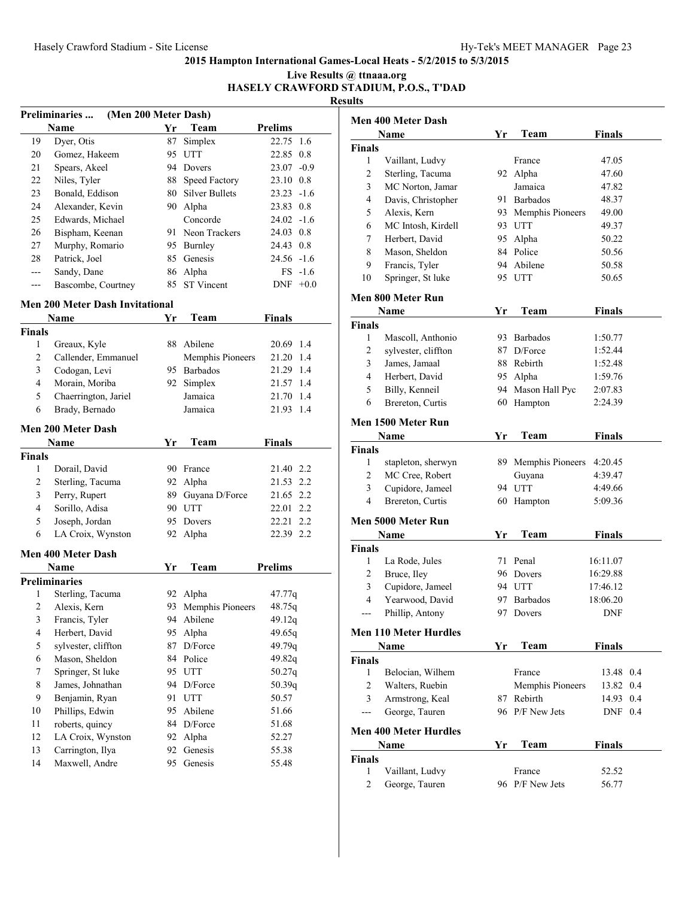**2015 Hampton International Games-Local Heats - 5/2/2015 to 5/3/2015**

**Live Results @ ttnaaa.org**

**HASELY CRAWFORD STADIUM, P.O.S., T'DAD**

**Results**

### Preliminaries ... (Men 200 Meter Dash)

| | Name | Yr | Team | Prelims | |
|---|---|---|---|---|---|
| 19 | Dyer, Otis | 87 | Simplex | 22.75 | 1.6 |
| 20 | Gomez, Hakeem | 95 | UTT | 22.85 | 0.8 |
| 21 | Spears, Akeel | 94 | Dovers | 23.07 | -0.9 |
| 22 | Niles, Tyler | 88 | Speed Factory | 23.10 | 0.8 |
| 23 | Bonald, Eddison | 80 | Silver Bullets | 23.23 | -1.6 |
| 24 | Alexander, Kevin | 90 | Alpha | 23.83 | 0.8 |
| 25 | Edwards, Michael | | Concorde | 24.02 | -1.6 |
| 26 | Bispham, Keenan | 91 | Neon Trackers | 24.03 | 0.8 |
| 27 | Murphy, Romario | 95 | Burnley | 24.43 | 0.8 |
| 28 | Patrick, Joel | 85 | Genesis | 24.56 | -1.6 |
| --- | Sandy, Dane | 86 | Alpha | FS | -1.6 |
| --- | Bascombe, Courtney | 85 | ST Vincent | DNF | +0.0 |

### Men 200 Meter Dash Invitational

| | Name | Yr | Team | Finals | |
|---|---|---|---|---|---|
| **Finals** | | | | | |
| 1 | Greaux, Kyle | 88 | Abilene | 20.69 | 1.4 |
| 2 | Callender, Emmanuel | | Memphis Pioneers | 21.20 | 1.4 |
| 3 | Codogan, Levi | 95 | Barbados | 21.29 | 1.4 |
| 4 | Morain, Moriba | 92 | Simplex | 21.57 | 1.4 |
| 5 | Chaerrington, Jariel | | Jamaica | 21.70 | 1.4 |
| 6 | Brady, Bernado | | Jamaica | 21.93 | 1.4 |

### Men 200 Meter Dash

| | Name | Yr | Team | Finals | |
|---|---|---|---|---|---|
| **Finals** | | | | | |
| 1 | Dorail, David | 90 | France | 21.40 | 2.2 |
| 2 | Sterling, Tacuma | 92 | Alpha | 21.53 | 2.2 |
| 3 | Perry, Rupert | 89 | Guyana D/Force | 21.65 | 2.2 |
| 4 | Sorillo, Adisa | 90 | UTT | 22.01 | 2.2 |
| 5 | Joseph, Jordan | 95 | Dovers | 22.21 | 2.2 |
| 6 | LA Croix, Wynston | 92 | Alpha | 22.39 | 2.2 |

### Men 400 Meter Dash

| | Name | Yr | Team | Prelims |
|---|---|---|---|---|
| **Preliminaries** | | | | |
| 1 | Sterling, Tacuma | 92 | Alpha | 47.77q |
| 2 | Alexis, Kern | 93 | Memphis Pioneers | 48.75q |
| 3 | Francis, Tyler | 94 | Abilene | 49.12q |
| 4 | Herbert, David | 95 | Alpha | 49.65q |
| 5 | sylvester, cliffton | 87 | D/Force | 49.79q |
| 6 | Mason, Sheldon | 84 | Police | 49.82q |
| 7 | Springer, St luke | 95 | UTT | 50.27q |
| 8 | James, Johnathan | 94 | D/Force | 50.39q |
| 9 | Benjamin, Ryan | 91 | UTT | 50.57 |
| 10 | Phillips, Edwin | 95 | Abilene | 51.66 |
| 11 | roberts, quincy | 84 | D/Force | 51.68 |
| 12 | LA Croix, Wynston | 92 | Alpha | 52.27 |
| 13 | Carrington, Ilya | 92 | Genesis | 55.38 |
| 14 | Maxwell, Andre | 95 | Genesis | 55.48 |

### Men 400 Meter Dash

| | Name | Yr | Team | Finals |
|---|---|---|---|---|
| **Finals** | | | | |
| 1 | Vaillant, Ludvy | | France | 47.05 |
| 2 | Sterling, Tacuma | 92 | Alpha | 47.60 |
| 3 | MC Norton, Jamar | | Jamaica | 47.82 |
| 4 | Davis, Christopher | 91 | Barbados | 48.37 |
| 5 | Alexis, Kern | 93 | Memphis Pioneers | 49.00 |
| 6 | MC Intosh, Kirdell | 93 | UTT | 49.37 |
| 7 | Herbert, David | 95 | Alpha | 50.22 |
| 8 | Mason, Sheldon | 84 | Police | 50.56 |
| 9 | Francis, Tyler | 94 | Abilene | 50.58 |
| 10 | Springer, St luke | 95 | UTT | 50.65 |

### Men 800 Meter Run

| | Name | Yr | Team | Finals |
|---|---|---|---|---|
| **Finals** | | | | |
| 1 | Mascoll, Anthonio | 93 | Barbados | 1:50.77 |
| 2 | sylvester, cliffton | 87 | D/Force | 1:52.44 |
| 3 | James, Jamaal | 88 | Rebirth | 1:52.48 |
| 4 | Herbert, David | 95 | Alpha | 1:59.76 |
| 5 | Billy, Kenneil | 94 | Mason Hall Pyc | 2:07.83 |
| 6 | Brereton, Curtis | 60 | Hampton | 2:24.39 |

### Men 1500 Meter Run

| | Name | Yr | Team | Finals |
|---|---|---|---|---|
| **Finals** | | | | |
| 1 | stapleton, sherwyn | 89 | Memphis Pioneers | 4:20.45 |
| 2 | MC Cree, Robert | | Guyana | 4:39.47 |
| 3 | Cupidore, Jameel | 94 | UTT | 4:49.66 |
| 4 | Brereton, Curtis | 60 | Hampton | 5:09.36 |

### Men 5000 Meter Run

| | Name | Yr | Team | Finals |
|---|---|---|---|---|
| **Finals** | | | | |
| 1 | La Rode, Jules | 71 | Penal | 16:11.07 |
| 2 | Bruce, Iley | 96 | Dovers | 16:29.88 |
| 3 | Cupidore, Jameel | 94 | UTT | 17:46.12 |
| 4 | Yearwood, David | 97 | Barbados | 18:06.20 |
| --- | Phillip, Antony | 97 | Dovers | DNF |

### Men 110 Meter Hurdles

| | Name | Yr | Team | Finals | |
|---|---|---|---|---|---|
| **Finals** | | | | | |
| 1 | Belocian, Wilhem | | France | 13.48 | 0.4 |
| 2 | Walters, Ruebin | | Memphis Pioneers | 13.82 | 0.4 |
| 3 | Armstrong, Keal | 87 | Rebirth | 14.93 | 0.4 |
| --- | George, Tauren | 96 | P/F New Jets | DNF | 0.4 |

### Men 400 Meter Hurdles

| | Name | Yr | Team | Finals |
|---|---|---|---|---|
| **Finals** | | | | |
| 1 | Vaillant, Ludvy | | France | 52.52 |
| 2 | George, Tauren | 96 | P/F New Jets | 56.77 |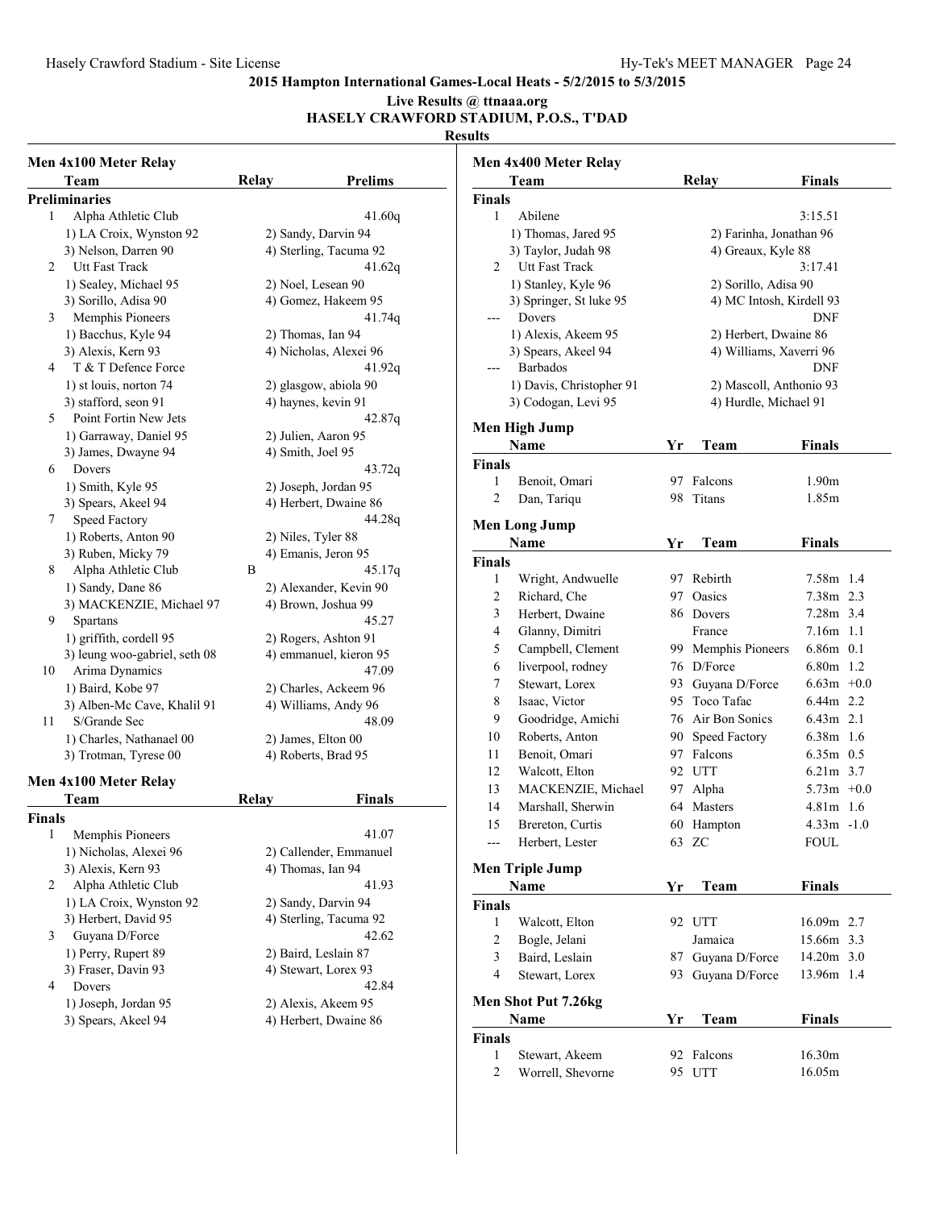## 2015 Hampton International Games-Local Heats - 5/2/2015 to 5/3/2015

**Live Results @ ttnaaa.org**

**HASELY CRAWFORD STADIUM, P.O.S., T'DAD**

**Results**

### Men 4x100 Meter Relay

| | Team | Relay | Prelims |
|---|---|---|---|
| **Preliminaries** | | | |
| 1 | Alpha Athletic Club | | 41.60q |
| | 1) LA Croix, Wynston 92 | 2) Sandy, Darvin 94 | |
| | 3) Nelson, Darren 90 | 4) Sterling, Tacuma 92 | |
| 2 | Utt Fast Track | | 41.62q |
| | 1) Sealey, Michael 95 | 2) Noel, Lesean 90 | |
| | 3) Sorillo, Adisa 90 | 4) Gomez, Hakeem 95 | |
| 3 | Memphis Pioneers | | 41.74q |
| | 1) Bacchus, Kyle 94 | 2) Thomas, Ian 94 | |
| | 3) Alexis, Kern 93 | 4) Nicholas, Alexei 96 | |
| 4 | T & T Defence Force | | 41.92q |
| | 1) st louis, norton 74 | 2) glasgow, abiola 90 | |
| | 3) stafford, seon 91 | 4) haynes, kevin 91 | |
| 5 | Point Fortin New Jets | | 42.87q |
| | 1) Garraway, Daniel 95 | 2) Julien, Aaron 95 | |
| | 3) James, Dwayne 94 | 4) Smith, Joel 95 | |
| 6 | Dovers | | 43.72q |
| | 1) Smith, Kyle 95 | 2) Joseph, Jordan 95 | |
| | 3) Spears, Akeel 94 | 4) Herbert, Dwaine 86 | |
| 7 | Speed Factory | | 44.28q |
| | 1) Roberts, Anton 90 | 2) Niles, Tyler 88 | |
| | 3) Ruben, Micky 79 | 4) Emanis, Jeron 95 | |
| 8 | Alpha Athletic Club | B | 45.17q |
| | 1) Sandy, Dane 86 | 2) Alexander, Kevin 90 | |
| | 3) MACKENZIE, Michael 97 | 4) Brown, Joshua 99 | |
| 9 | Spartans | | 45.27 |
| | 1) griffith, cordell 95 | 2) Rogers, Ashton 91 | |
| | 3) leung woo-gabriel, seth 08 | 4) emmanuel, kieron 95 | |
| 10 | Arima Dynamics | | 47.09 |
| | 1) Baird, Kobe 97 | 2) Charles, Ackeem 96 | |
| | 3) Alben-Mc Cave, Khalil 91 | 4) Williams, Andy 96 | |
| 11 | S/Grande Sec | | 48.09 |
| | 1) Charles, Nathanael 00 | 2) James, Elton 00 | |
| | 3) Trotman, Tyrese 00 | 4) Roberts, Brad 95 | |

### Men 4x100 Meter Relay

| | Team | Relay | Finals |
|---|---|---|---|
| **Finals** | | | |
| 1 | Memphis Pioneers | | 41.07 |
| | 1) Nicholas, Alexei 96 | 2) Callender, Emmanuel | |
| | 3) Alexis, Kern 93 | 4) Thomas, Ian 94 | |
| 2 | Alpha Athletic Club | | 41.93 |
| | 1) LA Croix, Wynston 92 | 2) Sandy, Darvin 94 | |
| | 3) Herbert, David 95 | 4) Sterling, Tacuma 92 | |
| 3 | Guyana D/Force | | 42.62 |
| | 1) Perry, Rupert 89 | 2) Baird, Leslain 87 | |
| | 3) Fraser, Davin 93 | 4) Stewart, Lorex 93 | |
| 4 | Dovers | | 42.84 |
| | 1) Joseph, Jordan 95 | 2) Alexis, Akeem 95 | |
| | 3) Spears, Akeel 94 | 4) Herbert, Dwaine 86 | |

### Men 4x400 Meter Relay

| | Team | Relay | Finals |
|---|---|---|---|
| **Finals** | | | |
| 1 | Abilene | | 3:15.51 |
| | 1) Thomas, Jared 95 | 2) Farinha, Jonathan 96 | |
| | 3) Taylor, Judah 98 | 4) Greaux, Kyle 88 | |
| 2 | Utt Fast Track | | 3:17.41 |
| | 1) Stanley, Kyle 96 | 2) Sorillo, Adisa 90 | |
| | 3) Springer, St luke 95 | 4) MC Intosh, Kirdell 93 | |
| --- | Dovers | | DNF |
| | 1) Alexis, Akeem 95 | 2) Herbert, Dwaine 86 | |
| | 3) Spears, Akeel 94 | 4) Williams, Xaverri 96 | |
| --- | Barbados | | DNF |
| | 1) Davis, Christopher 91 | 2) Mascoll, Anthonio 93 | |
| | 3) Codogan, Levi 95 | 4) Hurdle, Michael 91 | |

### Men High Jump

| | Name | Yr | Team | Finals |
|---|---|---|---|---|
| **Finals** | | | | |
| 1 | Benoit, Omari | 97 | Falcons | 1.90m |
| 2 | Dan, Tariqu | 98 | Titans | 1.85m |

### Men Long Jump

| | Name | Yr | Team | Finals | Wind |
|---|---|---|---|---|---|
| **Finals** | | | | | |
| 1 | Wright, Andwuelle | 97 | Rebirth | 7.58m | 1.4 |
| 2 | Richard, Che | 97 | Oasics | 7.38m | 2.3 |
| 3 | Herbert, Dwaine | 86 | Dovers | 7.28m | 3.4 |
| 4 | Glanny, Dimitri | | France | 7.16m | 1.1 |
| 5 | Campbell, Clement | 99 | Memphis Pioneers | 6.86m | 0.1 |
| 6 | liverpool, rodney | 76 | D/Force | 6.80m | 1.2 |
| 7 | Stewart, Lorex | 93 | Guyana D/Force | 6.63m | +0.0 |
| 8 | Isaac, Victor | 95 | Toco Tafac | 6.44m | 2.2 |
| 9 | Goodridge, Amichi | 76 | Air Bon Sonics | 6.43m | 2.1 |
| 10 | Roberts, Anton | 90 | Speed Factory | 6.38m | 1.6 |
| 11 | Benoit, Omari | 97 | Falcons | 6.35m | 0.5 |
| 12 | Walcott, Elton | 92 | UTT | 6.21m | 3.7 |
| 13 | MACKENZIE, Michael | 97 | Alpha | 5.73m | +0.0 |
| 14 | Marshall, Sherwin | 64 | Masters | 4.81m | 1.6 |
| 15 | Brereton, Curtis | 60 | Hampton | 4.33m | -1.0 |
| --- | Herbert, Lester | 63 | ZC | FOUL | |

### Men Triple Jump

| | Name | Yr | Team | Finals | Wind |
|---|---|---|---|---|---|
| **Finals** | | | | | |
| 1 | Walcott, Elton | 92 | UTT | 16.09m | 2.7 |
| 2 | Bogle, Jelani | | Jamaica | 15.66m | 3.3 |
| 3 | Baird, Leslain | 87 | Guyana D/Force | 14.20m | 3.0 |
| 4 | Stewart, Lorex | 93 | Guyana D/Force | 13.96m | 1.4 |

### Men Shot Put 7.26kg

| | Name | Yr | Team | Finals |
|---|---|---|---|---|
| **Finals** | | | | |
| 1 | Stewart, Akeem | 92 | Falcons | 16.30m |
| 2 | Worrell, Shevorne | 95 | UTT | 16.05m |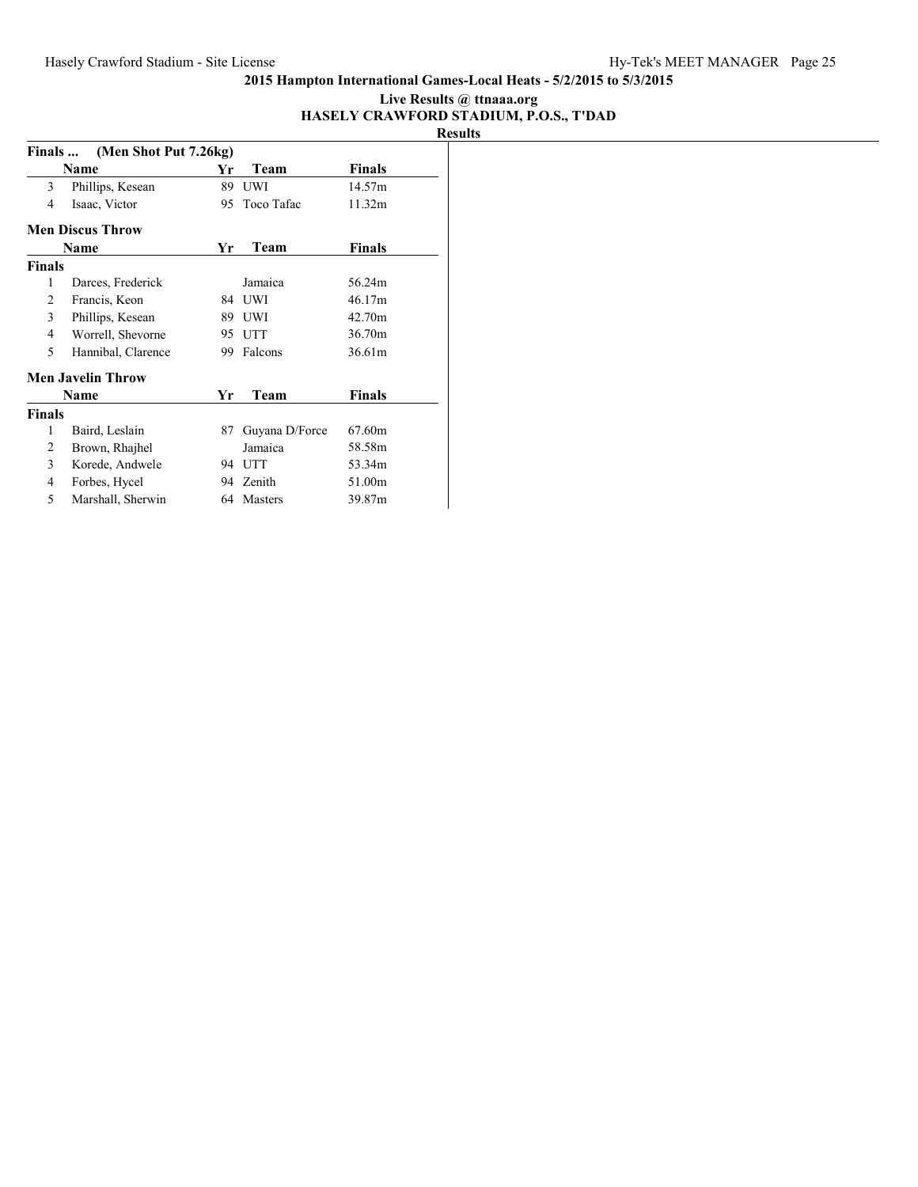## Finals ... (Men Shot Put 7.26kg)

| | Name | Yr | Team | Finals |
|---|---|---|---|---|
| 3 | Phillips, Kesean | 89 | UWI | 14.57m |
| 4 | Isaac, Victor | 95 | Toco Tafac | 11.32m |

## Men Discus Throw

| | Name | Yr | Team | Finals |
|---|---|---|---|---|
| **Finals** | | | | |
| 1 | Darces, Frederick | | Jamaica | 56.24m |
| 2 | Francis, Keon | 84 | UWI | 46.17m |
| 3 | Phillips, Kesean | 89 | UWI | 42.70m |
| 4 | Worrell, Shevorne | 95 | UTT | 36.70m |
| 5 | Hannibal, Clarence | 99 | Falcons | 36.61m |

## Men Javelin Throw

| | Name | Yr | Team | Finals |
|---|---|---|---|---|
| **Finals** | | | | |
| 1 | Baird, Leslain | 87 | Guyana D/Force | 67.60m |
| 2 | Brown, Rhajhel | | Jamaica | 58.58m |
| 3 | Korede, Andwele | 94 | UTT | 53.34m |
| 4 | Forbes, Hycel | 94 | Zenith | 51.00m |
| 5 | Marshall, Sherwin | 64 | Masters | 39.87m |